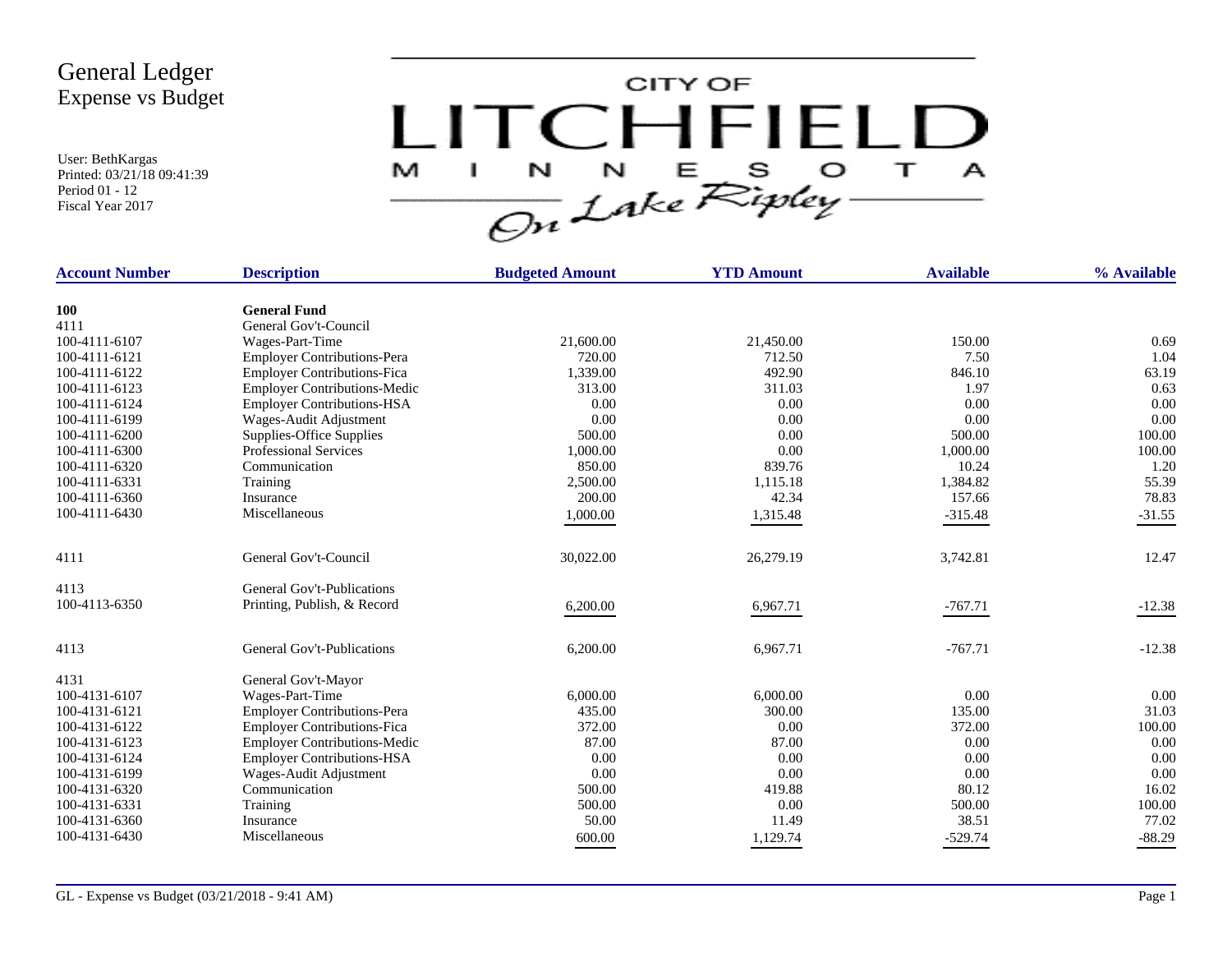# General Ledger
## Expense vs Budget

User: BethKargas
Printed: 03/21/18 09:41:39
Period 01 - 12
Fiscal Year 2017

CITY OF LITCHFIELD MINNESOTA On Lake Ripley

| Account Number | Description | Budgeted Amount | YTD Amount | Available | % Available |
|---|---|---|---|---|---|
| **100** | **General Fund** | | | | |
| 4111 | General Gov't-Council | | | | |
| 100-4111-6107 | Wages-Part-Time | 21,600.00 | 21,450.00 | 150.00 | 0.69 |
| 100-4111-6121 | Employer Contributions-Pera | 720.00 | 712.50 | 7.50 | 1.04 |
| 100-4111-6122 | Employer Contributions-Fica | 1,339.00 | 492.90 | 846.10 | 63.19 |
| 100-4111-6123 | Employer Contributions-Medic | 313.00 | 311.03 | 1.97 | 0.63 |
| 100-4111-6124 | Employer Contributions-HSA | 0.00 | 0.00 | 0.00 | 0.00 |
| 100-4111-6199 | Wages-Audit Adjustment | 0.00 | 0.00 | 0.00 | 0.00 |
| 100-4111-6200 | Supplies-Office Supplies | 500.00 | 0.00 | 500.00 | 100.00 |
| 100-4111-6300 | Professional Services | 1,000.00 | 0.00 | 1,000.00 | 100.00 |
| 100-4111-6320 | Communication | 850.00 | 839.76 | 10.24 | 1.20 |
| 100-4111-6331 | Training | 2,500.00 | 1,115.18 | 1,384.82 | 55.39 |
| 100-4111-6360 | Insurance | 200.00 | 42.34 | 157.66 | 78.83 |
| 100-4111-6430 | Miscellaneous | 1,000.00 | 1,315.48 | -315.48 | -31.55 |
| 4111 | General Gov't-Council | 30,022.00 | 26,279.19 | 3,742.81 | 12.47 |
| 4113 | General Gov't-Publications | | | | |
| 100-4113-6350 | Printing, Publish, & Record | 6,200.00 | 6,967.71 | -767.71 | -12.38 |
| 4113 | General Gov't-Publications | 6,200.00 | 6,967.71 | -767.71 | -12.38 |
| 4131 | General Gov't-Mayor | | | | |
| 100-4131-6107 | Wages-Part-Time | 6,000.00 | 6,000.00 | 0.00 | 0.00 |
| 100-4131-6121 | Employer Contributions-Pera | 435.00 | 300.00 | 135.00 | 31.03 |
| 100-4131-6122 | Employer Contributions-Fica | 372.00 | 0.00 | 372.00 | 100.00 |
| 100-4131-6123 | Employer Contributions-Medic | 87.00 | 87.00 | 0.00 | 0.00 |
| 100-4131-6124 | Employer Contributions-HSA | 0.00 | 0.00 | 0.00 | 0.00 |
| 100-4131-6199 | Wages-Audit Adjustment | 0.00 | 0.00 | 0.00 | 0.00 |
| 100-4131-6320 | Communication | 500.00 | 419.88 | 80.12 | 16.02 |
| 100-4131-6331 | Training | 500.00 | 0.00 | 500.00 | 100.00 |
| 100-4131-6360 | Insurance | 50.00 | 11.49 | 38.51 | 77.02 |
| 100-4131-6430 | Miscellaneous | 600.00 | 1,129.74 | -529.74 | -88.29 |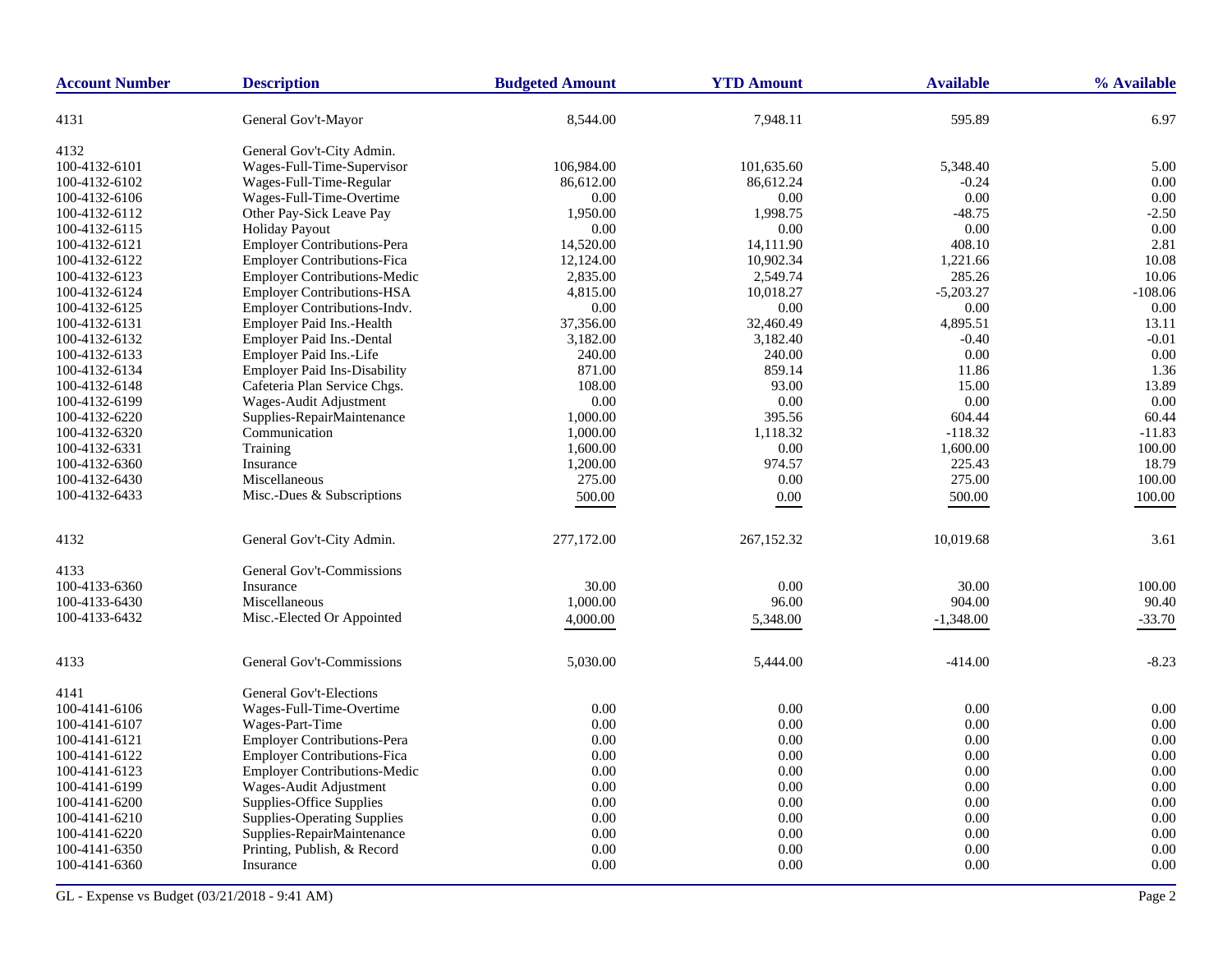| Account Number | Description | Budgeted Amount | YTD Amount | Available | % Available |
|---|---|---|---|---|---|
| 4131 | General Gov't-Mayor | 8,544.00 | 7,948.11 | 595.89 | 6.97 |
| 4132 | General Gov't-City Admin. | | | | |
| 100-4132-6101 | Wages-Full-Time-Supervisor | 106,984.00 | 101,635.60 | 5,348.40 | 5.00 |
| 100-4132-6102 | Wages-Full-Time-Regular | 86,612.00 | 86,612.24 | -0.24 | 0.00 |
| 100-4132-6106 | Wages-Full-Time-Overtime | 0.00 | 0.00 | 0.00 | 0.00 |
| 100-4132-6112 | Other Pay-Sick Leave Pay | 1,950.00 | 1,998.75 | -48.75 | -2.50 |
| 100-4132-6115 | Holiday Payout | 0.00 | 0.00 | 0.00 | 0.00 |
| 100-4132-6121 | Employer Contributions-Pera | 14,520.00 | 14,111.90 | 408.10 | 2.81 |
| 100-4132-6122 | Employer Contributions-Fica | 12,124.00 | 10,902.34 | 1,221.66 | 10.08 |
| 100-4132-6123 | Employer Contributions-Medic | 2,835.00 | 2,549.74 | 285.26 | 10.06 |
| 100-4132-6124 | Employer Contributions-HSA | 4,815.00 | 10,018.27 | -5,203.27 | -108.06 |
| 100-4132-6125 | Employer Contributions-Indv. | 0.00 | 0.00 | 0.00 | 0.00 |
| 100-4132-6131 | Employer Paid Ins.-Health | 37,356.00 | 32,460.49 | 4,895.51 | 13.11 |
| 100-4132-6132 | Employer Paid Ins.-Dental | 3,182.00 | 3,182.40 | -0.40 | -0.01 |
| 100-4132-6133 | Employer Paid Ins.-Life | 240.00 | 240.00 | 0.00 | 0.00 |
| 100-4132-6134 | Employer Paid Ins-Disability | 871.00 | 859.14 | 11.86 | 1.36 |
| 100-4132-6148 | Cafeteria Plan Service Chgs. | 108.00 | 93.00 | 15.00 | 13.89 |
| 100-4132-6199 | Wages-Audit Adjustment | 0.00 | 0.00 | 0.00 | 0.00 |
| 100-4132-6220 | Supplies-RepairMaintenance | 1,000.00 | 395.56 | 604.44 | 60.44 |
| 100-4132-6320 | Communication | 1,000.00 | 1,118.32 | -118.32 | -11.83 |
| 100-4132-6331 | Training | 1,600.00 | 0.00 | 1,600.00 | 100.00 |
| 100-4132-6360 | Insurance | 1,200.00 | 974.57 | 225.43 | 18.79 |
| 100-4132-6430 | Miscellaneous | 275.00 | 0.00 | 275.00 | 100.00 |
| 100-4132-6433 | Misc.-Dues & Subscriptions | 500.00 | 0.00 | 500.00 | 100.00 |
| 4132 | General Gov't-City Admin. | 277,172.00 | 267,152.32 | 10,019.68 | 3.61 |
| 4133 | General Gov't-Commissions | | | | |
| 100-4133-6360 | Insurance | 30.00 | 0.00 | 30.00 | 100.00 |
| 100-4133-6430 | Miscellaneous | 1,000.00 | 96.00 | 904.00 | 90.40 |
| 100-4133-6432 | Misc.-Elected Or Appointed | 4,000.00 | 5,348.00 | -1,348.00 | -33.70 |
| 4133 | General Gov't-Commissions | 5,030.00 | 5,444.00 | -414.00 | -8.23 |
| 4141 | General Gov't-Elections | | | | |
| 100-4141-6106 | Wages-Full-Time-Overtime | 0.00 | 0.00 | 0.00 | 0.00 |
| 100-4141-6107 | Wages-Part-Time | 0.00 | 0.00 | 0.00 | 0.00 |
| 100-4141-6121 | Employer Contributions-Pera | 0.00 | 0.00 | 0.00 | 0.00 |
| 100-4141-6122 | Employer Contributions-Fica | 0.00 | 0.00 | 0.00 | 0.00 |
| 100-4141-6123 | Employer Contributions-Medic | 0.00 | 0.00 | 0.00 | 0.00 |
| 100-4141-6199 | Wages-Audit Adjustment | 0.00 | 0.00 | 0.00 | 0.00 |
| 100-4141-6200 | Supplies-Office Supplies | 0.00 | 0.00 | 0.00 | 0.00 |
| 100-4141-6210 | Supplies-Operating Supplies | 0.00 | 0.00 | 0.00 | 0.00 |
| 100-4141-6220 | Supplies-RepairMaintenance | 0.00 | 0.00 | 0.00 | 0.00 |
| 100-4141-6350 | Printing, Publish, & Record | 0.00 | 0.00 | 0.00 | 0.00 |
| 100-4141-6360 | Insurance | 0.00 | 0.00 | 0.00 | 0.00 |

GL - Expense vs Budget (03/21/2018 - 9:41 AM)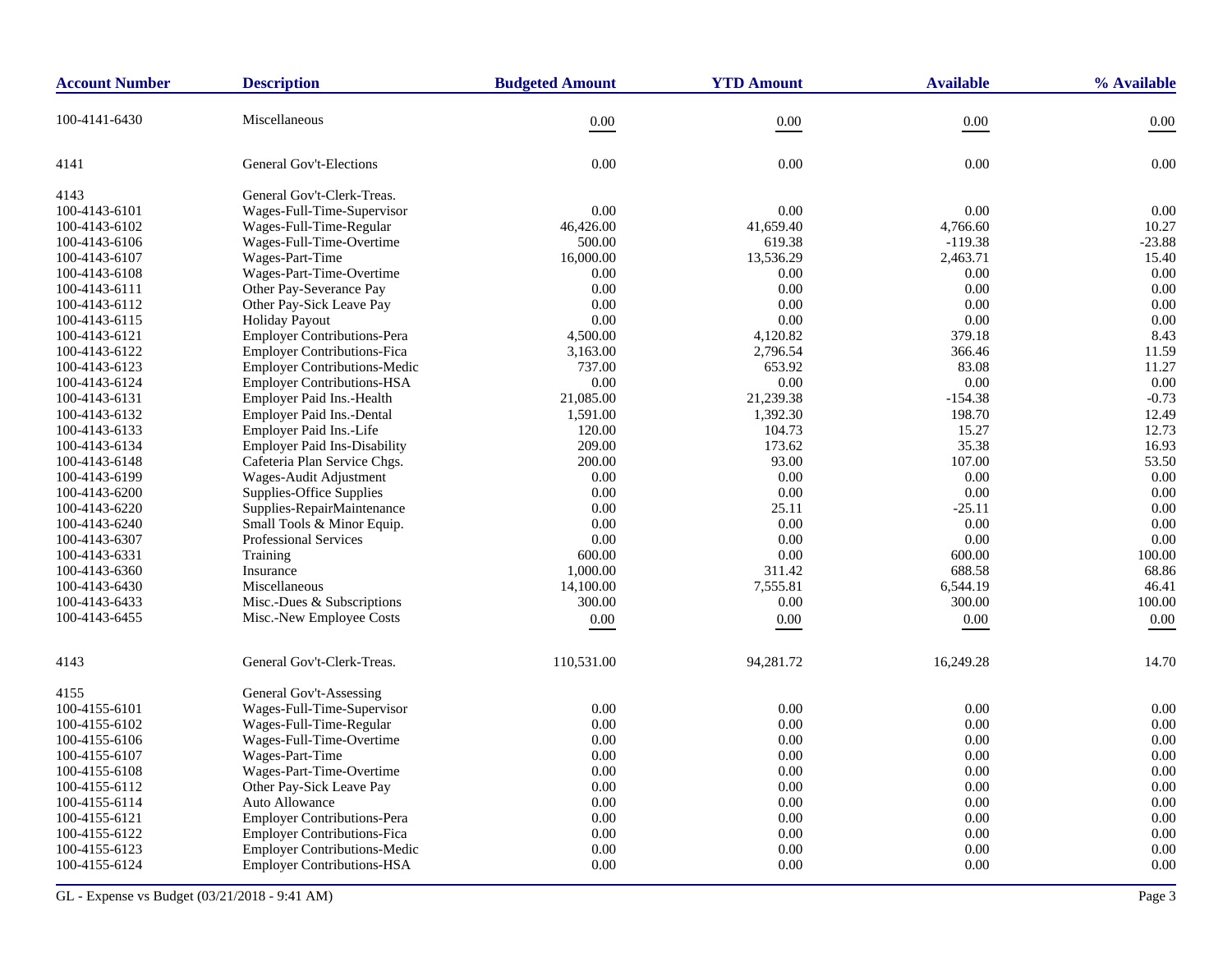| Account Number | Description | Budgeted Amount | YTD Amount | Available | % Available |
|---|---|---|---|---|---|
| 100-4141-6430 | Miscellaneous | 0.00 | 0.00 | 0.00 | 0.00 |
| 4141 | General Gov't-Elections | 0.00 | 0.00 | 0.00 | 0.00 |
| 4143 | General Gov't-Clerk-Treas. | | | | |
| 100-4143-6101 | Wages-Full-Time-Supervisor | 0.00 | 0.00 | 0.00 | 0.00 |
| 100-4143-6102 | Wages-Full-Time-Regular | 46,426.00 | 41,659.40 | 4,766.60 | 10.27 |
| 100-4143-6106 | Wages-Full-Time-Overtime | 500.00 | 619.38 | -119.38 | -23.88 |
| 100-4143-6107 | Wages-Part-Time | 16,000.00 | 13,536.29 | 2,463.71 | 15.40 |
| 100-4143-6108 | Wages-Part-Time-Overtime | 0.00 | 0.00 | 0.00 | 0.00 |
| 100-4143-6111 | Other Pay-Severance Pay | 0.00 | 0.00 | 0.00 | 0.00 |
| 100-4143-6112 | Other Pay-Sick Leave Pay | 0.00 | 0.00 | 0.00 | 0.00 |
| 100-4143-6115 | Holiday Payout | 0.00 | 0.00 | 0.00 | 0.00 |
| 100-4143-6121 | Employer Contributions-Pera | 4,500.00 | 4,120.82 | 379.18 | 8.43 |
| 100-4143-6122 | Employer Contributions-Fica | 3,163.00 | 2,796.54 | 366.46 | 11.59 |
| 100-4143-6123 | Employer Contributions-Medic | 737.00 | 653.92 | 83.08 | 11.27 |
| 100-4143-6124 | Employer Contributions-HSA | 0.00 | 0.00 | 0.00 | 0.00 |
| 100-4143-6131 | Employer Paid Ins.-Health | 21,085.00 | 21,239.38 | -154.38 | -0.73 |
| 100-4143-6132 | Employer Paid Ins.-Dental | 1,591.00 | 1,392.30 | 198.70 | 12.49 |
| 100-4143-6133 | Employer Paid Ins.-Life | 120.00 | 104.73 | 15.27 | 12.73 |
| 100-4143-6134 | Employer Paid Ins-Disability | 209.00 | 173.62 | 35.38 | 16.93 |
| 100-4143-6148 | Cafeteria Plan Service Chgs. | 200.00 | 93.00 | 107.00 | 53.50 |
| 100-4143-6199 | Wages-Audit Adjustment | 0.00 | 0.00 | 0.00 | 0.00 |
| 100-4143-6200 | Supplies-Office Supplies | 0.00 | 0.00 | 0.00 | 0.00 |
| 100-4143-6220 | Supplies-RepairMaintenance | 0.00 | 25.11 | -25.11 | 0.00 |
| 100-4143-6240 | Small Tools & Minor Equip. | 0.00 | 0.00 | 0.00 | 0.00 |
| 100-4143-6307 | Professional Services | 0.00 | 0.00 | 0.00 | 0.00 |
| 100-4143-6331 | Training | 600.00 | 0.00 | 600.00 | 100.00 |
| 100-4143-6360 | Insurance | 1,000.00 | 311.42 | 688.58 | 68.86 |
| 100-4143-6430 | Miscellaneous | 14,100.00 | 7,555.81 | 6,544.19 | 46.41 |
| 100-4143-6433 | Misc.-Dues & Subscriptions | 300.00 | 0.00 | 300.00 | 100.00 |
| 100-4143-6455 | Misc.-New Employee Costs | 0.00 | 0.00 | 0.00 | 0.00 |
| 4143 | General Gov't-Clerk-Treas. | 110,531.00 | 94,281.72 | 16,249.28 | 14.70 |
| 4155 | General Gov't-Assessing | | | | |
| 100-4155-6101 | Wages-Full-Time-Supervisor | 0.00 | 0.00 | 0.00 | 0.00 |
| 100-4155-6102 | Wages-Full-Time-Regular | 0.00 | 0.00 | 0.00 | 0.00 |
| 100-4155-6106 | Wages-Full-Time-Overtime | 0.00 | 0.00 | 0.00 | 0.00 |
| 100-4155-6107 | Wages-Part-Time | 0.00 | 0.00 | 0.00 | 0.00 |
| 100-4155-6108 | Wages-Part-Time-Overtime | 0.00 | 0.00 | 0.00 | 0.00 |
| 100-4155-6112 | Other Pay-Sick Leave Pay | 0.00 | 0.00 | 0.00 | 0.00 |
| 100-4155-6114 | Auto Allowance | 0.00 | 0.00 | 0.00 | 0.00 |
| 100-4155-6121 | Employer Contributions-Pera | 0.00 | 0.00 | 0.00 | 0.00 |
| 100-4155-6122 | Employer Contributions-Fica | 0.00 | 0.00 | 0.00 | 0.00 |
| 100-4155-6123 | Employer Contributions-Medic | 0.00 | 0.00 | 0.00 | 0.00 |
| 100-4155-6124 | Employer Contributions-HSA | 0.00 | 0.00 | 0.00 | 0.00 |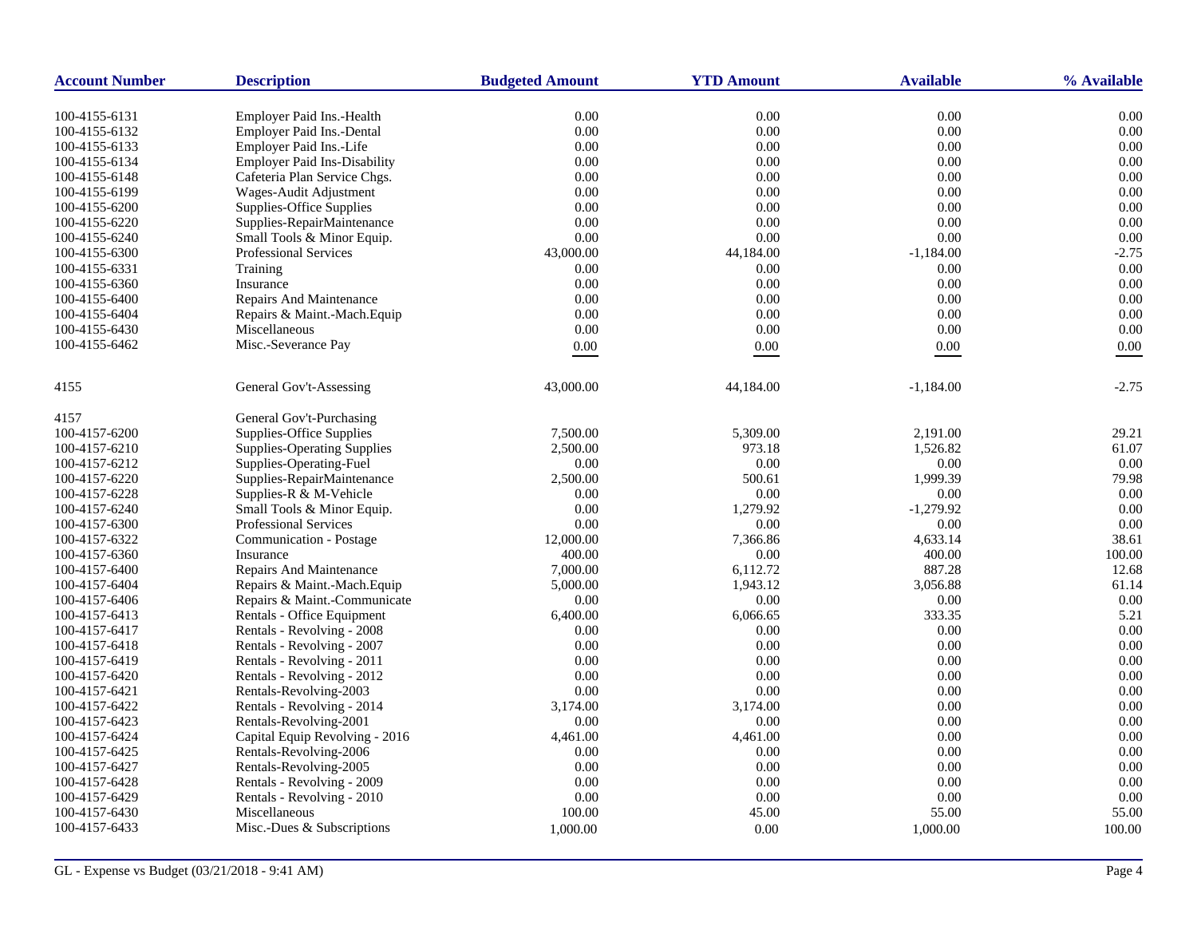| Account Number | Description | Budgeted Amount | YTD Amount | Available | % Available |
|---|---|---|---|---|---|
| 100-4155-6131 | Employer Paid Ins.-Health | 0.00 | 0.00 | 0.00 | 0.00 |
| 100-4155-6132 | Employer Paid Ins.-Dental | 0.00 | 0.00 | 0.00 | 0.00 |
| 100-4155-6133 | Employer Paid Ins.-Life | 0.00 | 0.00 | 0.00 | 0.00 |
| 100-4155-6134 | Employer Paid Ins-Disability | 0.00 | 0.00 | 0.00 | 0.00 |
| 100-4155-6148 | Cafeteria Plan Service Chgs. | 0.00 | 0.00 | 0.00 | 0.00 |
| 100-4155-6199 | Wages-Audit Adjustment | 0.00 | 0.00 | 0.00 | 0.00 |
| 100-4155-6200 | Supplies-Office Supplies | 0.00 | 0.00 | 0.00 | 0.00 |
| 100-4155-6220 | Supplies-RepairMaintenance | 0.00 | 0.00 | 0.00 | 0.00 |
| 100-4155-6240 | Small Tools & Minor Equip. | 0.00 | 0.00 | 0.00 | 0.00 |
| 100-4155-6300 | Professional Services | 43,000.00 | 44,184.00 | -1,184.00 | -2.75 |
| 100-4155-6331 | Training | 0.00 | 0.00 | 0.00 | 0.00 |
| 100-4155-6360 | Insurance | 0.00 | 0.00 | 0.00 | 0.00 |
| 100-4155-6400 | Repairs And Maintenance | 0.00 | 0.00 | 0.00 | 0.00 |
| 100-4155-6404 | Repairs & Maint.-Mach.Equip | 0.00 | 0.00 | 0.00 | 0.00 |
| 100-4155-6430 | Miscellaneous | 0.00 | 0.00 | 0.00 | 0.00 |
| 100-4155-6462 | Misc.-Severance Pay | 0.00 | 0.00 | 0.00 | 0.00 |
| 4155 | General Gov't-Assessing | 43,000.00 | 44,184.00 | -1,184.00 | -2.75 |
| 4157 | General Gov't-Purchasing | | | | |
| 100-4157-6200 | Supplies-Office Supplies | 7,500.00 | 5,309.00 | 2,191.00 | 29.21 |
| 100-4157-6210 | Supplies-Operating Supplies | 2,500.00 | 973.18 | 1,526.82 | 61.07 |
| 100-4157-6212 | Supplies-Operating-Fuel | 0.00 | 0.00 | 0.00 | 0.00 |
| 100-4157-6220 | Supplies-RepairMaintenance | 2,500.00 | 500.61 | 1,999.39 | 79.98 |
| 100-4157-6228 | Supplies-R & M-Vehicle | 0.00 | 0.00 | 0.00 | 0.00 |
| 100-4157-6240 | Small Tools & Minor Equip. | 0.00 | 1,279.92 | -1,279.92 | 0.00 |
| 100-4157-6300 | Professional Services | 0.00 | 0.00 | 0.00 | 0.00 |
| 100-4157-6322 | Communication - Postage | 12,000.00 | 7,366.86 | 4,633.14 | 38.61 |
| 100-4157-6360 | Insurance | 400.00 | 0.00 | 400.00 | 100.00 |
| 100-4157-6400 | Repairs And Maintenance | 7,000.00 | 6,112.72 | 887.28 | 12.68 |
| 100-4157-6404 | Repairs & Maint.-Mach.Equip | 5,000.00 | 1,943.12 | 3,056.88 | 61.14 |
| 100-4157-6406 | Repairs & Maint.-Communicate | 0.00 | 0.00 | 0.00 | 0.00 |
| 100-4157-6413 | Rentals - Office Equipment | 6,400.00 | 6,066.65 | 333.35 | 5.21 |
| 100-4157-6417 | Rentals - Revolving - 2008 | 0.00 | 0.00 | 0.00 | 0.00 |
| 100-4157-6418 | Rentals - Revolving - 2007 | 0.00 | 0.00 | 0.00 | 0.00 |
| 100-4157-6419 | Rentals - Revolving - 2011 | 0.00 | 0.00 | 0.00 | 0.00 |
| 100-4157-6420 | Rentals - Revolving - 2012 | 0.00 | 0.00 | 0.00 | 0.00 |
| 100-4157-6421 | Rentals-Revolving-2003 | 0.00 | 0.00 | 0.00 | 0.00 |
| 100-4157-6422 | Rentals - Revolving - 2014 | 3,174.00 | 3,174.00 | 0.00 | 0.00 |
| 100-4157-6423 | Rentals-Revolving-2001 | 0.00 | 0.00 | 0.00 | 0.00 |
| 100-4157-6424 | Capital Equip Revolving - 2016 | 4,461.00 | 4,461.00 | 0.00 | 0.00 |
| 100-4157-6425 | Rentals-Revolving-2006 | 0.00 | 0.00 | 0.00 | 0.00 |
| 100-4157-6427 | Rentals-Revolving-2005 | 0.00 | 0.00 | 0.00 | 0.00 |
| 100-4157-6428 | Rentals - Revolving - 2009 | 0.00 | 0.00 | 0.00 | 0.00 |
| 100-4157-6429 | Rentals - Revolving - 2010 | 0.00 | 0.00 | 0.00 | 0.00 |
| 100-4157-6430 | Miscellaneous | 100.00 | 45.00 | 55.00 | 55.00 |
| 100-4157-6433 | Misc.-Dues & Subscriptions | 1,000.00 | 0.00 | 1,000.00 | 100.00 |

GL - Expense vs Budget (03/21/2018 - 9:41 AM)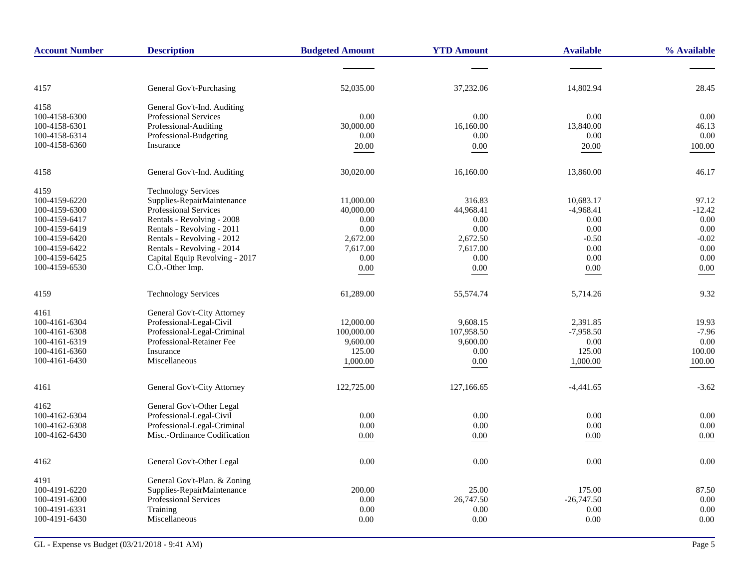| Account Number | Description | Budgeted Amount | YTD Amount | Available | % Available |
|---|---|---|---|---|---|
| 4157 | General Gov't-Purchasing | 52,035.00 | 37,232.06 | 14,802.94 | 28.45 |
| 4158 | General Gov't-Ind. Auditing | | | | |
| 100-4158-6300 | Professional Services | 0.00 | 0.00 | 0.00 | 0.00 |
| 100-4158-6301 | Professional-Auditing | 30,000.00 | 16,160.00 | 13,840.00 | 46.13 |
| 100-4158-6314 | Professional-Budgeting | 0.00 | 0.00 | 0.00 | 0.00 |
| 100-4158-6360 | Insurance | 20.00 | 0.00 | 20.00 | 100.00 |
| 4158 | General Gov't-Ind. Auditing | 30,020.00 | 16,160.00 | 13,860.00 | 46.17 |
| 4159 | Technology Services | | | | |
| 100-4159-6220 | Supplies-RepairMaintenance | 11,000.00 | 316.83 | 10,683.17 | 97.12 |
| 100-4159-6300 | Professional Services | 40,000.00 | 44,968.41 | -4,968.41 | -12.42 |
| 100-4159-6417 | Rentals - Revolving - 2008 | 0.00 | 0.00 | 0.00 | 0.00 |
| 100-4159-6419 | Rentals - Revolving - 2011 | 0.00 | 0.00 | 0.00 | 0.00 |
| 100-4159-6420 | Rentals - Revolving - 2012 | 2,672.00 | 2,672.50 | -0.50 | -0.02 |
| 100-4159-6422 | Rentals - Revolving - 2014 | 7,617.00 | 7,617.00 | 0.00 | 0.00 |
| 100-4159-6425 | Capital Equip Revolving - 2017 | 0.00 | 0.00 | 0.00 | 0.00 |
| 100-4159-6530 | C.O.-Other Imp. | 0.00 | 0.00 | 0.00 | 0.00 |
| 4159 | Technology Services | 61,289.00 | 55,574.74 | 5,714.26 | 9.32 |
| 4161 | General Gov't-City Attorney | | | | |
| 100-4161-6304 | Professional-Legal-Civil | 12,000.00 | 9,608.15 | 2,391.85 | 19.93 |
| 100-4161-6308 | Professional-Legal-Criminal | 100,000.00 | 107,958.50 | -7,958.50 | -7.96 |
| 100-4161-6319 | Professional-Retainer Fee | 9,600.00 | 9,600.00 | 0.00 | 0.00 |
| 100-4161-6360 | Insurance | 125.00 | 0.00 | 125.00 | 100.00 |
| 100-4161-6430 | Miscellaneous | 1,000.00 | 0.00 | 1,000.00 | 100.00 |
| 4161 | General Gov't-City Attorney | 122,725.00 | 127,166.65 | -4,441.65 | -3.62 |
| 4162 | General Gov't-Other Legal | | | | |
| 100-4162-6304 | Professional-Legal-Civil | 0.00 | 0.00 | 0.00 | 0.00 |
| 100-4162-6308 | Professional-Legal-Criminal | 0.00 | 0.00 | 0.00 | 0.00 |
| 100-4162-6430 | Misc.-Ordinance Codification | 0.00 | 0.00 | 0.00 | 0.00 |
| 4162 | General Gov't-Other Legal | 0.00 | 0.00 | 0.00 | 0.00 |
| 4191 | General Gov't-Plan. & Zoning | | | | |
| 100-4191-6220 | Supplies-RepairMaintenance | 200.00 | 25.00 | 175.00 | 87.50 |
| 100-4191-6300 | Professional Services | 0.00 | 26,747.50 | -26,747.50 | 0.00 |
| 100-4191-6331 | Training | 0.00 | 0.00 | 0.00 | 0.00 |
| 100-4191-6430 | Miscellaneous | 0.00 | 0.00 | 0.00 | 0.00 |

GL - Expense vs Budget (03/21/2018 - 9:41 AM)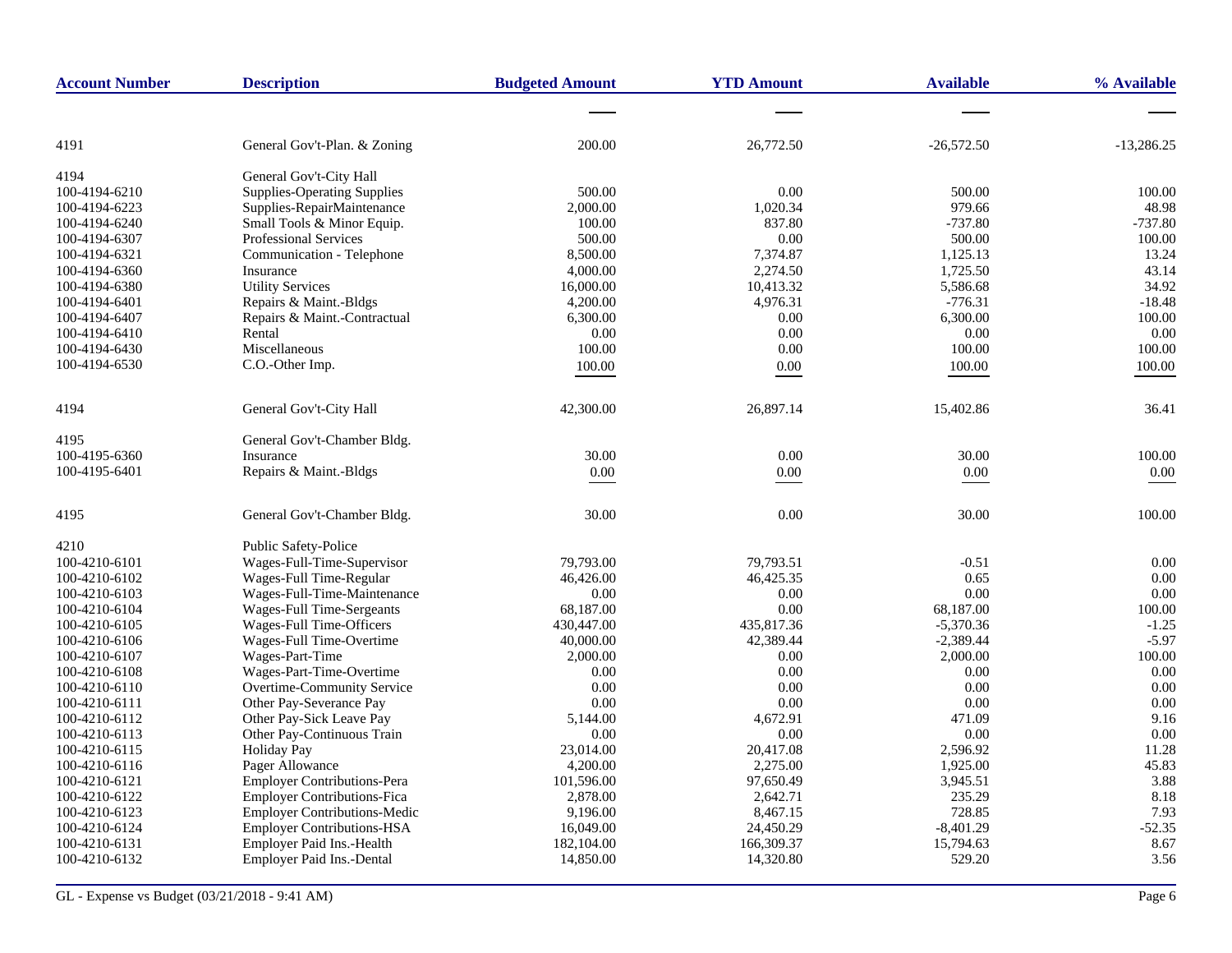| Account Number | Description | Budgeted Amount | YTD Amount | Available | % Available |
|---|---|---|---|---|---|
| 4191 | General Gov't-Plan. & Zoning | 200.00 | 26,772.50 | -26,572.50 | -13,286.25 |
| 4194 | General Gov't-City Hall | | | | |
| 100-4194-6210 | Supplies-Operating Supplies | 500.00 | 0.00 | 500.00 | 100.00 |
| 100-4194-6223 | Supplies-RepairMaintenance | 2,000.00 | 1,020.34 | 979.66 | 48.98 |
| 100-4194-6240 | Small Tools & Minor Equip. | 100.00 | 837.80 | -737.80 | -737.80 |
| 100-4194-6307 | Professional Services | 500.00 | 0.00 | 500.00 | 100.00 |
| 100-4194-6321 | Communication - Telephone | 8,500.00 | 7,374.87 | 1,125.13 | 13.24 |
| 100-4194-6360 | Insurance | 4,000.00 | 2,274.50 | 1,725.50 | 43.14 |
| 100-4194-6380 | Utility Services | 16,000.00 | 10,413.32 | 5,586.68 | 34.92 |
| 100-4194-6401 | Repairs & Maint.-Bldgs | 4,200.00 | 4,976.31 | -776.31 | -18.48 |
| 100-4194-6407 | Repairs & Maint.-Contractual | 6,300.00 | 0.00 | 6,300.00 | 100.00 |
| 100-4194-6410 | Rental | 0.00 | 0.00 | 0.00 | 0.00 |
| 100-4194-6430 | Miscellaneous | 100.00 | 0.00 | 100.00 | 100.00 |
| 100-4194-6530 | C.O.-Other Imp. | 100.00 | 0.00 | 100.00 | 100.00 |
| 4194 | General Gov't-City Hall | 42,300.00 | 26,897.14 | 15,402.86 | 36.41 |
| 4195 | General Gov't-Chamber Bldg. | | | | |
| 100-4195-6360 | Insurance | 30.00 | 0.00 | 30.00 | 100.00 |
| 100-4195-6401 | Repairs & Maint.-Bldgs | 0.00 | 0.00 | 0.00 | 0.00 |
| 4195 | General Gov't-Chamber Bldg. | 30.00 | 0.00 | 30.00 | 100.00 |
| 4210 | Public Safety-Police | | | | |
| 100-4210-6101 | Wages-Full-Time-Supervisor | 79,793.00 | 79,793.51 | -0.51 | 0.00 |
| 100-4210-6102 | Wages-Full Time-Regular | 46,426.00 | 46,425.35 | 0.65 | 0.00 |
| 100-4210-6103 | Wages-Full-Time-Maintenance | 0.00 | 0.00 | 0.00 | 0.00 |
| 100-4210-6104 | Wages-Full Time-Sergeants | 68,187.00 | 0.00 | 68,187.00 | 100.00 |
| 100-4210-6105 | Wages-Full Time-Officers | 430,447.00 | 435,817.36 | -5,370.36 | -1.25 |
| 100-4210-6106 | Wages-Full Time-Overtime | 40,000.00 | 42,389.44 | -2,389.44 | -5.97 |
| 100-4210-6107 | Wages-Part-Time | 2,000.00 | 0.00 | 2,000.00 | 100.00 |
| 100-4210-6108 | Wages-Part-Time-Overtime | 0.00 | 0.00 | 0.00 | 0.00 |
| 100-4210-6110 | Overtime-Community Service | 0.00 | 0.00 | 0.00 | 0.00 |
| 100-4210-6111 | Other Pay-Severance Pay | 0.00 | 0.00 | 0.00 | 0.00 |
| 100-4210-6112 | Other Pay-Sick Leave Pay | 5,144.00 | 4,672.91 | 471.09 | 9.16 |
| 100-4210-6113 | Other Pay-Continuous Train | 0.00 | 0.00 | 0.00 | 0.00 |
| 100-4210-6115 | Holiday Pay | 23,014.00 | 20,417.08 | 2,596.92 | 11.28 |
| 100-4210-6116 | Pager Allowance | 4,200.00 | 2,275.00 | 1,925.00 | 45.83 |
| 100-4210-6121 | Employer Contributions-Pera | 101,596.00 | 97,650.49 | 3,945.51 | 3.88 |
| 100-4210-6122 | Employer Contributions-Fica | 2,878.00 | 2,642.71 | 235.29 | 8.18 |
| 100-4210-6123 | Employer Contributions-Medic | 9,196.00 | 8,467.15 | 728.85 | 7.93 |
| 100-4210-6124 | Employer Contributions-HSA | 16,049.00 | 24,450.29 | -8,401.29 | -52.35 |
| 100-4210-6131 | Employer Paid Ins.-Health | 182,104.00 | 166,309.37 | 15,794.63 | 8.67 |
| 100-4210-6132 | Employer Paid Ins.-Dental | 14,850.00 | 14,320.80 | 529.20 | 3.56 |

GL - Expense vs Budget (03/21/2018 - 9:41 AM)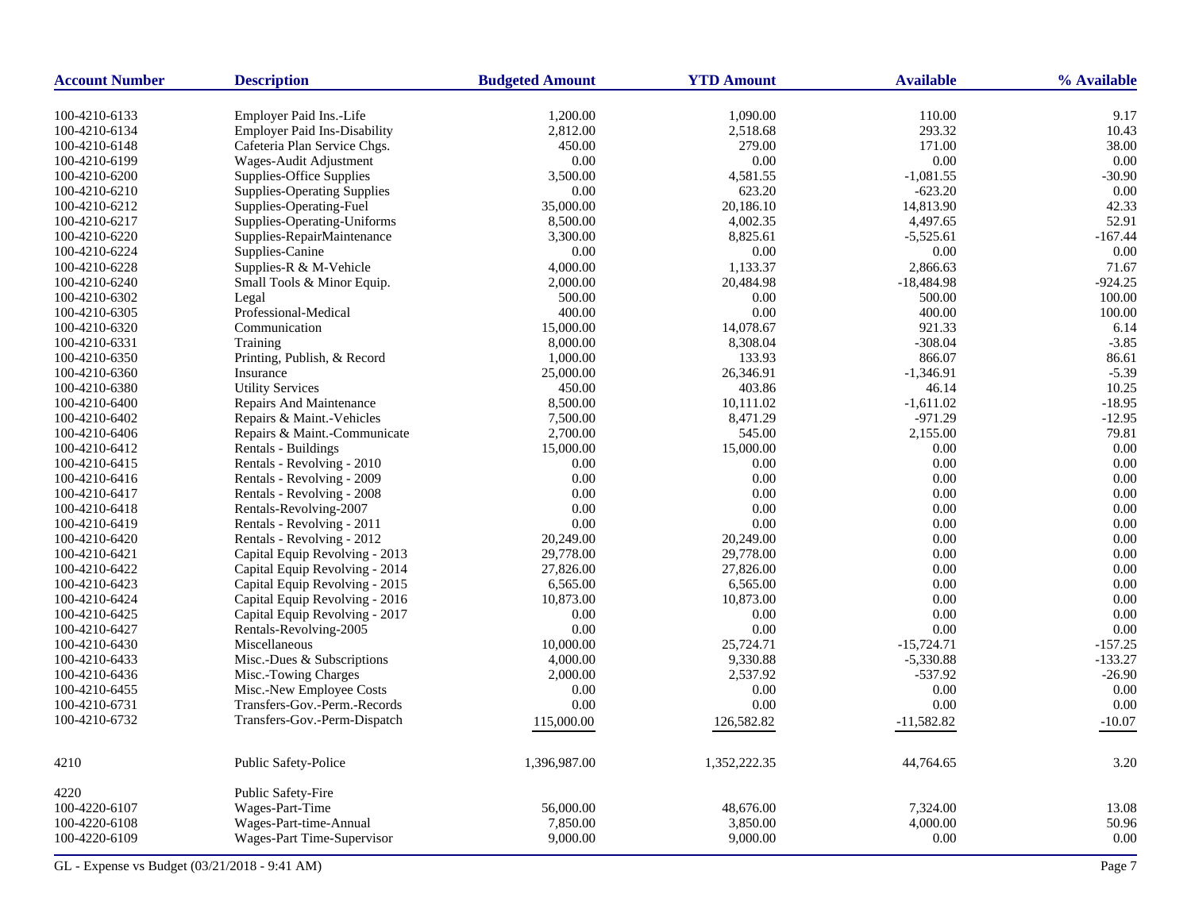| Account Number | Description | Budgeted Amount | YTD Amount | Available | % Available |
|---|---|---|---|---|---|
| 100-4210-6133 | Employer Paid Ins.-Life | 1,200.00 | 1,090.00 | 110.00 | 9.17 |
| 100-4210-6134 | Employer Paid Ins-Disability | 2,812.00 | 2,518.68 | 293.32 | 10.43 |
| 100-4210-6148 | Cafeteria Plan Service Chgs. | 450.00 | 279.00 | 171.00 | 38.00 |
| 100-4210-6199 | Wages-Audit Adjustment | 0.00 | 0.00 | 0.00 | 0.00 |
| 100-4210-6200 | Supplies-Office Supplies | 3,500.00 | 4,581.55 | -1,081.55 | -30.90 |
| 100-4210-6210 | Supplies-Operating Supplies | 0.00 | 623.20 | -623.20 | 0.00 |
| 100-4210-6212 | Supplies-Operating-Fuel | 35,000.00 | 20,186.10 | 14,813.90 | 42.33 |
| 100-4210-6217 | Supplies-Operating-Uniforms | 8,500.00 | 4,002.35 | 4,497.65 | 52.91 |
| 100-4210-6220 | Supplies-RepairMaintenance | 3,300.00 | 8,825.61 | -5,525.61 | -167.44 |
| 100-4210-6224 | Supplies-Canine | 0.00 | 0.00 | 0.00 | 0.00 |
| 100-4210-6228 | Supplies-R & M-Vehicle | 4,000.00 | 1,133.37 | 2,866.63 | 71.67 |
| 100-4210-6240 | Small Tools & Minor Equip. | 2,000.00 | 20,484.98 | -18,484.98 | -924.25 |
| 100-4210-6302 | Legal | 500.00 | 0.00 | 500.00 | 100.00 |
| 100-4210-6305 | Professional-Medical | 400.00 | 0.00 | 400.00 | 100.00 |
| 100-4210-6320 | Communication | 15,000.00 | 14,078.67 | 921.33 | 6.14 |
| 100-4210-6331 | Training | 8,000.00 | 8,308.04 | -308.04 | -3.85 |
| 100-4210-6350 | Printing, Publish, & Record | 1,000.00 | 133.93 | 866.07 | 86.61 |
| 100-4210-6360 | Insurance | 25,000.00 | 26,346.91 | -1,346.91 | -5.39 |
| 100-4210-6380 | Utility Services | 450.00 | 403.86 | 46.14 | 10.25 |
| 100-4210-6400 | Repairs And Maintenance | 8,500.00 | 10,111.02 | -1,611.02 | -18.95 |
| 100-4210-6402 | Repairs & Maint.-Vehicles | 7,500.00 | 8,471.29 | -971.29 | -12.95 |
| 100-4210-6406 | Repairs & Maint.-Communicate | 2,700.00 | 545.00 | 2,155.00 | 79.81 |
| 100-4210-6412 | Rentals - Buildings | 15,000.00 | 15,000.00 | 0.00 | 0.00 |
| 100-4210-6415 | Rentals - Revolving - 2010 | 0.00 | 0.00 | 0.00 | 0.00 |
| 100-4210-6416 | Rentals - Revolving - 2009 | 0.00 | 0.00 | 0.00 | 0.00 |
| 100-4210-6417 | Rentals - Revolving - 2008 | 0.00 | 0.00 | 0.00 | 0.00 |
| 100-4210-6418 | Rentals-Revolving-2007 | 0.00 | 0.00 | 0.00 | 0.00 |
| 100-4210-6419 | Rentals - Revolving - 2011 | 0.00 | 0.00 | 0.00 | 0.00 |
| 100-4210-6420 | Rentals - Revolving - 2012 | 20,249.00 | 20,249.00 | 0.00 | 0.00 |
| 100-4210-6421 | Capital Equip Revolving - 2013 | 29,778.00 | 29,778.00 | 0.00 | 0.00 |
| 100-4210-6422 | Capital Equip Revolving - 2014 | 27,826.00 | 27,826.00 | 0.00 | 0.00 |
| 100-4210-6423 | Capital Equip Revolving - 2015 | 6,565.00 | 6,565.00 | 0.00 | 0.00 |
| 100-4210-6424 | Capital Equip Revolving - 2016 | 10,873.00 | 10,873.00 | 0.00 | 0.00 |
| 100-4210-6425 | Capital Equip Revolving - 2017 | 0.00 | 0.00 | 0.00 | 0.00 |
| 100-4210-6427 | Rentals-Revolving-2005 | 0.00 | 0.00 | 0.00 | 0.00 |
| 100-4210-6430 | Miscellaneous | 10,000.00 | 25,724.71 | -15,724.71 | -157.25 |
| 100-4210-6433 | Misc.-Dues & Subscriptions | 4,000.00 | 9,330.88 | -5,330.88 | -133.27 |
| 100-4210-6436 | Misc.-Towing Charges | 2,000.00 | 2,537.92 | -537.92 | -26.90 |
| 100-4210-6455 | Misc.-New Employee Costs | 0.00 | 0.00 | 0.00 | 0.00 |
| 100-4210-6731 | Transfers-Gov.-Perm.-Records | 0.00 | 0.00 | 0.00 | 0.00 |
| 100-4210-6732 | Transfers-Gov.-Perm-Dispatch | 115,000.00 | 126,582.82 | -11,582.82 | -10.07 |
| 4210 | Public Safety-Police | 1,396,987.00 | 1,352,222.35 | 44,764.65 | 3.20 |
| 4220 | Public Safety-Fire | | | | |
| 100-4220-6107 | Wages-Part-Time | 56,000.00 | 48,676.00 | 7,324.00 | 13.08 |
| 100-4220-6108 | Wages-Part-time-Annual | 7,850.00 | 3,850.00 | 4,000.00 | 50.96 |
| 100-4220-6109 | Wages-Part Time-Supervisor | 9,000.00 | 9,000.00 | 0.00 | 0.00 |

GL - Expense vs Budget (03/21/2018 - 9:41 AM)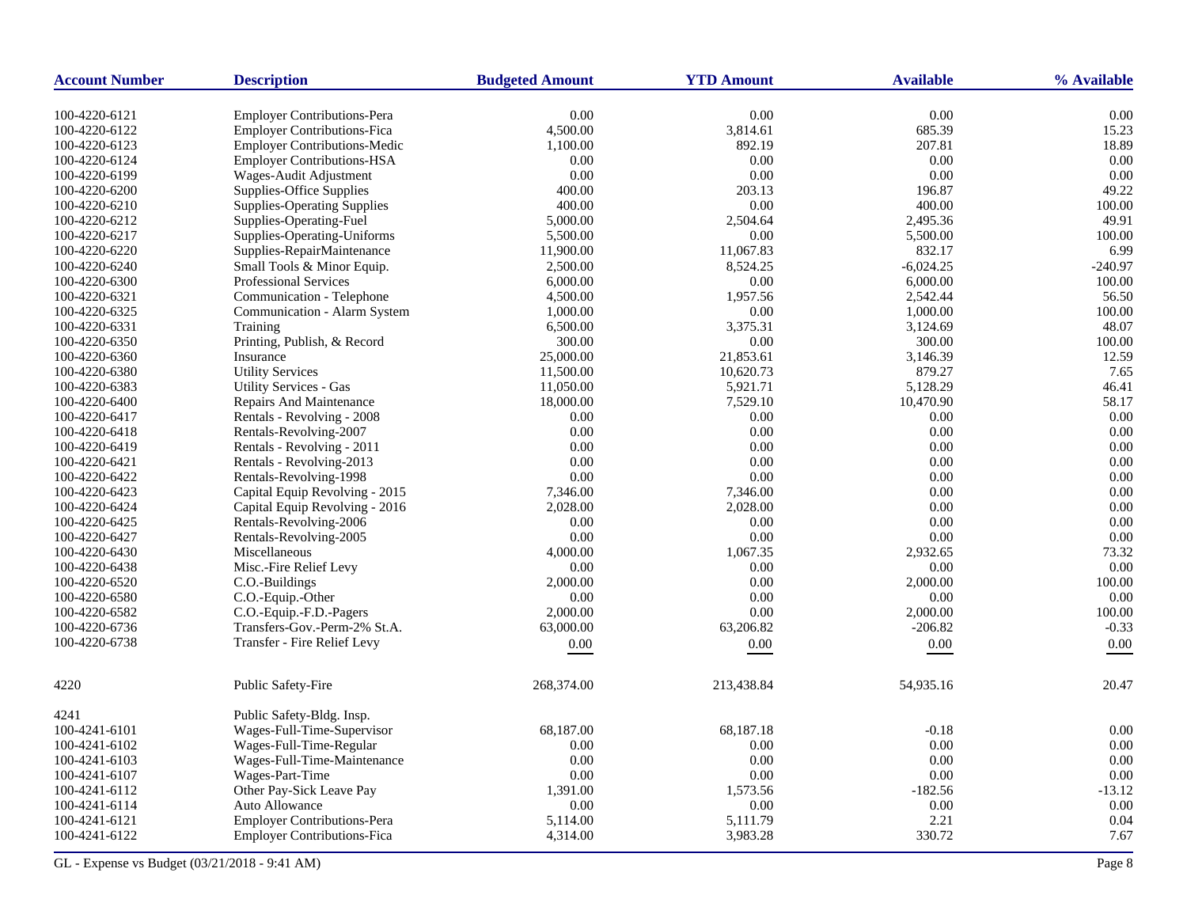| Account Number | Description | Budgeted Amount | YTD Amount | Available | % Available |
|---|---|---|---|---|---|
| 100-4220-6121 | Employer Contributions-Pera | 0.00 | 0.00 | 0.00 | 0.00 |
| 100-4220-6122 | Employer Contributions-Fica | 4,500.00 | 3,814.61 | 685.39 | 15.23 |
| 100-4220-6123 | Employer Contributions-Medic | 1,100.00 | 892.19 | 207.81 | 18.89 |
| 100-4220-6124 | Employer Contributions-HSA | 0.00 | 0.00 | 0.00 | 0.00 |
| 100-4220-6199 | Wages-Audit Adjustment | 0.00 | 0.00 | 0.00 | 0.00 |
| 100-4220-6200 | Supplies-Office Supplies | 400.00 | 203.13 | 196.87 | 49.22 |
| 100-4220-6210 | Supplies-Operating Supplies | 400.00 | 0.00 | 400.00 | 100.00 |
| 100-4220-6212 | Supplies-Operating-Fuel | 5,000.00 | 2,504.64 | 2,495.36 | 49.91 |
| 100-4220-6217 | Supplies-Operating-Uniforms | 5,500.00 | 0.00 | 5,500.00 | 100.00 |
| 100-4220-6220 | Supplies-RepairMaintenance | 11,900.00 | 11,067.83 | 832.17 | 6.99 |
| 100-4220-6240 | Small Tools & Minor Equip. | 2,500.00 | 8,524.25 | -6,024.25 | -240.97 |
| 100-4220-6300 | Professional Services | 6,000.00 | 0.00 | 6,000.00 | 100.00 |
| 100-4220-6321 | Communication - Telephone | 4,500.00 | 1,957.56 | 2,542.44 | 56.50 |
| 100-4220-6325 | Communication - Alarm System | 1,000.00 | 0.00 | 1,000.00 | 100.00 |
| 100-4220-6331 | Training | 6,500.00 | 3,375.31 | 3,124.69 | 48.07 |
| 100-4220-6350 | Printing, Publish, & Record | 300.00 | 0.00 | 300.00 | 100.00 |
| 100-4220-6360 | Insurance | 25,000.00 | 21,853.61 | 3,146.39 | 12.59 |
| 100-4220-6380 | Utility Services | 11,500.00 | 10,620.73 | 879.27 | 7.65 |
| 100-4220-6383 | Utility Services - Gas | 11,050.00 | 5,921.71 | 5,128.29 | 46.41 |
| 100-4220-6400 | Repairs And Maintenance | 18,000.00 | 7,529.10 | 10,470.90 | 58.17 |
| 100-4220-6417 | Rentals - Revolving - 2008 | 0.00 | 0.00 | 0.00 | 0.00 |
| 100-4220-6418 | Rentals-Revolving-2007 | 0.00 | 0.00 | 0.00 | 0.00 |
| 100-4220-6419 | Rentals - Revolving - 2011 | 0.00 | 0.00 | 0.00 | 0.00 |
| 100-4220-6421 | Rentals - Revolving-2013 | 0.00 | 0.00 | 0.00 | 0.00 |
| 100-4220-6422 | Rentals-Revolving-1998 | 0.00 | 0.00 | 0.00 | 0.00 |
| 100-4220-6423 | Capital Equip Revolving - 2015 | 7,346.00 | 7,346.00 | 0.00 | 0.00 |
| 100-4220-6424 | Capital Equip Revolving - 2016 | 2,028.00 | 2,028.00 | 0.00 | 0.00 |
| 100-4220-6425 | Rentals-Revolving-2006 | 0.00 | 0.00 | 0.00 | 0.00 |
| 100-4220-6427 | Rentals-Revolving-2005 | 0.00 | 0.00 | 0.00 | 0.00 |
| 100-4220-6430 | Miscellaneous | 4,000.00 | 1,067.35 | 2,932.65 | 73.32 |
| 100-4220-6438 | Misc.-Fire Relief Levy | 0.00 | 0.00 | 0.00 | 0.00 |
| 100-4220-6520 | C.O.-Buildings | 2,000.00 | 0.00 | 2,000.00 | 100.00 |
| 100-4220-6580 | C.O.-Equip.-Other | 0.00 | 0.00 | 0.00 | 0.00 |
| 100-4220-6582 | C.O.-Equip.-F.D.-Pagers | 2,000.00 | 0.00 | 2,000.00 | 100.00 |
| 100-4220-6736 | Transfers-Gov.-Perm-2% St.A. | 63,000.00 | 63,206.82 | -206.82 | -0.33 |
| 100-4220-6738 | Transfer - Fire Relief Levy | 0.00 | 0.00 | 0.00 | 0.00 |
| 4220 | Public Safety-Fire | 268,374.00 | 213,438.84 | 54,935.16 | 20.47 |
| 4241 | Public Safety-Bldg. Insp. | | | | |
| 100-4241-6101 | Wages-Full-Time-Supervisor | 68,187.00 | 68,187.18 | -0.18 | 0.00 |
| 100-4241-6102 | Wages-Full-Time-Regular | 0.00 | 0.00 | 0.00 | 0.00 |
| 100-4241-6103 | Wages-Full-Time-Maintenance | 0.00 | 0.00 | 0.00 | 0.00 |
| 100-4241-6107 | Wages-Part-Time | 0.00 | 0.00 | 0.00 | 0.00 |
| 100-4241-6112 | Other Pay-Sick Leave Pay | 1,391.00 | 1,573.56 | -182.56 | -13.12 |
| 100-4241-6114 | Auto Allowance | 0.00 | 0.00 | 0.00 | 0.00 |
| 100-4241-6121 | Employer Contributions-Pera | 5,114.00 | 5,111.79 | 2.21 | 0.04 |
| 100-4241-6122 | Employer Contributions-Fica | 4,314.00 | 3,983.28 | 330.72 | 7.67 |

GL - Expense vs Budget (03/21/2018 - 9:41 AM)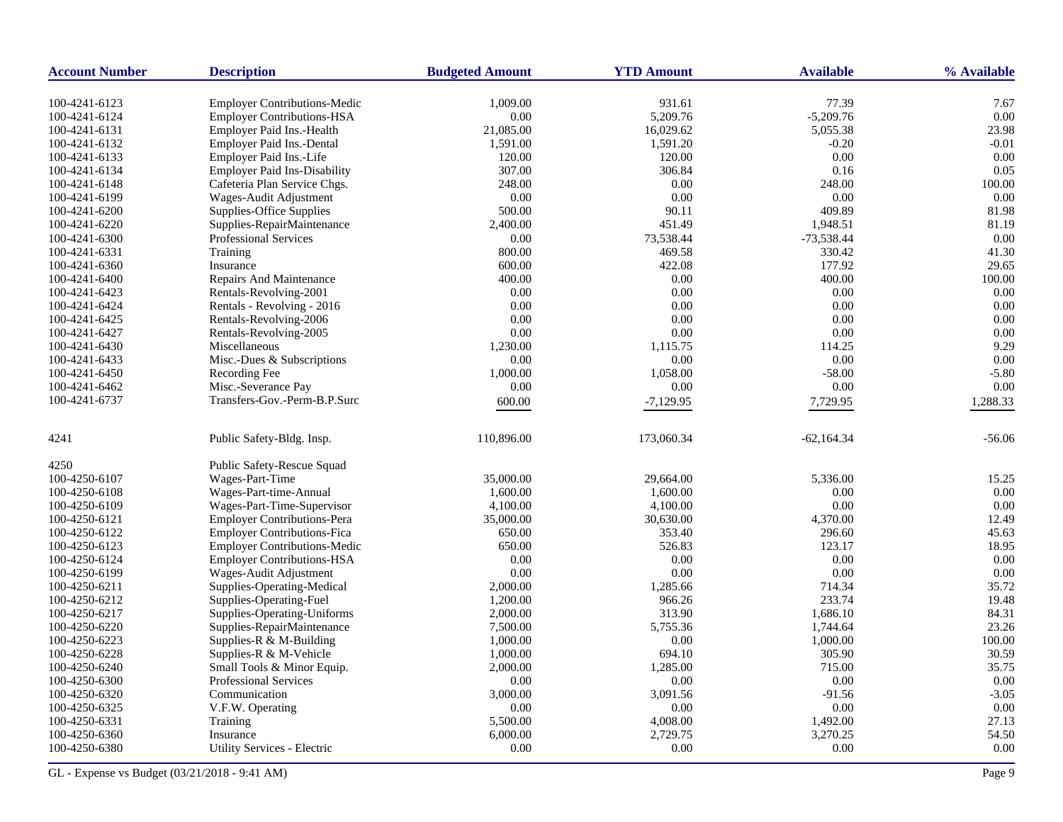| Account Number | Description | Budgeted Amount | YTD Amount | Available | % Available |
|---|---|---|---|---|---|
| 100-4241-6123 | Employer Contributions-Medic | 1,009.00 | 931.61 | 77.39 | 7.67 |
| 100-4241-6124 | Employer Contributions-HSA | 0.00 | 5,209.76 | -5,209.76 | 0.00 |
| 100-4241-6131 | Employer Paid Ins.-Health | 21,085.00 | 16,029.62 | 5,055.38 | 23.98 |
| 100-4241-6132 | Employer Paid Ins.-Dental | 1,591.00 | 1,591.20 | -0.20 | -0.01 |
| 100-4241-6133 | Employer Paid Ins.-Life | 120.00 | 120.00 | 0.00 | 0.00 |
| 100-4241-6134 | Employer Paid Ins-Disability | 307.00 | 306.84 | 0.16 | 0.05 |
| 100-4241-6148 | Cafeteria Plan Service Chgs. | 248.00 | 0.00 | 248.00 | 100.00 |
| 100-4241-6199 | Wages-Audit Adjustment | 0.00 | 0.00 | 0.00 | 0.00 |
| 100-4241-6200 | Supplies-Office Supplies | 500.00 | 90.11 | 409.89 | 81.98 |
| 100-4241-6220 | Supplies-RepairMaintenance | 2,400.00 | 451.49 | 1,948.51 | 81.19 |
| 100-4241-6300 | Professional Services | 0.00 | 73,538.44 | -73,538.44 | 0.00 |
| 100-4241-6331 | Training | 800.00 | 469.58 | 330.42 | 41.30 |
| 100-4241-6360 | Insurance | 600.00 | 422.08 | 177.92 | 29.65 |
| 100-4241-6400 | Repairs And Maintenance | 400.00 | 0.00 | 400.00 | 100.00 |
| 100-4241-6423 | Rentals-Revolving-2001 | 0.00 | 0.00 | 0.00 | 0.00 |
| 100-4241-6424 | Rentals - Revolving - 2016 | 0.00 | 0.00 | 0.00 | 0.00 |
| 100-4241-6425 | Rentals-Revolving-2006 | 0.00 | 0.00 | 0.00 | 0.00 |
| 100-4241-6427 | Rentals-Revolving-2005 | 0.00 | 0.00 | 0.00 | 0.00 |
| 100-4241-6430 | Miscellaneous | 1,230.00 | 1,115.75 | 114.25 | 9.29 |
| 100-4241-6433 | Misc.-Dues & Subscriptions | 0.00 | 0.00 | 0.00 | 0.00 |
| 100-4241-6450 | Recording Fee | 1,000.00 | 1,058.00 | -58.00 | -5.80 |
| 100-4241-6462 | Misc.-Severance Pay | 0.00 | 0.00 | 0.00 | 0.00 |
| 100-4241-6737 | Transfers-Gov.-Perm-B.P.Surc | 600.00 | -7,129.95 | 7,729.95 | 1,288.33 |
| 4241 | Public Safety-Bldg. Insp. | 110,896.00 | 173,060.34 | -62,164.34 | -56.06 |
| 4250 | Public Safety-Rescue Squad | | | | |
| 100-4250-6107 | Wages-Part-Time | 35,000.00 | 29,664.00 | 5,336.00 | 15.25 |
| 100-4250-6108 | Wages-Part-time-Annual | 1,600.00 | 1,600.00 | 0.00 | 0.00 |
| 100-4250-6109 | Wages-Part-Time-Supervisor | 4,100.00 | 4,100.00 | 0.00 | 0.00 |
| 100-4250-6121 | Employer Contributions-Pera | 35,000.00 | 30,630.00 | 4,370.00 | 12.49 |
| 100-4250-6122 | Employer Contributions-Fica | 650.00 | 353.40 | 296.60 | 45.63 |
| 100-4250-6123 | Employer Contributions-Medic | 650.00 | 526.83 | 123.17 | 18.95 |
| 100-4250-6124 | Employer Contributions-HSA | 0.00 | 0.00 | 0.00 | 0.00 |
| 100-4250-6199 | Wages-Audit Adjustment | 0.00 | 0.00 | 0.00 | 0.00 |
| 100-4250-6211 | Supplies-Operating-Medical | 2,000.00 | 1,285.66 | 714.34 | 35.72 |
| 100-4250-6212 | Supplies-Operating-Fuel | 1,200.00 | 966.26 | 233.74 | 19.48 |
| 100-4250-6217 | Supplies-Operating-Uniforms | 2,000.00 | 313.90 | 1,686.10 | 84.31 |
| 100-4250-6220 | Supplies-RepairMaintenance | 7,500.00 | 5,755.36 | 1,744.64 | 23.26 |
| 100-4250-6223 | Supplies-R & M-Building | 1,000.00 | 0.00 | 1,000.00 | 100.00 |
| 100-4250-6228 | Supplies-R & M-Vehicle | 1,000.00 | 694.10 | 305.90 | 30.59 |
| 100-4250-6240 | Small Tools & Minor Equip. | 2,000.00 | 1,285.00 | 715.00 | 35.75 |
| 100-4250-6300 | Professional Services | 0.00 | 0.00 | 0.00 | 0.00 |
| 100-4250-6320 | Communication | 3,000.00 | 3,091.56 | -91.56 | -3.05 |
| 100-4250-6325 | V.F.W. Operating | 0.00 | 0.00 | 0.00 | 0.00 |
| 100-4250-6331 | Training | 5,500.00 | 4,008.00 | 1,492.00 | 27.13 |
| 100-4250-6360 | Insurance | 6,000.00 | 2,729.75 | 3,270.25 | 54.50 |
| 100-4250-6380 | Utility Services - Electric | 0.00 | 0.00 | 0.00 | 0.00 |

GL - Expense vs Budget (03/21/2018 - 9:41 AM)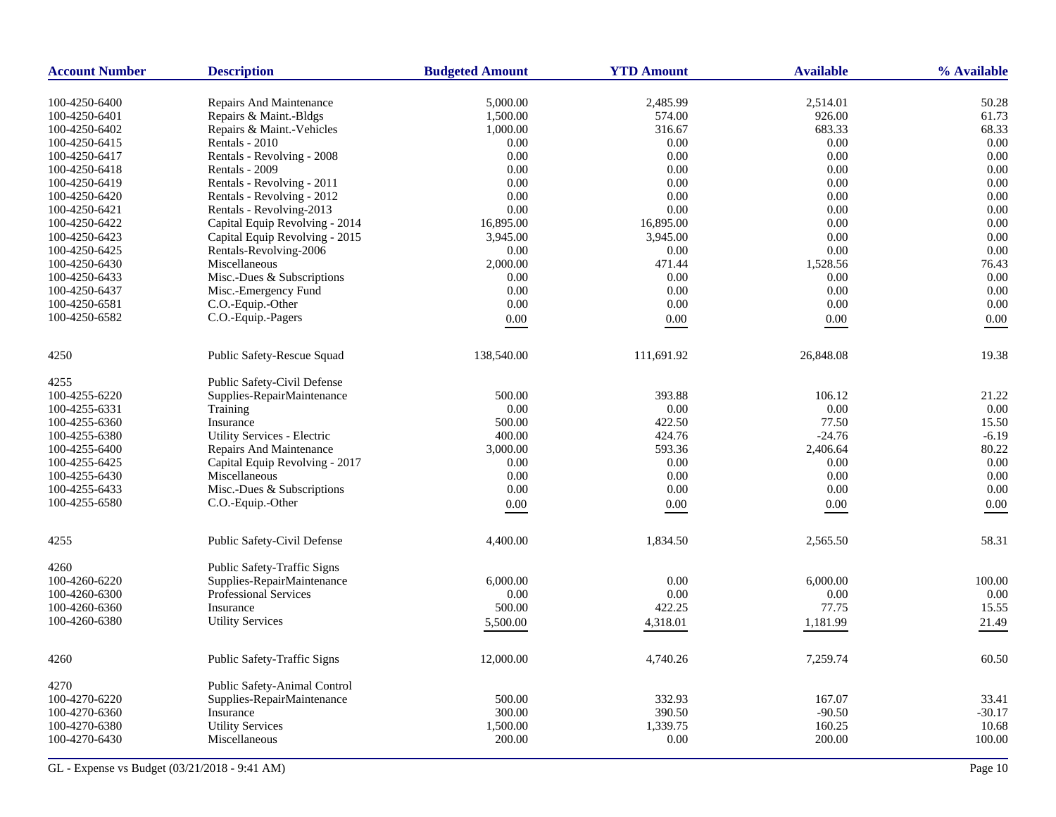| Account Number | Description | Budgeted Amount | YTD Amount | Available | % Available |
|---|---|---|---|---|---|
| 100-4250-6400 | Repairs And Maintenance | 5,000.00 | 2,485.99 | 2,514.01 | 50.28 |
| 100-4250-6401 | Repairs & Maint.-Bldgs | 1,500.00 | 574.00 | 926.00 | 61.73 |
| 100-4250-6402 | Repairs & Maint.-Vehicles | 1,000.00 | 316.67 | 683.33 | 68.33 |
| 100-4250-6415 | Rentals - 2010 | 0.00 | 0.00 | 0.00 | 0.00 |
| 100-4250-6417 | Rentals - Revolving - 2008 | 0.00 | 0.00 | 0.00 | 0.00 |
| 100-4250-6418 | Rentals - 2009 | 0.00 | 0.00 | 0.00 | 0.00 |
| 100-4250-6419 | Rentals - Revolving - 2011 | 0.00 | 0.00 | 0.00 | 0.00 |
| 100-4250-6420 | Rentals - Revolving - 2012 | 0.00 | 0.00 | 0.00 | 0.00 |
| 100-4250-6421 | Rentals - Revolving-2013 | 0.00 | 0.00 | 0.00 | 0.00 |
| 100-4250-6422 | Capital Equip Revolving - 2014 | 16,895.00 | 16,895.00 | 0.00 | 0.00 |
| 100-4250-6423 | Capital Equip Revolving - 2015 | 3,945.00 | 3,945.00 | 0.00 | 0.00 |
| 100-4250-6425 | Rentals-Revolving-2006 | 0.00 | 0.00 | 0.00 | 0.00 |
| 100-4250-6430 | Miscellaneous | 2,000.00 | 471.44 | 1,528.56 | 76.43 |
| 100-4250-6433 | Misc.-Dues & Subscriptions | 0.00 | 0.00 | 0.00 | 0.00 |
| 100-4250-6437 | Misc.-Emergency Fund | 0.00 | 0.00 | 0.00 | 0.00 |
| 100-4250-6581 | C.O.-Equip.-Other | 0.00 | 0.00 | 0.00 | 0.00 |
| 100-4250-6582 | C.O.-Equip.-Pagers | 0.00 | 0.00 | 0.00 | 0.00 |
| 4250 | Public Safety-Rescue Squad | 138,540.00 | 111,691.92 | 26,848.08 | 19.38 |
| 4255 | Public Safety-Civil Defense | | | | |
| 100-4255-6220 | Supplies-RepairMaintenance | 500.00 | 393.88 | 106.12 | 21.22 |
| 100-4255-6331 | Training | 0.00 | 0.00 | 0.00 | 0.00 |
| 100-4255-6360 | Insurance | 500.00 | 422.50 | 77.50 | 15.50 |
| 100-4255-6380 | Utility Services - Electric | 400.00 | 424.76 | -24.76 | -6.19 |
| 100-4255-6400 | Repairs And Maintenance | 3,000.00 | 593.36 | 2,406.64 | 80.22 |
| 100-4255-6425 | Capital Equip Revolving - 2017 | 0.00 | 0.00 | 0.00 | 0.00 |
| 100-4255-6430 | Miscellaneous | 0.00 | 0.00 | 0.00 | 0.00 |
| 100-4255-6433 | Misc.-Dues & Subscriptions | 0.00 | 0.00 | 0.00 | 0.00 |
| 100-4255-6580 | C.O.-Equip.-Other | 0.00 | 0.00 | 0.00 | 0.00 |
| 4255 | Public Safety-Civil Defense | 4,400.00 | 1,834.50 | 2,565.50 | 58.31 |
| 4260 | Public Safety-Traffic Signs | | | | |
| 100-4260-6220 | Supplies-RepairMaintenance | 6,000.00 | 0.00 | 6,000.00 | 100.00 |
| 100-4260-6300 | Professional Services | 0.00 | 0.00 | 0.00 | 0.00 |
| 100-4260-6360 | Insurance | 500.00 | 422.25 | 77.75 | 15.55 |
| 100-4260-6380 | Utility Services | 5,500.00 | 4,318.01 | 1,181.99 | 21.49 |
| 4260 | Public Safety-Traffic Signs | 12,000.00 | 4,740.26 | 7,259.74 | 60.50 |
| 4270 | Public Safety-Animal Control | | | | |
| 100-4270-6220 | Supplies-RepairMaintenance | 500.00 | 332.93 | 167.07 | 33.41 |
| 100-4270-6360 | Insurance | 300.00 | 390.50 | -90.50 | -30.17 |
| 100-4270-6380 | Utility Services | 1,500.00 | 1,339.75 | 160.25 | 10.68 |
| 100-4270-6430 | Miscellaneous | 200.00 | 0.00 | 200.00 | 100.00 |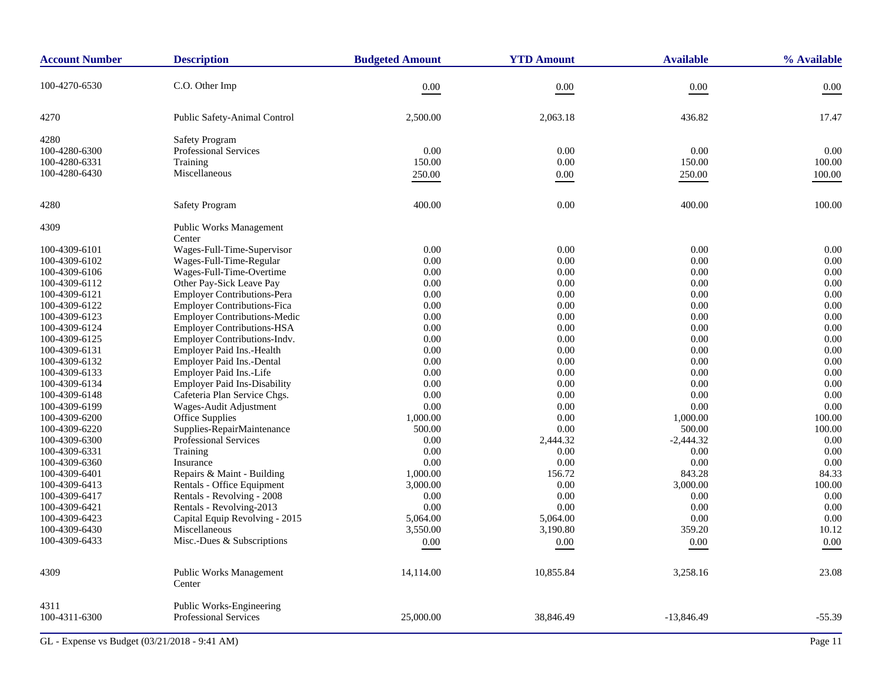| Account Number | Description | Budgeted Amount | YTD Amount | Available | % Available |
|---|---|---|---|---|---|
| 100-4270-6530 | C.O. Other Imp | 0.00 | 0.00 | 0.00 | 0.00 |
| 4270 | Public Safety-Animal Control | 2,500.00 | 2,063.18 | 436.82 | 17.47 |
| 4280 | Safety Program | | | | |
| 100-4280-6300 | Professional Services | 0.00 | 0.00 | 0.00 | 0.00 |
| 100-4280-6331 | Training | 150.00 | 0.00 | 150.00 | 100.00 |
| 100-4280-6430 | Miscellaneous | 250.00 | 0.00 | 250.00 | 100.00 |
| 4280 | Safety Program | 400.00 | 0.00 | 400.00 | 100.00 |
| 4309 | Public Works Management Center | | | | |
| 100-4309-6101 | Wages-Full-Time-Supervisor | 0.00 | 0.00 | 0.00 | 0.00 |
| 100-4309-6102 | Wages-Full-Time-Regular | 0.00 | 0.00 | 0.00 | 0.00 |
| 100-4309-6106 | Wages-Full-Time-Overtime | 0.00 | 0.00 | 0.00 | 0.00 |
| 100-4309-6112 | Other Pay-Sick Leave Pay | 0.00 | 0.00 | 0.00 | 0.00 |
| 100-4309-6121 | Employer Contributions-Pera | 0.00 | 0.00 | 0.00 | 0.00 |
| 100-4309-6122 | Employer Contributions-Fica | 0.00 | 0.00 | 0.00 | 0.00 |
| 100-4309-6123 | Employer Contributions-Medic | 0.00 | 0.00 | 0.00 | 0.00 |
| 100-4309-6124 | Employer Contributions-HSA | 0.00 | 0.00 | 0.00 | 0.00 |
| 100-4309-6125 | Employer Contributions-Indv. | 0.00 | 0.00 | 0.00 | 0.00 |
| 100-4309-6131 | Employer Paid Ins.-Health | 0.00 | 0.00 | 0.00 | 0.00 |
| 100-4309-6132 | Employer Paid Ins.-Dental | 0.00 | 0.00 | 0.00 | 0.00 |
| 100-4309-6133 | Employer Paid Ins.-Life | 0.00 | 0.00 | 0.00 | 0.00 |
| 100-4309-6134 | Employer Paid Ins-Disability | 0.00 | 0.00 | 0.00 | 0.00 |
| 100-4309-6148 | Cafeteria Plan Service Chgs. | 0.00 | 0.00 | 0.00 | 0.00 |
| 100-4309-6199 | Wages-Audit Adjustment | 0.00 | 0.00 | 0.00 | 0.00 |
| 100-4309-6200 | Office Supplies | 1,000.00 | 0.00 | 1,000.00 | 100.00 |
| 100-4309-6220 | Supplies-RepairMaintenance | 500.00 | 0.00 | 500.00 | 100.00 |
| 100-4309-6300 | Professional Services | 0.00 | 2,444.32 | -2,444.32 | 0.00 |
| 100-4309-6331 | Training | 0.00 | 0.00 | 0.00 | 0.00 |
| 100-4309-6360 | Insurance | 0.00 | 0.00 | 0.00 | 0.00 |
| 100-4309-6401 | Repairs & Maint - Building | 1,000.00 | 156.72 | 843.28 | 84.33 |
| 100-4309-6413 | Rentals - Office Equipment | 3,000.00 | 0.00 | 3,000.00 | 100.00 |
| 100-4309-6417 | Rentals - Revolving - 2008 | 0.00 | 0.00 | 0.00 | 0.00 |
| 100-4309-6421 | Rentals - Revolving-2013 | 0.00 | 0.00 | 0.00 | 0.00 |
| 100-4309-6423 | Capital Equip Revolving - 2015 | 5,064.00 | 5,064.00 | 0.00 | 0.00 |
| 100-4309-6430 | Miscellaneous | 3,550.00 | 3,190.80 | 359.20 | 10.12 |
| 100-4309-6433 | Misc.-Dues & Subscriptions | 0.00 | 0.00 | 0.00 | 0.00 |
| 4309 | Public Works Management Center | 14,114.00 | 10,855.84 | 3,258.16 | 23.08 |
| 4311 | Public Works-Engineering | | | | |
| 100-4311-6300 | Professional Services | 25,000.00 | 38,846.49 | -13,846.49 | -55.39 |

GL - Expense vs Budget (03/21/2018 - 9:41 AM)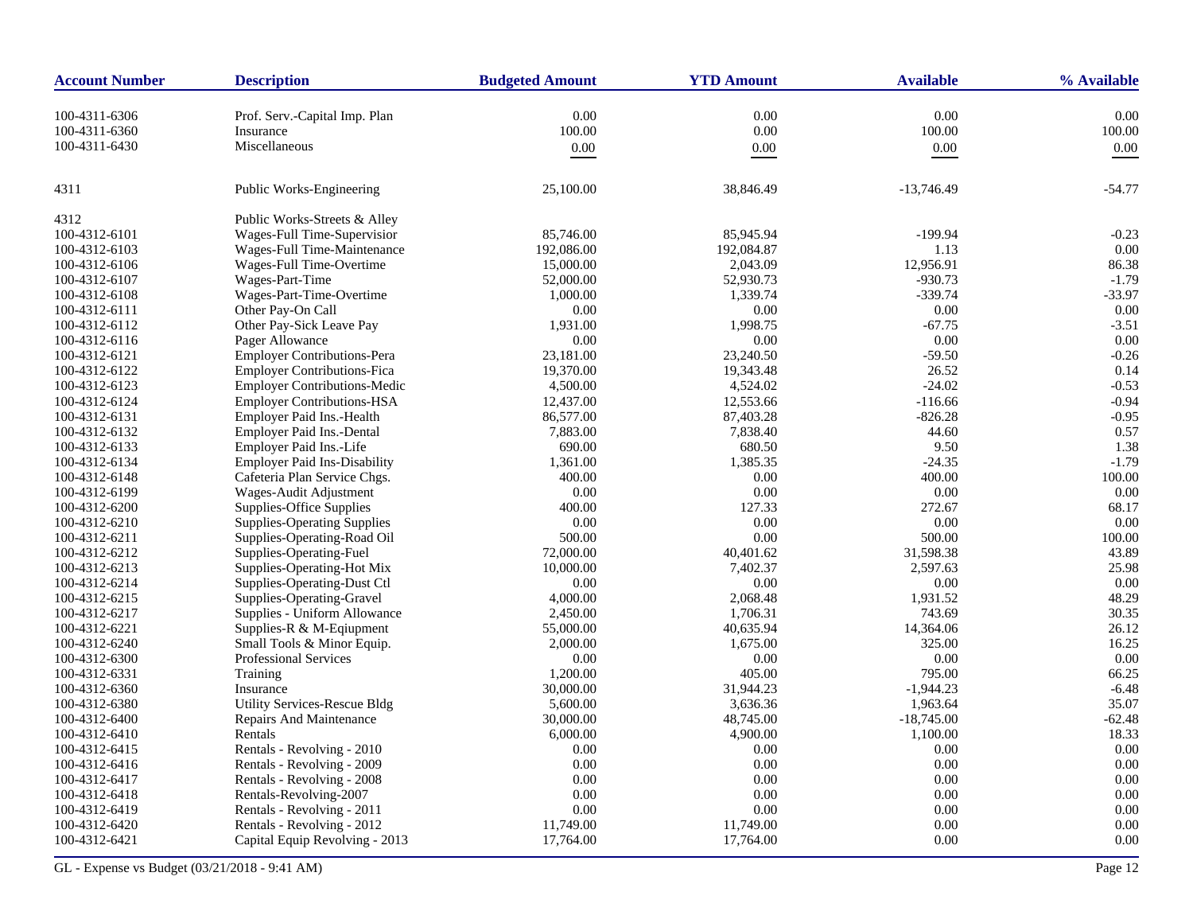| Account Number | Description | Budgeted Amount | YTD Amount | Available | % Available |
|---|---|---|---|---|---|
| 100-4311-6306 | Prof. Serv.-Capital Imp. Plan | 0.00 | 0.00 | 0.00 | 0.00 |
| 100-4311-6360 | Insurance | 100.00 | 0.00 | 100.00 | 100.00 |
| 100-4311-6430 | Miscellaneous | 0.00 | 0.00 | 0.00 | 0.00 |
| 4311 | Public Works-Engineering | 25,100.00 | 38,846.49 | -13,746.49 | -54.77 |
| 4312 | Public Works-Streets & Alley | | | | |
| 100-4312-6101 | Wages-Full Time-Supervisior | 85,746.00 | 85,945.94 | -199.94 | -0.23 |
| 100-4312-6103 | Wages-Full Time-Maintenance | 192,086.00 | 192,084.87 | 1.13 | 0.00 |
| 100-4312-6106 | Wages-Full Time-Overtime | 15,000.00 | 2,043.09 | 12,956.91 | 86.38 |
| 100-4312-6107 | Wages-Part-Time | 52,000.00 | 52,930.73 | -930.73 | -1.79 |
| 100-4312-6108 | Wages-Part-Time-Overtime | 1,000.00 | 1,339.74 | -339.74 | -33.97 |
| 100-4312-6111 | Other Pay-On Call | 0.00 | 0.00 | 0.00 | 0.00 |
| 100-4312-6112 | Other Pay-Sick Leave Pay | 1,931.00 | 1,998.75 | -67.75 | -3.51 |
| 100-4312-6116 | Pager Allowance | 0.00 | 0.00 | 0.00 | 0.00 |
| 100-4312-6121 | Employer Contributions-Pera | 23,181.00 | 23,240.50 | -59.50 | -0.26 |
| 100-4312-6122 | Employer Contributions-Fica | 19,370.00 | 19,343.48 | 26.52 | 0.14 |
| 100-4312-6123 | Employer Contributions-Medic | 4,500.00 | 4,524.02 | -24.02 | -0.53 |
| 100-4312-6124 | Employer Contributions-HSA | 12,437.00 | 12,553.66 | -116.66 | -0.94 |
| 100-4312-6131 | Employer Paid Ins.-Health | 86,577.00 | 87,403.28 | -826.28 | -0.95 |
| 100-4312-6132 | Employer Paid Ins.-Dental | 7,883.00 | 7,838.40 | 44.60 | 0.57 |
| 100-4312-6133 | Employer Paid Ins.-Life | 690.00 | 680.50 | 9.50 | 1.38 |
| 100-4312-6134 | Employer Paid Ins-Disability | 1,361.00 | 1,385.35 | -24.35 | -1.79 |
| 100-4312-6148 | Cafeteria Plan Service Chgs. | 400.00 | 0.00 | 400.00 | 100.00 |
| 100-4312-6199 | Wages-Audit Adjustment | 0.00 | 0.00 | 0.00 | 0.00 |
| 100-4312-6200 | Supplies-Office Supplies | 400.00 | 127.33 | 272.67 | 68.17 |
| 100-4312-6210 | Supplies-Operating Supplies | 0.00 | 0.00 | 0.00 | 0.00 |
| 100-4312-6211 | Supplies-Operating-Road Oil | 500.00 | 0.00 | 500.00 | 100.00 |
| 100-4312-6212 | Supplies-Operating-Fuel | 72,000.00 | 40,401.62 | 31,598.38 | 43.89 |
| 100-4312-6213 | Supplies-Operating-Hot Mix | 10,000.00 | 7,402.37 | 2,597.63 | 25.98 |
| 100-4312-6214 | Supplies-Operating-Dust Ctl | 0.00 | 0.00 | 0.00 | 0.00 |
| 100-4312-6215 | Supplies-Operating-Gravel | 4,000.00 | 2,068.48 | 1,931.52 | 48.29 |
| 100-4312-6217 | Supplies - Uniform Allowance | 2,450.00 | 1,706.31 | 743.69 | 30.35 |
| 100-4312-6221 | Supplies-R & M-Eqiupment | 55,000.00 | 40,635.94 | 14,364.06 | 26.12 |
| 100-4312-6240 | Small Tools & Minor Equip. | 2,000.00 | 1,675.00 | 325.00 | 16.25 |
| 100-4312-6300 | Professional Services | 0.00 | 0.00 | 0.00 | 0.00 |
| 100-4312-6331 | Training | 1,200.00 | 405.00 | 795.00 | 66.25 |
| 100-4312-6360 | Insurance | 30,000.00 | 31,944.23 | -1,944.23 | -6.48 |
| 100-4312-6380 | Utility Services-Rescue Bldg | 5,600.00 | 3,636.36 | 1,963.64 | 35.07 |
| 100-4312-6400 | Repairs And Maintenance | 30,000.00 | 48,745.00 | -18,745.00 | -62.48 |
| 100-4312-6410 | Rentals | 6,000.00 | 4,900.00 | 1,100.00 | 18.33 |
| 100-4312-6415 | Rentals - Revolving - 2010 | 0.00 | 0.00 | 0.00 | 0.00 |
| 100-4312-6416 | Rentals - Revolving - 2009 | 0.00 | 0.00 | 0.00 | 0.00 |
| 100-4312-6417 | Rentals - Revolving - 2008 | 0.00 | 0.00 | 0.00 | 0.00 |
| 100-4312-6418 | Rentals-Revolving-2007 | 0.00 | 0.00 | 0.00 | 0.00 |
| 100-4312-6419 | Rentals - Revolving - 2011 | 0.00 | 0.00 | 0.00 | 0.00 |
| 100-4312-6420 | Rentals - Revolving - 2012 | 11,749.00 | 11,749.00 | 0.00 | 0.00 |
| 100-4312-6421 | Capital Equip Revolving - 2013 | 17,764.00 | 17,764.00 | 0.00 | 0.00 |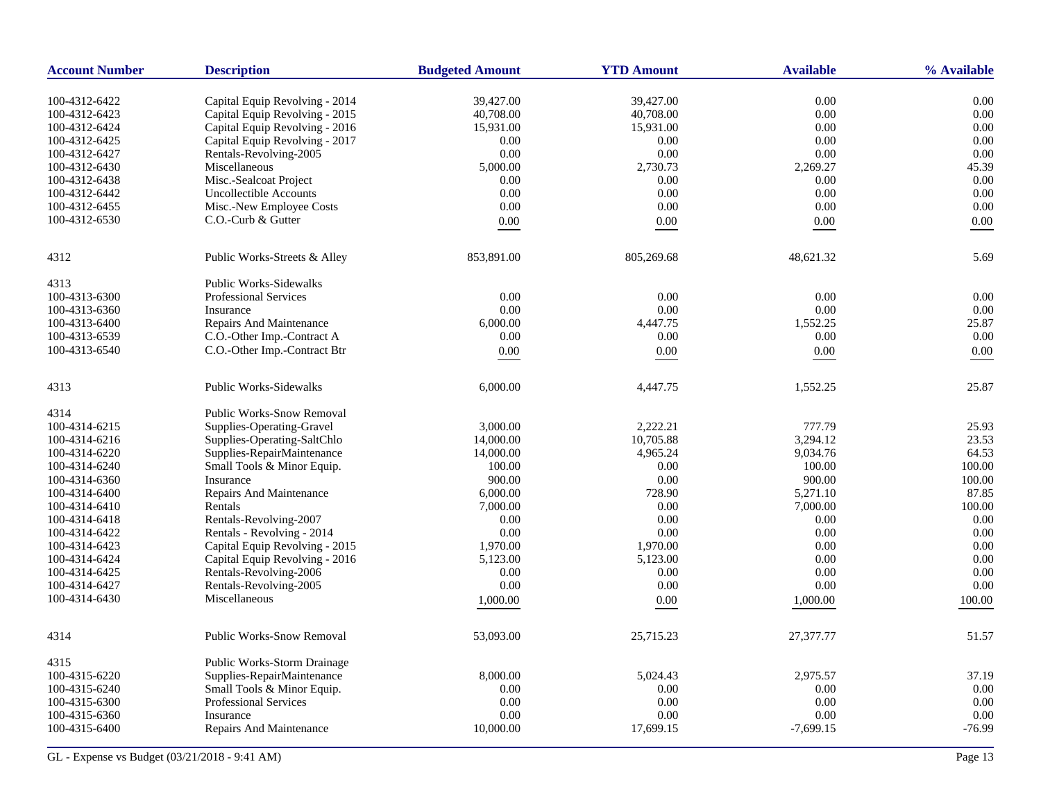| Account Number | Description | Budgeted Amount | YTD Amount | Available | % Available |
|---|---|---|---|---|---|
| 100-4312-6422 | Capital Equip Revolving - 2014 | 39,427.00 | 39,427.00 | 0.00 | 0.00 |
| 100-4312-6423 | Capital Equip Revolving - 2015 | 40,708.00 | 40,708.00 | 0.00 | 0.00 |
| 100-4312-6424 | Capital Equip Revolving - 2016 | 15,931.00 | 15,931.00 | 0.00 | 0.00 |
| 100-4312-6425 | Capital Equip Revolving - 2017 | 0.00 | 0.00 | 0.00 | 0.00 |
| 100-4312-6427 | Rentals-Revolving-2005 | 0.00 | 0.00 | 0.00 | 0.00 |
| 100-4312-6430 | Miscellaneous | 5,000.00 | 2,730.73 | 2,269.27 | 45.39 |
| 100-4312-6438 | Misc.-Sealcoat Project | 0.00 | 0.00 | 0.00 | 0.00 |
| 100-4312-6442 | Uncollectible Accounts | 0.00 | 0.00 | 0.00 | 0.00 |
| 100-4312-6455 | Misc.-New Employee Costs | 0.00 | 0.00 | 0.00 | 0.00 |
| 100-4312-6530 | C.O.-Curb & Gutter | 0.00 | 0.00 | 0.00 | 0.00 |
| 4312 | Public Works-Streets & Alley | 853,891.00 | 805,269.68 | 48,621.32 | 5.69 |
| 4313 | Public Works-Sidewalks | | | | |
| 100-4313-6300 | Professional Services | 0.00 | 0.00 | 0.00 | 0.00 |
| 100-4313-6360 | Insurance | 0.00 | 0.00 | 0.00 | 0.00 |
| 100-4313-6400 | Repairs And Maintenance | 6,000.00 | 4,447.75 | 1,552.25 | 25.87 |
| 100-4313-6539 | C.O.-Other Imp.-Contract A | 0.00 | 0.00 | 0.00 | 0.00 |
| 100-4313-6540 | C.O.-Other Imp.-Contract Btr | 0.00 | 0.00 | 0.00 | 0.00 |
| 4313 | Public Works-Sidewalks | 6,000.00 | 4,447.75 | 1,552.25 | 25.87 |
| 4314 | Public Works-Snow Removal | | | | |
| 100-4314-6215 | Supplies-Operating-Gravel | 3,000.00 | 2,222.21 | 777.79 | 25.93 |
| 100-4314-6216 | Supplies-Operating-SaltChlo | 14,000.00 | 10,705.88 | 3,294.12 | 23.53 |
| 100-4314-6220 | Supplies-RepairMaintenance | 14,000.00 | 4,965.24 | 9,034.76 | 64.53 |
| 100-4314-6240 | Small Tools & Minor Equip. | 100.00 | 0.00 | 100.00 | 100.00 |
| 100-4314-6360 | Insurance | 900.00 | 0.00 | 900.00 | 100.00 |
| 100-4314-6400 | Repairs And Maintenance | 6,000.00 | 728.90 | 5,271.10 | 87.85 |
| 100-4314-6410 | Rentals | 7,000.00 | 0.00 | 7,000.00 | 100.00 |
| 100-4314-6418 | Rentals-Revolving-2007 | 0.00 | 0.00 | 0.00 | 0.00 |
| 100-4314-6422 | Rentals - Revolving - 2014 | 0.00 | 0.00 | 0.00 | 0.00 |
| 100-4314-6423 | Capital Equip Revolving - 2015 | 1,970.00 | 1,970.00 | 0.00 | 0.00 |
| 100-4314-6424 | Capital Equip Revolving - 2016 | 5,123.00 | 5,123.00 | 0.00 | 0.00 |
| 100-4314-6425 | Rentals-Revolving-2006 | 0.00 | 0.00 | 0.00 | 0.00 |
| 100-4314-6427 | Rentals-Revolving-2005 | 0.00 | 0.00 | 0.00 | 0.00 |
| 100-4314-6430 | Miscellaneous | 1,000.00 | 0.00 | 1,000.00 | 100.00 |
| 4314 | Public Works-Snow Removal | 53,093.00 | 25,715.23 | 27,377.77 | 51.57 |
| 4315 | Public Works-Storm Drainage | | | | |
| 100-4315-6220 | Supplies-RepairMaintenance | 8,000.00 | 5,024.43 | 2,975.57 | 37.19 |
| 100-4315-6240 | Small Tools & Minor Equip. | 0.00 | 0.00 | 0.00 | 0.00 |
| 100-4315-6300 | Professional Services | 0.00 | 0.00 | 0.00 | 0.00 |
| 100-4315-6360 | Insurance | 0.00 | 0.00 | 0.00 | 0.00 |
| 100-4315-6400 | Repairs And Maintenance | 10,000.00 | 17,699.15 | -7,699.15 | -76.99 |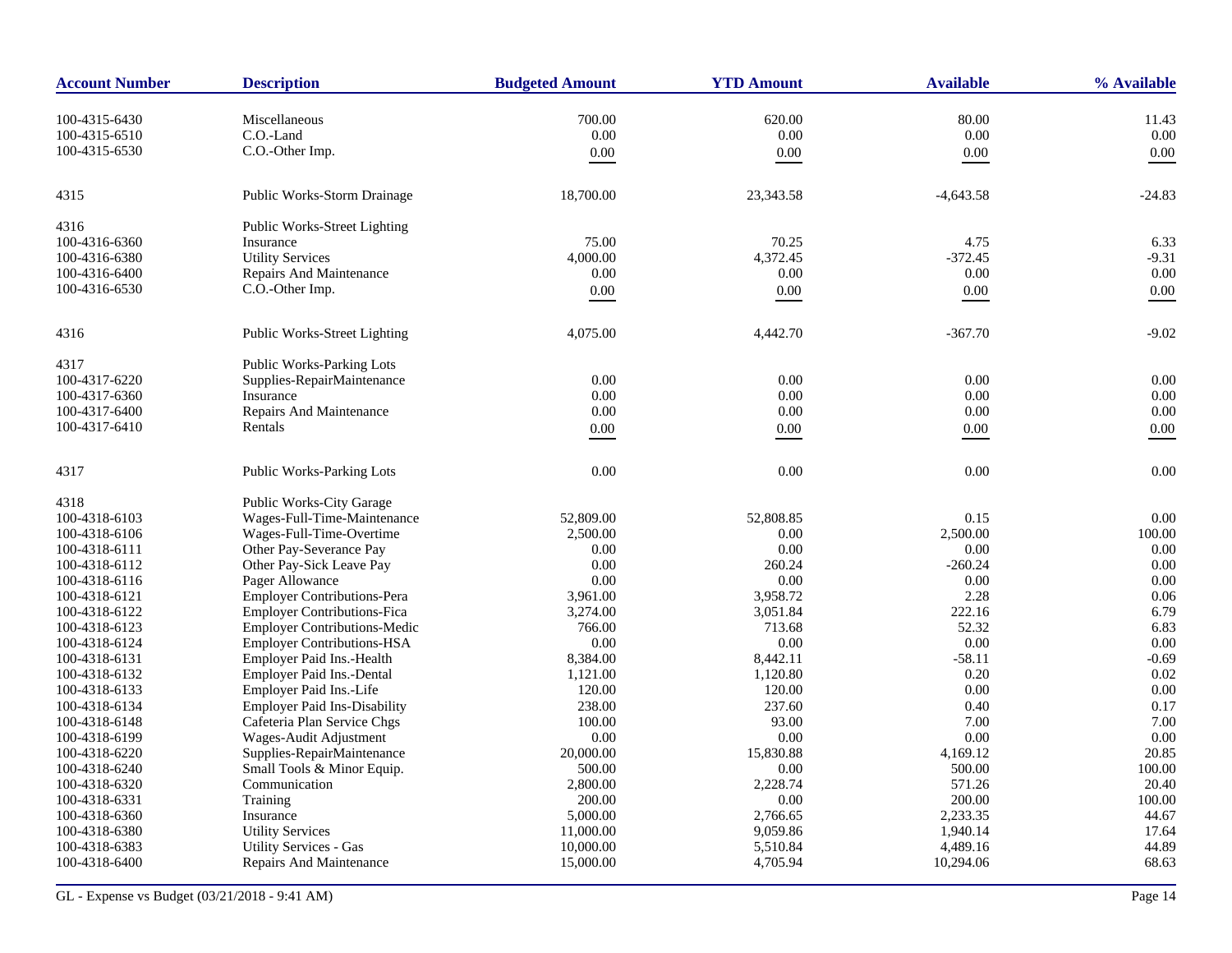| Account Number | Description | Budgeted Amount | YTD Amount | Available | % Available |
|---|---|---|---|---|---|
| 100-4315-6430 | Miscellaneous | 700.00 | 620.00 | 80.00 | 11.43 |
| 100-4315-6510 | C.O.-Land | 0.00 | 0.00 | 0.00 | 0.00 |
| 100-4315-6530 | C.O.-Other Imp. | 0.00 | 0.00 | 0.00 | 0.00 |
| 4315 | Public Works-Storm Drainage | 18,700.00 | 23,343.58 | -4,643.58 | -24.83 |
| 4316 | Public Works-Street Lighting | | | | |
| 100-4316-6360 | Insurance | 75.00 | 70.25 | 4.75 | 6.33 |
| 100-4316-6380 | Utility Services | 4,000.00 | 4,372.45 | -372.45 | -9.31 |
| 100-4316-6400 | Repairs And Maintenance | 0.00 | 0.00 | 0.00 | 0.00 |
| 100-4316-6530 | C.O.-Other Imp. | 0.00 | 0.00 | 0.00 | 0.00 |
| 4316 | Public Works-Street Lighting | 4,075.00 | 4,442.70 | -367.70 | -9.02 |
| 4317 | Public Works-Parking Lots | | | | |
| 100-4317-6220 | Supplies-RepairMaintenance | 0.00 | 0.00 | 0.00 | 0.00 |
| 100-4317-6360 | Insurance | 0.00 | 0.00 | 0.00 | 0.00 |
| 100-4317-6400 | Repairs And Maintenance | 0.00 | 0.00 | 0.00 | 0.00 |
| 100-4317-6410 | Rentals | 0.00 | 0.00 | 0.00 | 0.00 |
| 4317 | Public Works-Parking Lots | 0.00 | 0.00 | 0.00 | 0.00 |
| 4318 | Public Works-City Garage | | | | |
| 100-4318-6103 | Wages-Full-Time-Maintenance | 52,809.00 | 52,808.85 | 0.15 | 0.00 |
| 100-4318-6106 | Wages-Full-Time-Overtime | 2,500.00 | 0.00 | 2,500.00 | 100.00 |
| 100-4318-6111 | Other Pay-Severance Pay | 0.00 | 0.00 | 0.00 | 0.00 |
| 100-4318-6112 | Other Pay-Sick Leave Pay | 0.00 | 260.24 | -260.24 | 0.00 |
| 100-4318-6116 | Pager Allowance | 0.00 | 0.00 | 0.00 | 0.00 |
| 100-4318-6121 | Employer Contributions-Pera | 3,961.00 | 3,958.72 | 2.28 | 0.06 |
| 100-4318-6122 | Employer Contributions-Fica | 3,274.00 | 3,051.84 | 222.16 | 6.79 |
| 100-4318-6123 | Employer Contributions-Medic | 766.00 | 713.68 | 52.32 | 6.83 |
| 100-4318-6124 | Employer Contributions-HSA | 0.00 | 0.00 | 0.00 | 0.00 |
| 100-4318-6131 | Employer Paid Ins.-Health | 8,384.00 | 8,442.11 | -58.11 | -0.69 |
| 100-4318-6132 | Employer Paid Ins.-Dental | 1,121.00 | 1,120.80 | 0.20 | 0.02 |
| 100-4318-6133 | Employer Paid Ins.-Life | 120.00 | 120.00 | 0.00 | 0.00 |
| 100-4318-6134 | Employer Paid Ins-Disability | 238.00 | 237.60 | 0.40 | 0.17 |
| 100-4318-6148 | Cafeteria Plan Service Chgs | 100.00 | 93.00 | 7.00 | 7.00 |
| 100-4318-6199 | Wages-Audit Adjustment | 0.00 | 0.00 | 0.00 | 0.00 |
| 100-4318-6220 | Supplies-RepairMaintenance | 20,000.00 | 15,830.88 | 4,169.12 | 20.85 |
| 100-4318-6240 | Small Tools & Minor Equip. | 500.00 | 0.00 | 500.00 | 100.00 |
| 100-4318-6320 | Communication | 2,800.00 | 2,228.74 | 571.26 | 20.40 |
| 100-4318-6331 | Training | 200.00 | 0.00 | 200.00 | 100.00 |
| 100-4318-6360 | Insurance | 5,000.00 | 2,766.65 | 2,233.35 | 44.67 |
| 100-4318-6380 | Utility Services | 11,000.00 | 9,059.86 | 1,940.14 | 17.64 |
| 100-4318-6383 | Utility Services - Gas | 10,000.00 | 5,510.84 | 4,489.16 | 44.89 |
| 100-4318-6400 | Repairs And Maintenance | 15,000.00 | 4,705.94 | 10,294.06 | 68.63 |

GL - Expense vs Budget (03/21/2018 - 9:41 AM)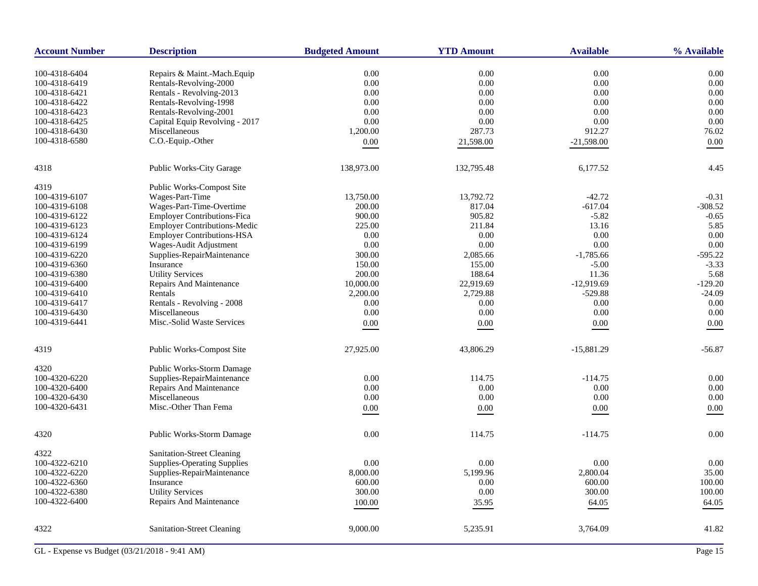| Account Number | Description | Budgeted Amount | YTD Amount | Available | % Available |
|---|---|---|---|---|---|
| 100-4318-6404 | Repairs & Maint.-Mach.Equip | 0.00 | 0.00 | 0.00 | 0.00 |
| 100-4318-6419 | Rentals-Revolving-2000 | 0.00 | 0.00 | 0.00 | 0.00 |
| 100-4318-6421 | Rentals - Revolving-2013 | 0.00 | 0.00 | 0.00 | 0.00 |
| 100-4318-6422 | Rentals-Revolving-1998 | 0.00 | 0.00 | 0.00 | 0.00 |
| 100-4318-6423 | Rentals-Revolving-2001 | 0.00 | 0.00 | 0.00 | 0.00 |
| 100-4318-6425 | Capital Equip Revolving - 2017 | 0.00 | 0.00 | 0.00 | 0.00 |
| 100-4318-6430 | Miscellaneous | 1,200.00 | 287.73 | 912.27 | 76.02 |
| 100-4318-6580 | C.O.-Equip.-Other | 0.00 | 21,598.00 | -21,598.00 | 0.00 |
| 4318 | Public Works-City Garage | 138,973.00 | 132,795.48 | 6,177.52 | 4.45 |
| 4319 | Public Works-Compost Site | | | | |
| 100-4319-6107 | Wages-Part-Time | 13,750.00 | 13,792.72 | -42.72 | -0.31 |
| 100-4319-6108 | Wages-Part-Time-Overtime | 200.00 | 817.04 | -617.04 | -308.52 |
| 100-4319-6122 | Employer Contributions-Fica | 900.00 | 905.82 | -5.82 | -0.65 |
| 100-4319-6123 | Employer Contributions-Medic | 225.00 | 211.84 | 13.16 | 5.85 |
| 100-4319-6124 | Employer Contributions-HSA | 0.00 | 0.00 | 0.00 | 0.00 |
| 100-4319-6199 | Wages-Audit Adjustment | 0.00 | 0.00 | 0.00 | 0.00 |
| 100-4319-6220 | Supplies-RepairMaintenance | 300.00 | 2,085.66 | -1,785.66 | -595.22 |
| 100-4319-6360 | Insurance | 150.00 | 155.00 | -5.00 | -3.33 |
| 100-4319-6380 | Utility Services | 200.00 | 188.64 | 11.36 | 5.68 |
| 100-4319-6400 | Repairs And Maintenance | 10,000.00 | 22,919.69 | -12,919.69 | -129.20 |
| 100-4319-6410 | Rentals | 2,200.00 | 2,729.88 | -529.88 | -24.09 |
| 100-4319-6417 | Rentals - Revolving - 2008 | 0.00 | 0.00 | 0.00 | 0.00 |
| 100-4319-6430 | Miscellaneous | 0.00 | 0.00 | 0.00 | 0.00 |
| 100-4319-6441 | Misc.-Solid Waste Services | 0.00 | 0.00 | 0.00 | 0.00 |
| 4319 | Public Works-Compost Site | 27,925.00 | 43,806.29 | -15,881.29 | -56.87 |
| 4320 | Public Works-Storm Damage | | | | |
| 100-4320-6220 | Supplies-RepairMaintenance | 0.00 | 114.75 | -114.75 | 0.00 |
| 100-4320-6400 | Repairs And Maintenance | 0.00 | 0.00 | 0.00 | 0.00 |
| 100-4320-6430 | Miscellaneous | 0.00 | 0.00 | 0.00 | 0.00 |
| 100-4320-6431 | Misc.-Other Than Fema | 0.00 | 0.00 | 0.00 | 0.00 |
| 4320 | Public Works-Storm Damage | 0.00 | 114.75 | -114.75 | 0.00 |
| 4322 | Sanitation-Street Cleaning | | | | |
| 100-4322-6210 | Supplies-Operating Supplies | 0.00 | 0.00 | 0.00 | 0.00 |
| 100-4322-6220 | Supplies-RepairMaintenance | 8,000.00 | 5,199.96 | 2,800.04 | 35.00 |
| 100-4322-6360 | Insurance | 600.00 | 0.00 | 600.00 | 100.00 |
| 100-4322-6380 | Utility Services | 300.00 | 0.00 | 300.00 | 100.00 |
| 100-4322-6400 | Repairs And Maintenance | 100.00 | 35.95 | 64.05 | 64.05 |
| 4322 | Sanitation-Street Cleaning | 9,000.00 | 5,235.91 | 3,764.09 | 41.82 |

GL - Expense vs Budget (03/21/2018 - 9:41 AM)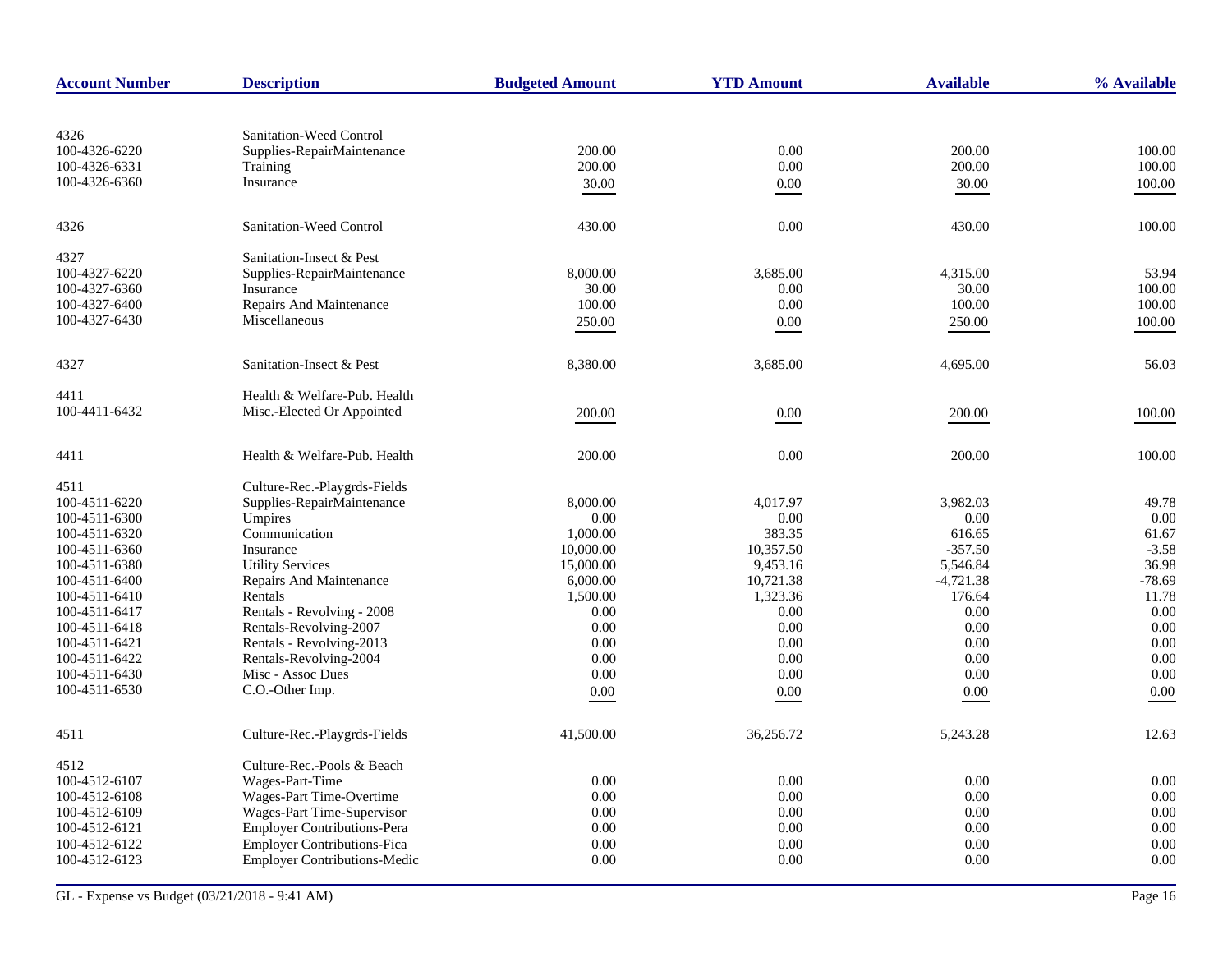| Account Number | Description | Budgeted Amount | YTD Amount | Available | % Available |
|---|---|---|---|---|---|
| 4326 | Sanitation-Weed Control | | | | |
| 100-4326-6220 | Supplies-RepairMaintenance | 200.00 | 0.00 | 200.00 | 100.00 |
| 100-4326-6331 | Training | 200.00 | 0.00 | 200.00 | 100.00 |
| 100-4326-6360 | Insurance | 30.00 | 0.00 | 30.00 | 100.00 |
| 4326 | Sanitation-Weed Control | 430.00 | 0.00 | 430.00 | 100.00 |
| 4327 | Sanitation-Insect & Pest | | | | |
| 100-4327-6220 | Supplies-RepairMaintenance | 8,000.00 | 3,685.00 | 4,315.00 | 53.94 |
| 100-4327-6360 | Insurance | 30.00 | 0.00 | 30.00 | 100.00 |
| 100-4327-6400 | Repairs And Maintenance | 100.00 | 0.00 | 100.00 | 100.00 |
| 100-4327-6430 | Miscellaneous | 250.00 | 0.00 | 250.00 | 100.00 |
| 4327 | Sanitation-Insect & Pest | 8,380.00 | 3,685.00 | 4,695.00 | 56.03 |
| 4411 | Health & Welfare-Pub. Health | | | | |
| 100-4411-6432 | Misc.-Elected Or Appointed | 200.00 | 0.00 | 200.00 | 100.00 |
| 4411 | Health & Welfare-Pub. Health | 200.00 | 0.00 | 200.00 | 100.00 |
| 4511 | Culture-Rec.-Playgrds-Fields | | | | |
| 100-4511-6220 | Supplies-RepairMaintenance | 8,000.00 | 4,017.97 | 3,982.03 | 49.78 |
| 100-4511-6300 | Umpires | 0.00 | 0.00 | 0.00 | 0.00 |
| 100-4511-6320 | Communication | 1,000.00 | 383.35 | 616.65 | 61.67 |
| 100-4511-6360 | Insurance | 10,000.00 | 10,357.50 | -357.50 | -3.58 |
| 100-4511-6380 | Utility Services | 15,000.00 | 9,453.16 | 5,546.84 | 36.98 |
| 100-4511-6400 | Repairs And Maintenance | 6,000.00 | 10,721.38 | -4,721.38 | -78.69 |
| 100-4511-6410 | Rentals | 1,500.00 | 1,323.36 | 176.64 | 11.78 |
| 100-4511-6417 | Rentals - Revolving - 2008 | 0.00 | 0.00 | 0.00 | 0.00 |
| 100-4511-6418 | Rentals-Revolving-2007 | 0.00 | 0.00 | 0.00 | 0.00 |
| 100-4511-6421 | Rentals - Revolving-2013 | 0.00 | 0.00 | 0.00 | 0.00 |
| 100-4511-6422 | Rentals-Revolving-2004 | 0.00 | 0.00 | 0.00 | 0.00 |
| 100-4511-6430 | Misc - Assoc Dues | 0.00 | 0.00 | 0.00 | 0.00 |
| 100-4511-6530 | C.O.-Other Imp. | 0.00 | 0.00 | 0.00 | 0.00 |
| 4511 | Culture-Rec.-Playgrds-Fields | 41,500.00 | 36,256.72 | 5,243.28 | 12.63 |
| 4512 | Culture-Rec.-Pools & Beach | | | | |
| 100-4512-6107 | Wages-Part-Time | 0.00 | 0.00 | 0.00 | 0.00 |
| 100-4512-6108 | Wages-Part Time-Overtime | 0.00 | 0.00 | 0.00 | 0.00 |
| 100-4512-6109 | Wages-Part Time-Supervisor | 0.00 | 0.00 | 0.00 | 0.00 |
| 100-4512-6121 | Employer Contributions-Pera | 0.00 | 0.00 | 0.00 | 0.00 |
| 100-4512-6122 | Employer Contributions-Fica | 0.00 | 0.00 | 0.00 | 0.00 |
| 100-4512-6123 | Employer Contributions-Medic | 0.00 | 0.00 | 0.00 | 0.00 |

GL - Expense vs Budget (03/21/2018 - 9:41 AM)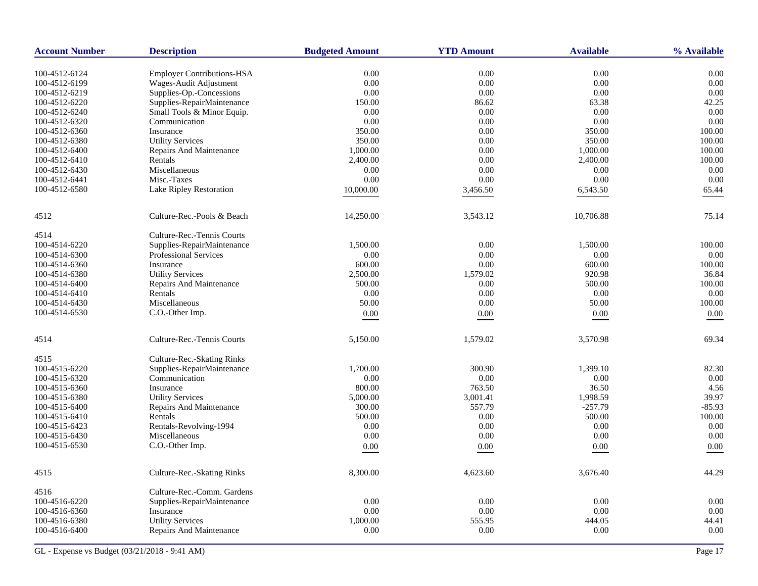| Account Number | Description | Budgeted Amount | YTD Amount | Available | % Available |
|---|---|---|---|---|---|
| 100-4512-6124 | Employer Contributions-HSA | 0.00 | 0.00 | 0.00 | 0.00 |
| 100-4512-6199 | Wages-Audit Adjustment | 0.00 | 0.00 | 0.00 | 0.00 |
| 100-4512-6219 | Supplies-Op.-Concessions | 0.00 | 0.00 | 0.00 | 0.00 |
| 100-4512-6220 | Supplies-RepairMaintenance | 150.00 | 86.62 | 63.38 | 42.25 |
| 100-4512-6240 | Small Tools & Minor Equip. | 0.00 | 0.00 | 0.00 | 0.00 |
| 100-4512-6320 | Communication | 0.00 | 0.00 | 0.00 | 0.00 |
| 100-4512-6360 | Insurance | 350.00 | 0.00 | 350.00 | 100.00 |
| 100-4512-6380 | Utility Services | 350.00 | 0.00 | 350.00 | 100.00 |
| 100-4512-6400 | Repairs And Maintenance | 1,000.00 | 0.00 | 1,000.00 | 100.00 |
| 100-4512-6410 | Rentals | 2,400.00 | 0.00 | 2,400.00 | 100.00 |
| 100-4512-6430 | Miscellaneous | 0.00 | 0.00 | 0.00 | 0.00 |
| 100-4512-6441 | Misc.-Taxes | 0.00 | 0.00 | 0.00 | 0.00 |
| 100-4512-6580 | Lake Ripley Restoration | 10,000.00 | 3,456.50 | 6,543.50 | 65.44 |
| 4512 | Culture-Rec.-Pools & Beach | 14,250.00 | 3,543.12 | 10,706.88 | 75.14 |
| 4514 | Culture-Rec.-Tennis Courts | | | | |
| 100-4514-6220 | Supplies-RepairMaintenance | 1,500.00 | 0.00 | 1,500.00 | 100.00 |
| 100-4514-6300 | Professional Services | 0.00 | 0.00 | 0.00 | 0.00 |
| 100-4514-6360 | Insurance | 600.00 | 0.00 | 600.00 | 100.00 |
| 100-4514-6380 | Utility Services | 2,500.00 | 1,579.02 | 920.98 | 36.84 |
| 100-4514-6400 | Repairs And Maintenance | 500.00 | 0.00 | 500.00 | 100.00 |
| 100-4514-6410 | Rentals | 0.00 | 0.00 | 0.00 | 0.00 |
| 100-4514-6430 | Miscellaneous | 50.00 | 0.00 | 50.00 | 100.00 |
| 100-4514-6530 | C.O.-Other Imp. | 0.00 | 0.00 | 0.00 | 0.00 |
| 4514 | Culture-Rec.-Tennis Courts | 5,150.00 | 1,579.02 | 3,570.98 | 69.34 |
| 4515 | Culture-Rec.-Skating Rinks | | | | |
| 100-4515-6220 | Supplies-RepairMaintenance | 1,700.00 | 300.90 | 1,399.10 | 82.30 |
| 100-4515-6320 | Communication | 0.00 | 0.00 | 0.00 | 0.00 |
| 100-4515-6360 | Insurance | 800.00 | 763.50 | 36.50 | 4.56 |
| 100-4515-6380 | Utility Services | 5,000.00 | 3,001.41 | 1,998.59 | 39.97 |
| 100-4515-6400 | Repairs And Maintenance | 300.00 | 557.79 | -257.79 | -85.93 |
| 100-4515-6410 | Rentals | 500.00 | 0.00 | 500.00 | 100.00 |
| 100-4515-6423 | Rentals-Revolving-1994 | 0.00 | 0.00 | 0.00 | 0.00 |
| 100-4515-6430 | Miscellaneous | 0.00 | 0.00 | 0.00 | 0.00 |
| 100-4515-6530 | C.O.-Other Imp. | 0.00 | 0.00 | 0.00 | 0.00 |
| 4515 | Culture-Rec.-Skating Rinks | 8,300.00 | 4,623.60 | 3,676.40 | 44.29 |
| 4516 | Culture-Rec.-Comm. Gardens | | | | |
| 100-4516-6220 | Supplies-RepairMaintenance | 0.00 | 0.00 | 0.00 | 0.00 |
| 100-4516-6360 | Insurance | 0.00 | 0.00 | 0.00 | 0.00 |
| 100-4516-6380 | Utility Services | 1,000.00 | 555.95 | 444.05 | 44.41 |
| 100-4516-6400 | Repairs And Maintenance | 0.00 | 0.00 | 0.00 | 0.00 |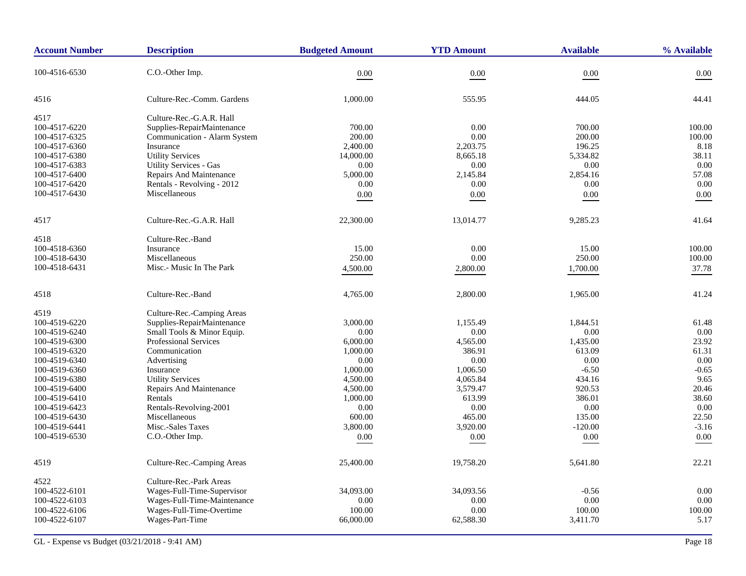| Account Number | Description | Budgeted Amount | YTD Amount | Available | % Available |
|---|---|---|---|---|---|
| 100-4516-6530 | C.O.-Other Imp. | 0.00 | 0.00 | 0.00 | 0.00 |
| 4516 | Culture-Rec.-Comm. Gardens | 1,000.00 | 555.95 | 444.05 | 44.41 |
| 4517 | Culture-Rec.-G.A.R. Hall | | | | |
| 100-4517-6220 | Supplies-RepairMaintenance | 700.00 | 0.00 | 700.00 | 100.00 |
| 100-4517-6325 | Communication - Alarm System | 200.00 | 0.00 | 200.00 | 100.00 |
| 100-4517-6360 | Insurance | 2,400.00 | 2,203.75 | 196.25 | 8.18 |
| 100-4517-6380 | Utility Services | 14,000.00 | 8,665.18 | 5,334.82 | 38.11 |
| 100-4517-6383 | Utility Services - Gas | 0.00 | 0.00 | 0.00 | 0.00 |
| 100-4517-6400 | Repairs And Maintenance | 5,000.00 | 2,145.84 | 2,854.16 | 57.08 |
| 100-4517-6420 | Rentals - Revolving - 2012 | 0.00 | 0.00 | 0.00 | 0.00 |
| 100-4517-6430 | Miscellaneous | 0.00 | 0.00 | 0.00 | 0.00 |
| 4517 | Culture-Rec.-G.A.R. Hall | 22,300.00 | 13,014.77 | 9,285.23 | 41.64 |
| 4518 | Culture-Rec.-Band | | | | |
| 100-4518-6360 | Insurance | 15.00 | 0.00 | 15.00 | 100.00 |
| 100-4518-6430 | Miscellaneous | 250.00 | 0.00 | 250.00 | 100.00 |
| 100-4518-6431 | Misc.- Music In The Park | 4,500.00 | 2,800.00 | 1,700.00 | 37.78 |
| 4518 | Culture-Rec.-Band | 4,765.00 | 2,800.00 | 1,965.00 | 41.24 |
| 4519 | Culture-Rec.-Camping Areas | | | | |
| 100-4519-6220 | Supplies-RepairMaintenance | 3,000.00 | 1,155.49 | 1,844.51 | 61.48 |
| 100-4519-6240 | Small Tools & Minor Equip. | 0.00 | 0.00 | 0.00 | 0.00 |
| 100-4519-6300 | Professional Services | 6,000.00 | 4,565.00 | 1,435.00 | 23.92 |
| 100-4519-6320 | Communication | 1,000.00 | 386.91 | 613.09 | 61.31 |
| 100-4519-6340 | Advertising | 0.00 | 0.00 | 0.00 | 0.00 |
| 100-4519-6360 | Insurance | 1,000.00 | 1,006.50 | -6.50 | -0.65 |
| 100-4519-6380 | Utility Services | 4,500.00 | 4,065.84 | 434.16 | 9.65 |
| 100-4519-6400 | Repairs And Maintenance | 4,500.00 | 3,579.47 | 920.53 | 20.46 |
| 100-4519-6410 | Rentals | 1,000.00 | 613.99 | 386.01 | 38.60 |
| 100-4519-6423 | Rentals-Revolving-2001 | 0.00 | 0.00 | 0.00 | 0.00 |
| 100-4519-6430 | Miscellaneous | 600.00 | 465.00 | 135.00 | 22.50 |
| 100-4519-6441 | Misc.-Sales Taxes | 3,800.00 | 3,920.00 | -120.00 | -3.16 |
| 100-4519-6530 | C.O.-Other Imp. | 0.00 | 0.00 | 0.00 | 0.00 |
| 4519 | Culture-Rec.-Camping Areas | 25,400.00 | 19,758.20 | 5,641.80 | 22.21 |
| 4522 | Culture-Rec.-Park Areas | | | | |
| 100-4522-6101 | Wages-Full-Time-Supervisor | 34,093.00 | 34,093.56 | -0.56 | 0.00 |
| 100-4522-6103 | Wages-Full-Time-Maintenance | 0.00 | 0.00 | 0.00 | 0.00 |
| 100-4522-6106 | Wages-Full-Time-Overtime | 100.00 | 0.00 | 100.00 | 100.00 |
| 100-4522-6107 | Wages-Part-Time | 66,000.00 | 62,588.30 | 3,411.70 | 5.17 |

GL - Expense vs Budget (03/21/2018 - 9:41 AM)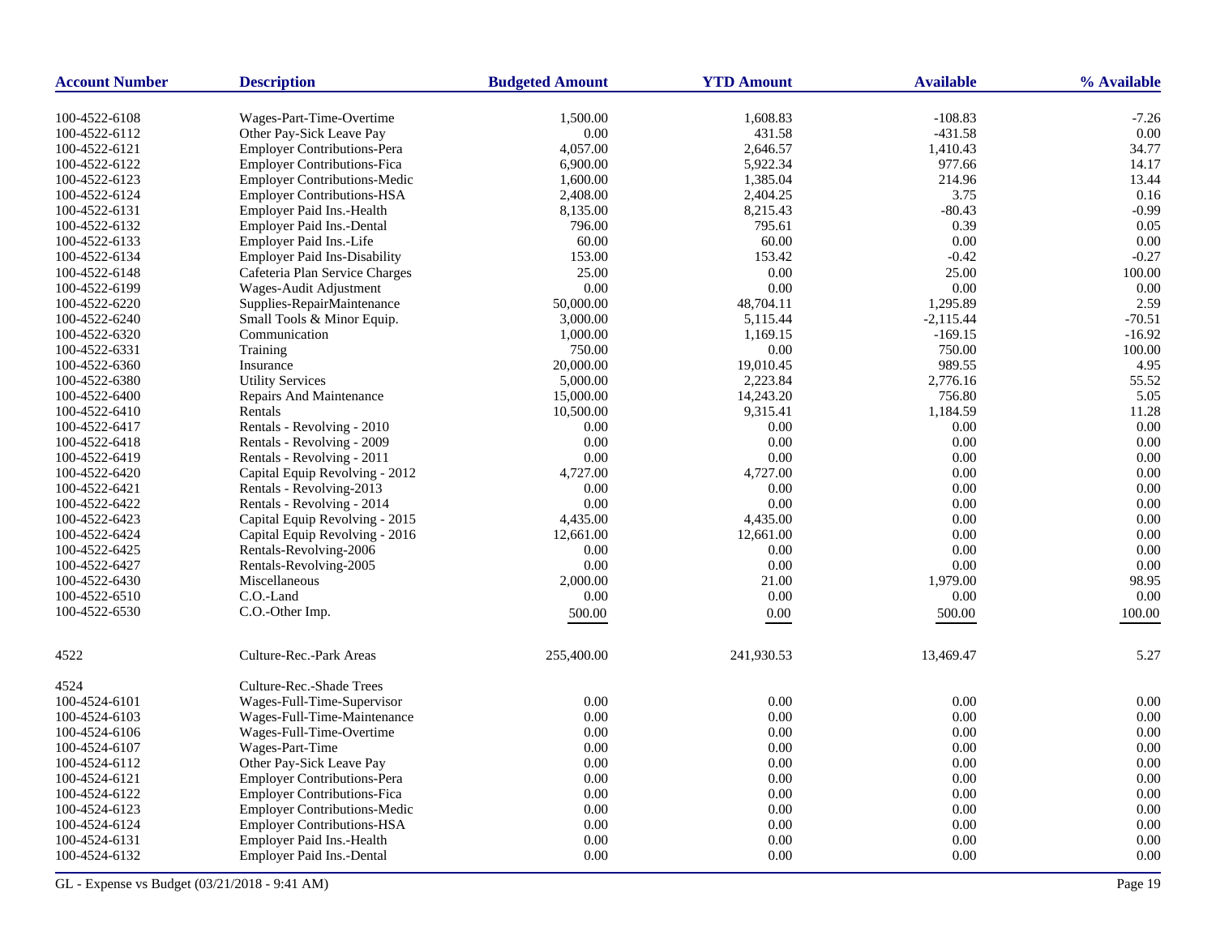| Account Number | Description | Budgeted Amount | YTD Amount | Available | % Available |
|---|---|---|---|---|---|
| 100-4522-6108 | Wages-Part-Time-Overtime | 1,500.00 | 1,608.83 | -108.83 | -7.26 |
| 100-4522-6112 | Other Pay-Sick Leave Pay | 0.00 | 431.58 | -431.58 | 0.00 |
| 100-4522-6121 | Employer Contributions-Pera | 4,057.00 | 2,646.57 | 1,410.43 | 34.77 |
| 100-4522-6122 | Employer Contributions-Fica | 6,900.00 | 5,922.34 | 977.66 | 14.17 |
| 100-4522-6123 | Employer Contributions-Medic | 1,600.00 | 1,385.04 | 214.96 | 13.44 |
| 100-4522-6124 | Employer Contributions-HSA | 2,408.00 | 2,404.25 | 3.75 | 0.16 |
| 100-4522-6131 | Employer Paid Ins.-Health | 8,135.00 | 8,215.43 | -80.43 | -0.99 |
| 100-4522-6132 | Employer Paid Ins.-Dental | 796.00 | 795.61 | 0.39 | 0.05 |
| 100-4522-6133 | Employer Paid Ins.-Life | 60.00 | 60.00 | 0.00 | 0.00 |
| 100-4522-6134 | Employer Paid Ins-Disability | 153.00 | 153.42 | -0.42 | -0.27 |
| 100-4522-6148 | Cafeteria Plan Service Charges | 25.00 | 0.00 | 25.00 | 100.00 |
| 100-4522-6199 | Wages-Audit Adjustment | 0.00 | 0.00 | 0.00 | 0.00 |
| 100-4522-6220 | Supplies-RepairMaintenance | 50,000.00 | 48,704.11 | 1,295.89 | 2.59 |
| 100-4522-6240 | Small Tools & Minor Equip. | 3,000.00 | 5,115.44 | -2,115.44 | -70.51 |
| 100-4522-6320 | Communication | 1,000.00 | 1,169.15 | -169.15 | -16.92 |
| 100-4522-6331 | Training | 750.00 | 0.00 | 750.00 | 100.00 |
| 100-4522-6360 | Insurance | 20,000.00 | 19,010.45 | 989.55 | 4.95 |
| 100-4522-6380 | Utility Services | 5,000.00 | 2,223.84 | 2,776.16 | 55.52 |
| 100-4522-6400 | Repairs And Maintenance | 15,000.00 | 14,243.20 | 756.80 | 5.05 |
| 100-4522-6410 | Rentals | 10,500.00 | 9,315.41 | 1,184.59 | 11.28 |
| 100-4522-6417 | Rentals - Revolving - 2010 | 0.00 | 0.00 | 0.00 | 0.00 |
| 100-4522-6418 | Rentals - Revolving - 2009 | 0.00 | 0.00 | 0.00 | 0.00 |
| 100-4522-6419 | Rentals - Revolving - 2011 | 0.00 | 0.00 | 0.00 | 0.00 |
| 100-4522-6420 | Capital Equip Revolving - 2012 | 4,727.00 | 4,727.00 | 0.00 | 0.00 |
| 100-4522-6421 | Rentals - Revolving-2013 | 0.00 | 0.00 | 0.00 | 0.00 |
| 100-4522-6422 | Rentals - Revolving - 2014 | 0.00 | 0.00 | 0.00 | 0.00 |
| 100-4522-6423 | Capital Equip Revolving - 2015 | 4,435.00 | 4,435.00 | 0.00 | 0.00 |
| 100-4522-6424 | Capital Equip Revolving - 2016 | 12,661.00 | 12,661.00 | 0.00 | 0.00 |
| 100-4522-6425 | Rentals-Revolving-2006 | 0.00 | 0.00 | 0.00 | 0.00 |
| 100-4522-6427 | Rentals-Revolving-2005 | 0.00 | 0.00 | 0.00 | 0.00 |
| 100-4522-6430 | Miscellaneous | 2,000.00 | 21.00 | 1,979.00 | 98.95 |
| 100-4522-6510 | C.O.-Land | 0.00 | 0.00 | 0.00 | 0.00 |
| 100-4522-6530 | C.O.-Other Imp. | 500.00 | 0.00 | 500.00 | 100.00 |
| 4522 | Culture-Rec.-Park Areas | 255,400.00 | 241,930.53 | 13,469.47 | 5.27 |
| 4524 | Culture-Rec.-Shade Trees | | | | |
| 100-4524-6101 | Wages-Full-Time-Supervisor | 0.00 | 0.00 | 0.00 | 0.00 |
| 100-4524-6103 | Wages-Full-Time-Maintenance | 0.00 | 0.00 | 0.00 | 0.00 |
| 100-4524-6106 | Wages-Full-Time-Overtime | 0.00 | 0.00 | 0.00 | 0.00 |
| 100-4524-6107 | Wages-Part-Time | 0.00 | 0.00 | 0.00 | 0.00 |
| 100-4524-6112 | Other Pay-Sick Leave Pay | 0.00 | 0.00 | 0.00 | 0.00 |
| 100-4524-6121 | Employer Contributions-Pera | 0.00 | 0.00 | 0.00 | 0.00 |
| 100-4524-6122 | Employer Contributions-Fica | 0.00 | 0.00 | 0.00 | 0.00 |
| 100-4524-6123 | Employer Contributions-Medic | 0.00 | 0.00 | 0.00 | 0.00 |
| 100-4524-6124 | Employer Contributions-HSA | 0.00 | 0.00 | 0.00 | 0.00 |
| 100-4524-6131 | Employer Paid Ins.-Health | 0.00 | 0.00 | 0.00 | 0.00 |
| 100-4524-6132 | Employer Paid Ins.-Dental | 0.00 | 0.00 | 0.00 | 0.00 |

GL - Expense vs Budget (03/21/2018 - 9:41 AM)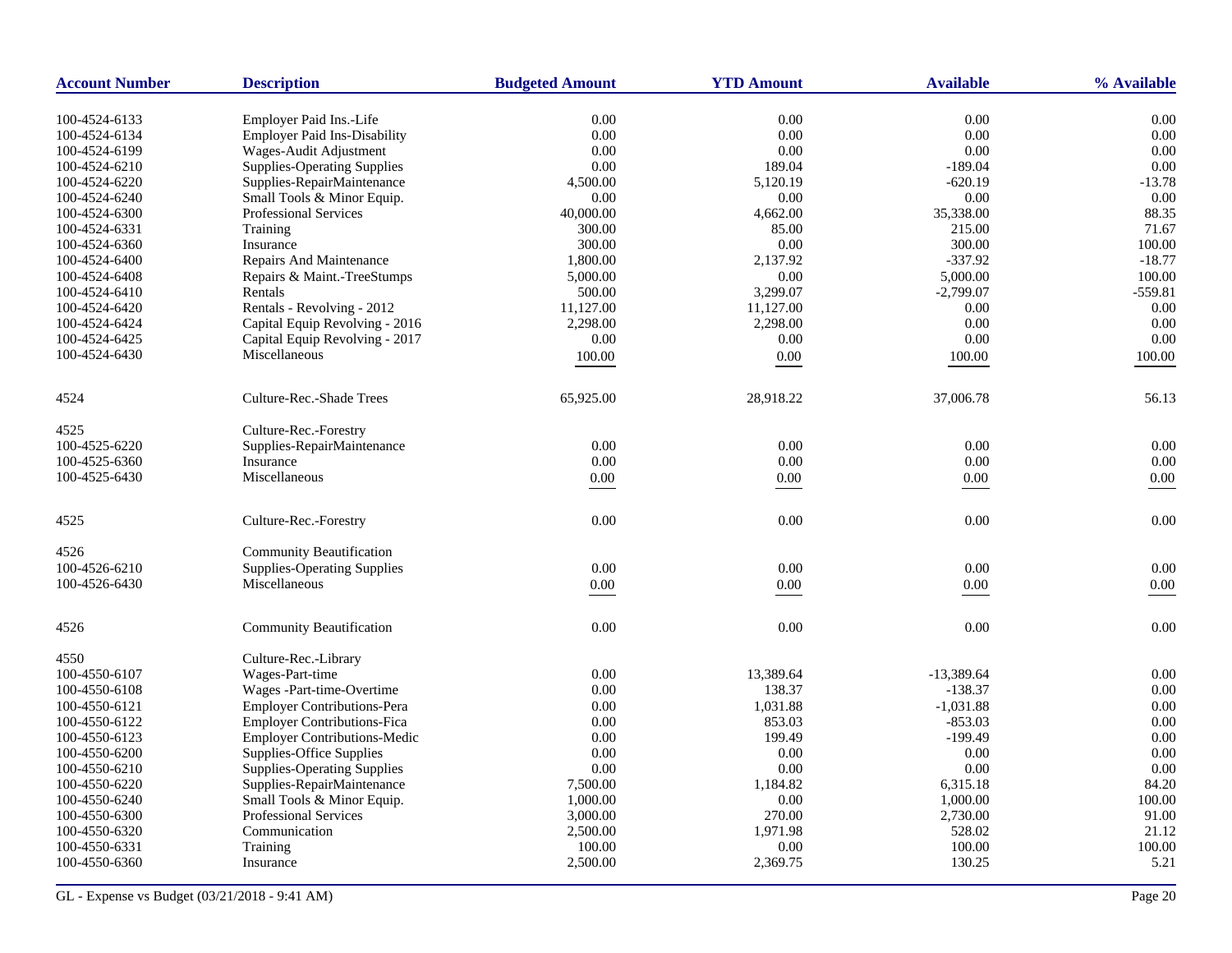| Account Number | Description | Budgeted Amount | YTD Amount | Available | % Available |
|---|---|---|---|---|---|
| 100-4524-6133 | Employer Paid Ins.-Life | 0.00 | 0.00 | 0.00 | 0.00 |
| 100-4524-6134 | Employer Paid Ins-Disability | 0.00 | 0.00 | 0.00 | 0.00 |
| 100-4524-6199 | Wages-Audit Adjustment | 0.00 | 0.00 | 0.00 | 0.00 |
| 100-4524-6210 | Supplies-Operating Supplies | 0.00 | 189.04 | -189.04 | 0.00 |
| 100-4524-6220 | Supplies-RepairMaintenance | 4,500.00 | 5,120.19 | -620.19 | -13.78 |
| 100-4524-6240 | Small Tools & Minor Equip. | 0.00 | 0.00 | 0.00 | 0.00 |
| 100-4524-6300 | Professional Services | 40,000.00 | 4,662.00 | 35,338.00 | 88.35 |
| 100-4524-6331 | Training | 300.00 | 85.00 | 215.00 | 71.67 |
| 100-4524-6360 | Insurance | 300.00 | 0.00 | 300.00 | 100.00 |
| 100-4524-6400 | Repairs And Maintenance | 1,800.00 | 2,137.92 | -337.92 | -18.77 |
| 100-4524-6408 | Repairs & Maint.-TreeStumps | 5,000.00 | 0.00 | 5,000.00 | 100.00 |
| 100-4524-6410 | Rentals | 500.00 | 3,299.07 | -2,799.07 | -559.81 |
| 100-4524-6420 | Rentals - Revolving - 2012 | 11,127.00 | 11,127.00 | 0.00 | 0.00 |
| 100-4524-6424 | Capital Equip Revolving - 2016 | 2,298.00 | 2,298.00 | 0.00 | 0.00 |
| 100-4524-6425 | Capital Equip Revolving - 2017 | 0.00 | 0.00 | 0.00 | 0.00 |
| 100-4524-6430 | Miscellaneous | 100.00 | 0.00 | 100.00 | 100.00 |
| 4524 | Culture-Rec.-Shade Trees | 65,925.00 | 28,918.22 | 37,006.78 | 56.13 |
| 4525 | Culture-Rec.-Forestry | | | | |
| 100-4525-6220 | Supplies-RepairMaintenance | 0.00 | 0.00 | 0.00 | 0.00 |
| 100-4525-6360 | Insurance | 0.00 | 0.00 | 0.00 | 0.00 |
| 100-4525-6430 | Miscellaneous | 0.00 | 0.00 | 0.00 | 0.00 |
| 4525 | Culture-Rec.-Forestry | 0.00 | 0.00 | 0.00 | 0.00 |
| 4526 | Community Beautification | | | | |
| 100-4526-6210 | Supplies-Operating Supplies | 0.00 | 0.00 | 0.00 | 0.00 |
| 100-4526-6430 | Miscellaneous | 0.00 | 0.00 | 0.00 | 0.00 |
| 4526 | Community Beautification | 0.00 | 0.00 | 0.00 | 0.00 |
| 4550 | Culture-Rec.-Library | | | | |
| 100-4550-6107 | Wages-Part-time | 0.00 | 13,389.64 | -13,389.64 | 0.00 |
| 100-4550-6108 | Wages -Part-time-Overtime | 0.00 | 138.37 | -138.37 | 0.00 |
| 100-4550-6121 | Employer Contributions-Pera | 0.00 | 1,031.88 | -1,031.88 | 0.00 |
| 100-4550-6122 | Employer Contributions-Fica | 0.00 | 853.03 | -853.03 | 0.00 |
| 100-4550-6123 | Employer Contributions-Medic | 0.00 | 199.49 | -199.49 | 0.00 |
| 100-4550-6200 | Supplies-Office Supplies | 0.00 | 0.00 | 0.00 | 0.00 |
| 100-4550-6210 | Supplies-Operating Supplies | 0.00 | 0.00 | 0.00 | 0.00 |
| 100-4550-6220 | Supplies-RepairMaintenance | 7,500.00 | 1,184.82 | 6,315.18 | 84.20 |
| 100-4550-6240 | Small Tools & Minor Equip. | 1,000.00 | 0.00 | 1,000.00 | 100.00 |
| 100-4550-6300 | Professional Services | 3,000.00 | 270.00 | 2,730.00 | 91.00 |
| 100-4550-6320 | Communication | 2,500.00 | 1,971.98 | 528.02 | 21.12 |
| 100-4550-6331 | Training | 100.00 | 0.00 | 100.00 | 100.00 |
| 100-4550-6360 | Insurance | 2,500.00 | 2,369.75 | 130.25 | 5.21 |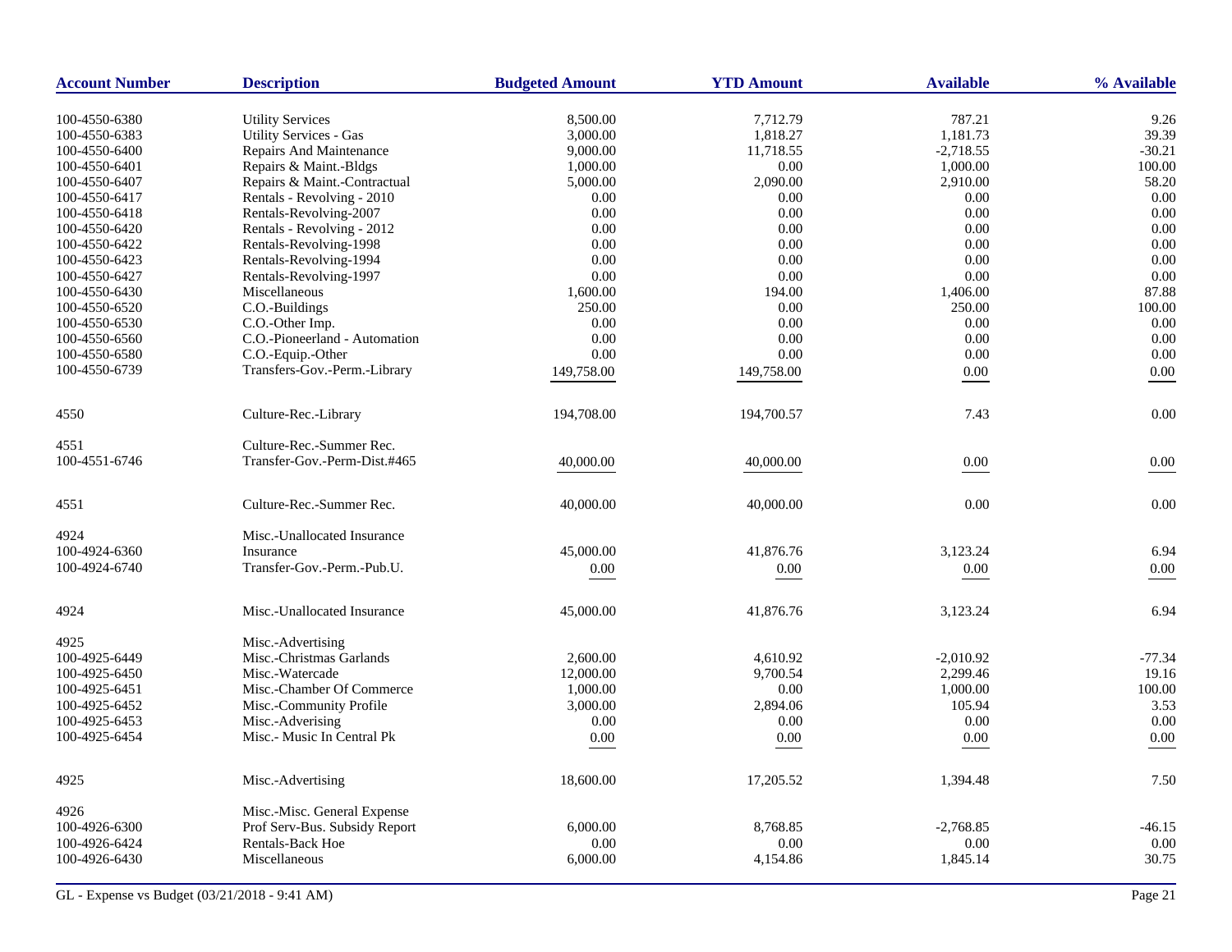| Account Number | Description | Budgeted Amount | YTD Amount | Available | % Available |
|---|---|---|---|---|---|
| 100-4550-6380 | Utility Services | 8,500.00 | 7,712.79 | 787.21 | 9.26 |
| 100-4550-6383 | Utility Services - Gas | 3,000.00 | 1,818.27 | 1,181.73 | 39.39 |
| 100-4550-6400 | Repairs And Maintenance | 9,000.00 | 11,718.55 | -2,718.55 | -30.21 |
| 100-4550-6401 | Repairs & Maint.-Bldgs | 1,000.00 | 0.00 | 1,000.00 | 100.00 |
| 100-4550-6407 | Repairs & Maint.-Contractual | 5,000.00 | 2,090.00 | 2,910.00 | 58.20 |
| 100-4550-6417 | Rentals - Revolving - 2010 | 0.00 | 0.00 | 0.00 | 0.00 |
| 100-4550-6418 | Rentals-Revolving-2007 | 0.00 | 0.00 | 0.00 | 0.00 |
| 100-4550-6420 | Rentals - Revolving - 2012 | 0.00 | 0.00 | 0.00 | 0.00 |
| 100-4550-6422 | Rentals-Revolving-1998 | 0.00 | 0.00 | 0.00 | 0.00 |
| 100-4550-6423 | Rentals-Revolving-1994 | 0.00 | 0.00 | 0.00 | 0.00 |
| 100-4550-6427 | Rentals-Revolving-1997 | 0.00 | 0.00 | 0.00 | 0.00 |
| 100-4550-6430 | Miscellaneous | 1,600.00 | 194.00 | 1,406.00 | 87.88 |
| 100-4550-6520 | C.O.-Buildings | 250.00 | 0.00 | 250.00 | 100.00 |
| 100-4550-6530 | C.O.-Other Imp. | 0.00 | 0.00 | 0.00 | 0.00 |
| 100-4550-6560 | C.O.-Pioneerland - Automation | 0.00 | 0.00 | 0.00 | 0.00 |
| 100-4550-6580 | C.O.-Equip.-Other | 0.00 | 0.00 | 0.00 | 0.00 |
| 100-4550-6739 | Transfers-Gov.-Perm.-Library | 149,758.00 | 149,758.00 | 0.00 | 0.00 |
| 4550 | Culture-Rec.-Library | 194,708.00 | 194,700.57 | 7.43 | 0.00 |
| 4551 | Culture-Rec.-Summer Rec. | | | | |
| 100-4551-6746 | Transfer-Gov.-Perm-Dist.#465 | 40,000.00 | 40,000.00 | 0.00 | 0.00 |
| 4551 | Culture-Rec.-Summer Rec. | 40,000.00 | 40,000.00 | 0.00 | 0.00 |
| 4924 | Misc.-Unallocated Insurance | | | | |
| 100-4924-6360 | Insurance | 45,000.00 | 41,876.76 | 3,123.24 | 6.94 |
| 100-4924-6740 | Transfer-Gov.-Perm.-Pub.U. | 0.00 | 0.00 | 0.00 | 0.00 |
| 4924 | Misc.-Unallocated Insurance | 45,000.00 | 41,876.76 | 3,123.24 | 6.94 |
| 4925 | Misc.-Advertising | | | | |
| 100-4925-6449 | Misc.-Christmas Garlands | 2,600.00 | 4,610.92 | -2,010.92 | -77.34 |
| 100-4925-6450 | Misc.-Watercade | 12,000.00 | 9,700.54 | 2,299.46 | 19.16 |
| 100-4925-6451 | Misc.-Chamber Of Commerce | 1,000.00 | 0.00 | 1,000.00 | 100.00 |
| 100-4925-6452 | Misc.-Community Profile | 3,000.00 | 2,894.06 | 105.94 | 3.53 |
| 100-4925-6453 | Misc.-Adverising | 0.00 | 0.00 | 0.00 | 0.00 |
| 100-4925-6454 | Misc.- Music In Central Pk | 0.00 | 0.00 | 0.00 | 0.00 |
| 4925 | Misc.-Advertising | 18,600.00 | 17,205.52 | 1,394.48 | 7.50 |
| 4926 | Misc.-Misc. General Expense | | | | |
| 100-4926-6300 | Prof Serv-Bus. Subsidy Report | 6,000.00 | 8,768.85 | -2,768.85 | -46.15 |
| 100-4926-6424 | Rentals-Back Hoe | 0.00 | 0.00 | 0.00 | 0.00 |
| 100-4926-6430 | Miscellaneous | 6,000.00 | 4,154.86 | 1,845.14 | 30.75 |

GL - Expense vs Budget (03/21/2018 - 9:41 AM)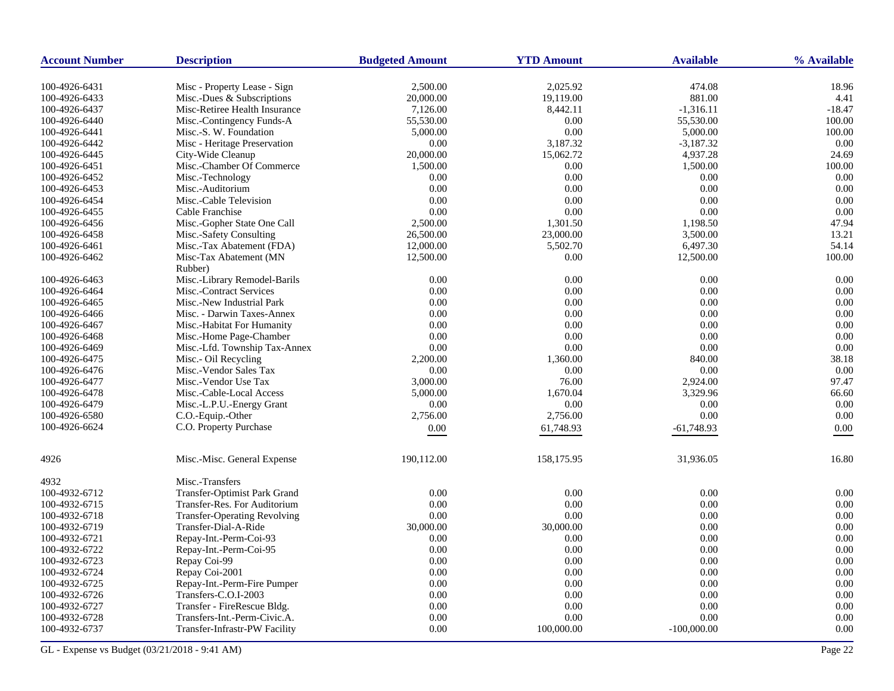| Account Number | Description | Budgeted Amount | YTD Amount | Available | % Available |
|---|---|---|---|---|---|
| 100-4926-6431 | Misc - Property Lease - Sign | 2,500.00 | 2,025.92 | 474.08 | 18.96 |
| 100-4926-6433 | Misc.-Dues & Subscriptions | 20,000.00 | 19,119.00 | 881.00 | 4.41 |
| 100-4926-6437 | Misc-Retiree Health Insurance | 7,126.00 | 8,442.11 | -1,316.11 | -18.47 |
| 100-4926-6440 | Misc.-Contingency Funds-A | 55,530.00 | 0.00 | 55,530.00 | 100.00 |
| 100-4926-6441 | Misc.-S. W. Foundation | 5,000.00 | 0.00 | 5,000.00 | 100.00 |
| 100-4926-6442 | Misc - Heritage Preservation | 0.00 | 3,187.32 | -3,187.32 | 0.00 |
| 100-4926-6445 | City-Wide Cleanup | 20,000.00 | 15,062.72 | 4,937.28 | 24.69 |
| 100-4926-6451 | Misc.-Chamber Of Commerce | 1,500.00 | 0.00 | 1,500.00 | 100.00 |
| 100-4926-6452 | Misc.-Technology | 0.00 | 0.00 | 0.00 | 0.00 |
| 100-4926-6453 | Misc.-Auditorium | 0.00 | 0.00 | 0.00 | 0.00 |
| 100-4926-6454 | Misc.-Cable Television | 0.00 | 0.00 | 0.00 | 0.00 |
| 100-4926-6455 | Cable Franchise | 0.00 | 0.00 | 0.00 | 0.00 |
| 100-4926-6456 | Misc.-Gopher State One Call | 2,500.00 | 1,301.50 | 1,198.50 | 47.94 |
| 100-4926-6458 | Misc.-Safety Consulting | 26,500.00 | 23,000.00 | 3,500.00 | 13.21 |
| 100-4926-6461 | Misc.-Tax Abatement (FDA) | 12,000.00 | 5,502.70 | 6,497.30 | 54.14 |
| 100-4926-6462 | Misc-Tax Abatement (MN Rubber) | 12,500.00 | 0.00 | 12,500.00 | 100.00 |
| 100-4926-6463 | Misc.-Library Remodel-Barils | 0.00 | 0.00 | 0.00 | 0.00 |
| 100-4926-6464 | Misc.-Contract Services | 0.00 | 0.00 | 0.00 | 0.00 |
| 100-4926-6465 | Misc.-New Industrial Park | 0.00 | 0.00 | 0.00 | 0.00 |
| 100-4926-6466 | Misc. - Darwin Taxes-Annex | 0.00 | 0.00 | 0.00 | 0.00 |
| 100-4926-6467 | Misc.-Habitat For Humanity | 0.00 | 0.00 | 0.00 | 0.00 |
| 100-4926-6468 | Misc.-Home Page-Chamber | 0.00 | 0.00 | 0.00 | 0.00 |
| 100-4926-6469 | Misc.-Lfd. Township Tax-Annex | 0.00 | 0.00 | 0.00 | 0.00 |
| 100-4926-6475 | Misc.- Oil Recycling | 2,200.00 | 1,360.00 | 840.00 | 38.18 |
| 100-4926-6476 | Misc.-Vendor Sales Tax | 0.00 | 0.00 | 0.00 | 0.00 |
| 100-4926-6477 | Misc.-Vendor Use Tax | 3,000.00 | 76.00 | 2,924.00 | 97.47 |
| 100-4926-6478 | Misc.-Cable-Local Access | 5,000.00 | 1,670.04 | 3,329.96 | 66.60 |
| 100-4926-6479 | Misc.-L.P.U.-Energy Grant | 0.00 | 0.00 | 0.00 | 0.00 |
| 100-4926-6580 | C.O.-Equip.-Other | 2,756.00 | 2,756.00 | 0.00 | 0.00 |
| 100-4926-6624 | C.O. Property Purchase | 0.00 | 61,748.93 | -61,748.93 | 0.00 |
| 4926 | Misc.-Misc. General Expense | 190,112.00 | 158,175.95 | 31,936.05 | 16.80 |
| 4932 | Misc.-Transfers | | | | |
| 100-4932-6712 | Transfer-Optimist Park Grand | 0.00 | 0.00 | 0.00 | 0.00 |
| 100-4932-6715 | Transfer-Res. For Auditorium | 0.00 | 0.00 | 0.00 | 0.00 |
| 100-4932-6718 | Transfer-Operating Revolving | 0.00 | 0.00 | 0.00 | 0.00 |
| 100-4932-6719 | Transfer-Dial-A-Ride | 30,000.00 | 30,000.00 | 0.00 | 0.00 |
| 100-4932-6721 | Repay-Int.-Perm-Coi-93 | 0.00 | 0.00 | 0.00 | 0.00 |
| 100-4932-6722 | Repay-Int.-Perm-Coi-95 | 0.00 | 0.00 | 0.00 | 0.00 |
| 100-4932-6723 | Repay Coi-99 | 0.00 | 0.00 | 0.00 | 0.00 |
| 100-4932-6724 | Repay Coi-2001 | 0.00 | 0.00 | 0.00 | 0.00 |
| 100-4932-6725 | Repay-Int.-Perm-Fire Pumper | 0.00 | 0.00 | 0.00 | 0.00 |
| 100-4932-6726 | Transfers-C.O.I-2003 | 0.00 | 0.00 | 0.00 | 0.00 |
| 100-4932-6727 | Transfer - FireRescue Bldg. | 0.00 | 0.00 | 0.00 | 0.00 |
| 100-4932-6728 | Transfers-Int.-Perm-Civic.A. | 0.00 | 0.00 | 0.00 | 0.00 |
| 100-4932-6737 | Transfer-Infrastr-PW Facility | 0.00 | 100,000.00 | -100,000.00 | 0.00 |

GL - Expense vs Budget (03/21/2018 - 9:41 AM)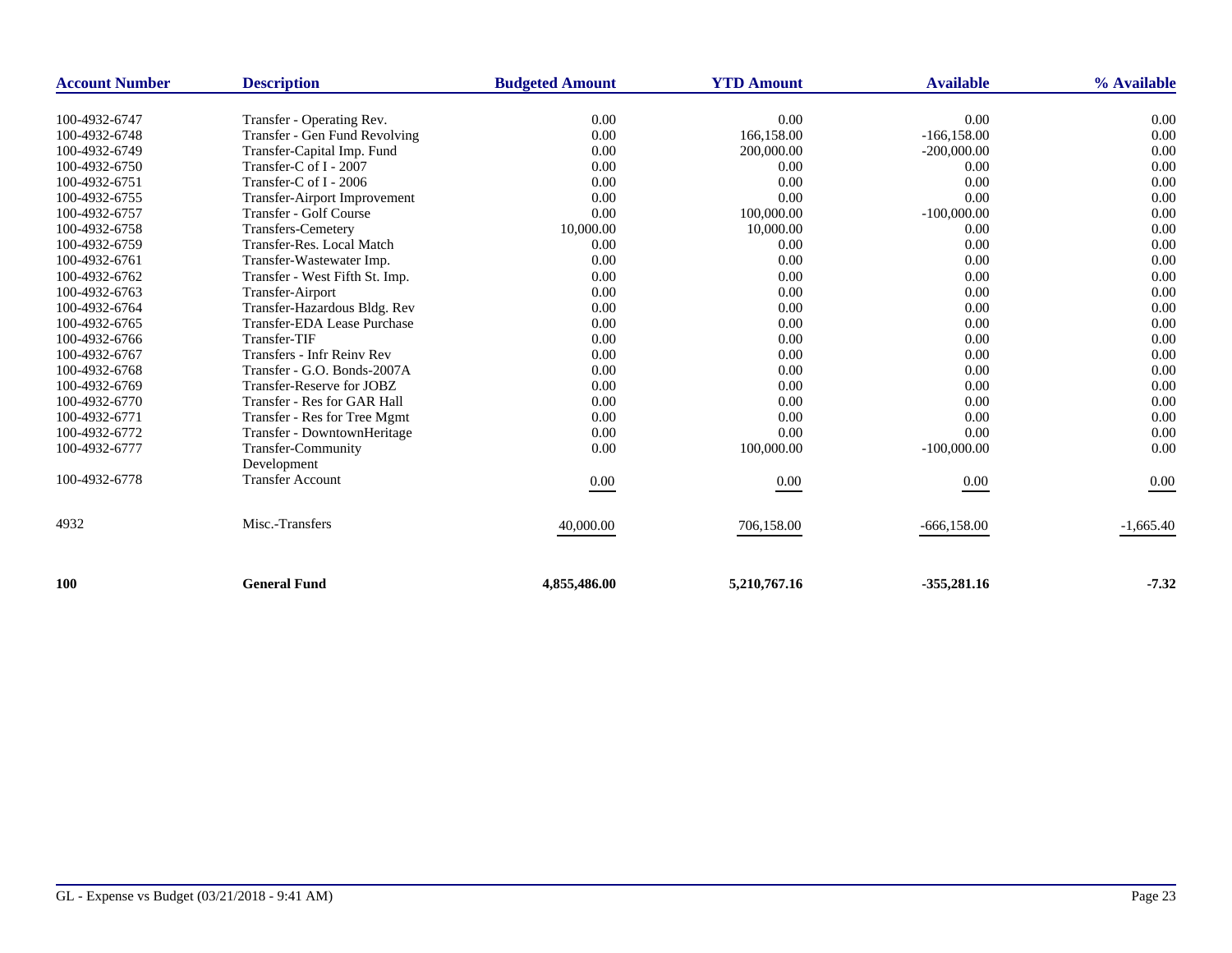| Account Number | Description | Budgeted Amount | YTD Amount | Available | % Available |
|---|---|---|---|---|---|
| 100-4932-6747 | Transfer - Operating Rev. | 0.00 | 0.00 | 0.00 | 0.00 |
| 100-4932-6748 | Transfer - Gen Fund Revolving | 0.00 | 166,158.00 | -166,158.00 | 0.00 |
| 100-4932-6749 | Transfer-Capital Imp. Fund | 0.00 | 200,000.00 | -200,000.00 | 0.00 |
| 100-4932-6750 | Transfer-C of I - 2007 | 0.00 | 0.00 | 0.00 | 0.00 |
| 100-4932-6751 | Transfer-C of I - 2006 | 0.00 | 0.00 | 0.00 | 0.00 |
| 100-4932-6755 | Transfer-Airport Improvement | 0.00 | 0.00 | 0.00 | 0.00 |
| 100-4932-6757 | Transfer - Golf Course | 0.00 | 100,000.00 | -100,000.00 | 0.00 |
| 100-4932-6758 | Transfers-Cemetery | 10,000.00 | 10,000.00 | 0.00 | 0.00 |
| 100-4932-6759 | Transfer-Res. Local Match | 0.00 | 0.00 | 0.00 | 0.00 |
| 100-4932-6761 | Transfer-Wastewater Imp. | 0.00 | 0.00 | 0.00 | 0.00 |
| 100-4932-6762 | Transfer - West Fifth St. Imp. | 0.00 | 0.00 | 0.00 | 0.00 |
| 100-4932-6763 | Transfer-Airport | 0.00 | 0.00 | 0.00 | 0.00 |
| 100-4932-6764 | Transfer-Hazardous Bldg. Rev | 0.00 | 0.00 | 0.00 | 0.00 |
| 100-4932-6765 | Transfer-EDA Lease Purchase | 0.00 | 0.00 | 0.00 | 0.00 |
| 100-4932-6766 | Transfer-TIF | 0.00 | 0.00 | 0.00 | 0.00 |
| 100-4932-6767 | Transfers - Infr Reinv Rev | 0.00 | 0.00 | 0.00 | 0.00 |
| 100-4932-6768 | Transfer - G.O. Bonds-2007A | 0.00 | 0.00 | 0.00 | 0.00 |
| 100-4932-6769 | Transfer-Reserve for JOBZ | 0.00 | 0.00 | 0.00 | 0.00 |
| 100-4932-6770 | Transfer - Res for GAR Hall | 0.00 | 0.00 | 0.00 | 0.00 |
| 100-4932-6771 | Transfer - Res for Tree Mgmt | 0.00 | 0.00 | 0.00 | 0.00 |
| 100-4932-6772 | Transfer - DowntownHeritage | 0.00 | 0.00 | 0.00 | 0.00 |
| 100-4932-6777 | Transfer-Community Development | 0.00 | 100,000.00 | -100,000.00 | 0.00 |
| 100-4932-6778 | Transfer Account | 0.00 | 0.00 | 0.00 | 0.00 |
| 4932 | Misc.-Transfers | 40,000.00 | 706,158.00 | -666,158.00 | -1,665.40 |
| **100** | **General Fund** | **4,855,486.00** | **5,210,767.16** | **-355,281.16** | **-7.32** |

GL - Expense vs Budget (03/21/2018 - 9:41 AM)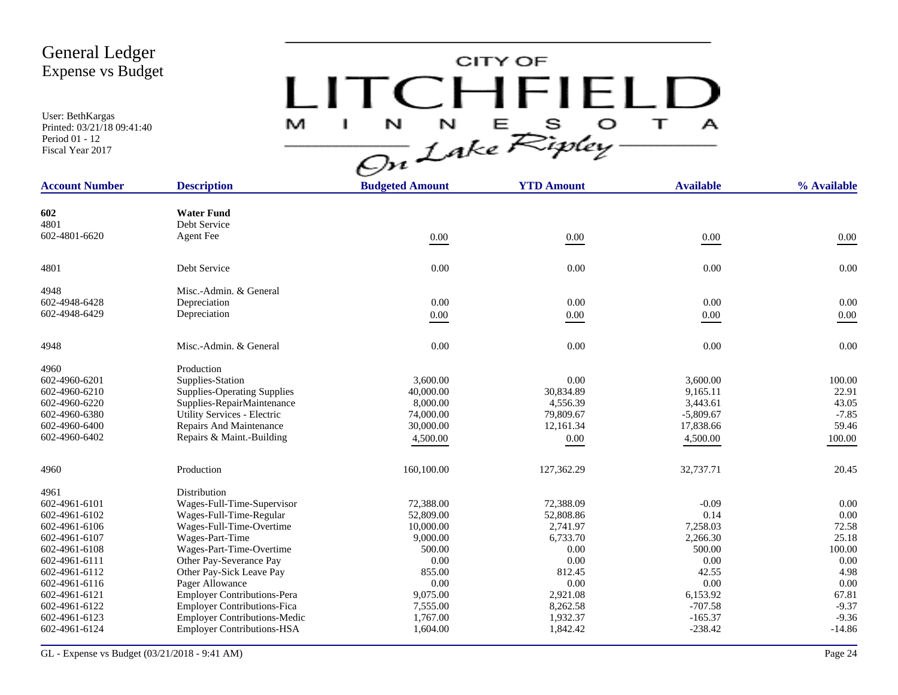# General Ledger
## Expense vs Budget

User: BethKargas
Printed: 03/21/18 09:41:40
Period 01 - 12
Fiscal Year 2017

CITY OF LITCHFIELD MINNESOTA On Lake Ripley

| Account Number | Description | Budgeted Amount | YTD Amount | Available | % Available |
|---|---|---|---|---|---|
| **602** | **Water Fund** | | | | |
| 4801 | Debt Service | | | | |
| 602-4801-6620 | Agent Fee | 0.00 | 0.00 | 0.00 | 0.00 |
| 4801 | Debt Service | 0.00 | 0.00 | 0.00 | 0.00 |
| 4948 | Misc.-Admin. & General | | | | |
| 602-4948-6428 | Depreciation | 0.00 | 0.00 | 0.00 | 0.00 |
| 602-4948-6429 | Depreciation | 0.00 | 0.00 | 0.00 | 0.00 |
| 4948 | Misc.-Admin. & General | 0.00 | 0.00 | 0.00 | 0.00 |
| 4960 | Production | | | | |
| 602-4960-6201 | Supplies-Station | 3,600.00 | 0.00 | 3,600.00 | 100.00 |
| 602-4960-6210 | Supplies-Operating Supplies | 40,000.00 | 30,834.89 | 9,165.11 | 22.91 |
| 602-4960-6220 | Supplies-RepairMaintenance | 8,000.00 | 4,556.39 | 3,443.61 | 43.05 |
| 602-4960-6380 | Utility Services - Electric | 74,000.00 | 79,809.67 | -5,809.67 | -7.85 |
| 602-4960-6400 | Repairs And Maintenance | 30,000.00 | 12,161.34 | 17,838.66 | 59.46 |
| 602-4960-6402 | Repairs & Maint.-Building | 4,500.00 | 0.00 | 4,500.00 | 100.00 |
| 4960 | Production | 160,100.00 | 127,362.29 | 32,737.71 | 20.45 |
| 4961 | Distribution | | | | |
| 602-4961-6101 | Wages-Full-Time-Supervisor | 72,388.00 | 72,388.09 | -0.09 | 0.00 |
| 602-4961-6102 | Wages-Full-Time-Regular | 52,809.00 | 52,808.86 | 0.14 | 0.00 |
| 602-4961-6106 | Wages-Full-Time-Overtime | 10,000.00 | 2,741.97 | 7,258.03 | 72.58 |
| 602-4961-6107 | Wages-Part-Time | 9,000.00 | 6,733.70 | 2,266.30 | 25.18 |
| 602-4961-6108 | Wages-Part-Time-Overtime | 500.00 | 0.00 | 500.00 | 100.00 |
| 602-4961-6111 | Other Pay-Severance Pay | 0.00 | 0.00 | 0.00 | 0.00 |
| 602-4961-6112 | Other Pay-Sick Leave Pay | 855.00 | 812.45 | 42.55 | 4.98 |
| 602-4961-6116 | Pager Allowance | 0.00 | 0.00 | 0.00 | 0.00 |
| 602-4961-6121 | Employer Contributions-Pera | 9,075.00 | 2,921.08 | 6,153.92 | 67.81 |
| 602-4961-6122 | Employer Contributions-Fica | 7,555.00 | 8,262.58 | -707.58 | -9.37 |
| 602-4961-6123 | Employer Contributions-Medic | 1,767.00 | 1,932.37 | -165.37 | -9.36 |
| 602-4961-6124 | Employer Contributions-HSA | 1,604.00 | 1,842.42 | -238.42 | -14.86 |

GL - Expense vs Budget (03/21/2018 - 9:41 AM)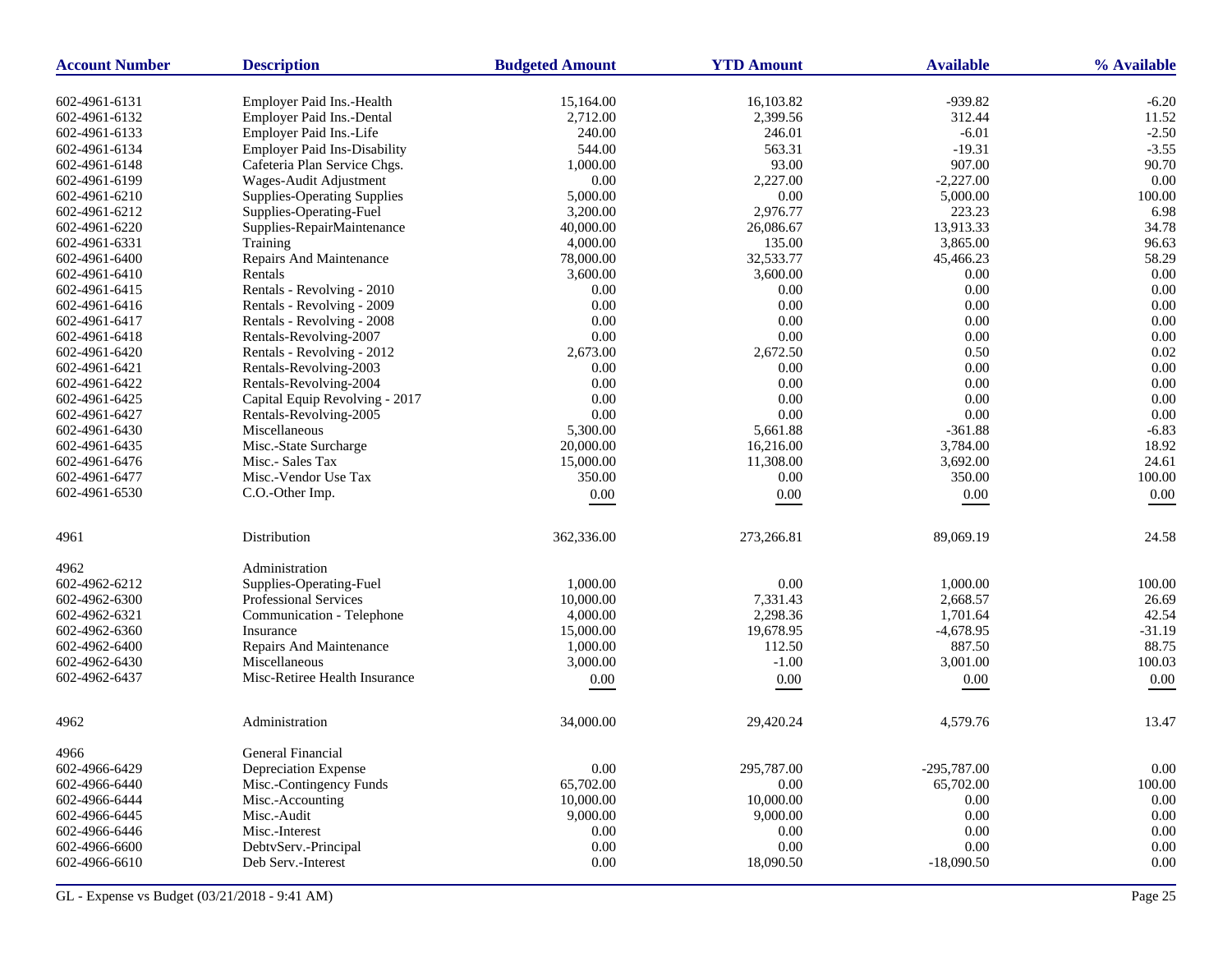| Account Number | Description | Budgeted Amount | YTD Amount | Available | % Available |
|---|---|---|---|---|---|
| 602-4961-6131 | Employer Paid Ins.-Health | 15,164.00 | 16,103.82 | -939.82 | -6.20 |
| 602-4961-6132 | Employer Paid Ins.-Dental | 2,712.00 | 2,399.56 | 312.44 | 11.52 |
| 602-4961-6133 | Employer Paid Ins.-Life | 240.00 | 246.01 | -6.01 | -2.50 |
| 602-4961-6134 | Employer Paid Ins-Disability | 544.00 | 563.31 | -19.31 | -3.55 |
| 602-4961-6148 | Cafeteria Plan Service Chgs. | 1,000.00 | 93.00 | 907.00 | 90.70 |
| 602-4961-6199 | Wages-Audit Adjustment | 0.00 | 2,227.00 | -2,227.00 | 0.00 |
| 602-4961-6210 | Supplies-Operating Supplies | 5,000.00 | 0.00 | 5,000.00 | 100.00 |
| 602-4961-6212 | Supplies-Operating-Fuel | 3,200.00 | 2,976.77 | 223.23 | 6.98 |
| 602-4961-6220 | Supplies-RepairMaintenance | 40,000.00 | 26,086.67 | 13,913.33 | 34.78 |
| 602-4961-6331 | Training | 4,000.00 | 135.00 | 3,865.00 | 96.63 |
| 602-4961-6400 | Repairs And Maintenance | 78,000.00 | 32,533.77 | 45,466.23 | 58.29 |
| 602-4961-6410 | Rentals | 3,600.00 | 3,600.00 | 0.00 | 0.00 |
| 602-4961-6415 | Rentals - Revolving - 2010 | 0.00 | 0.00 | 0.00 | 0.00 |
| 602-4961-6416 | Rentals - Revolving - 2009 | 0.00 | 0.00 | 0.00 | 0.00 |
| 602-4961-6417 | Rentals - Revolving - 2008 | 0.00 | 0.00 | 0.00 | 0.00 |
| 602-4961-6418 | Rentals-Revolving-2007 | 0.00 | 0.00 | 0.00 | 0.00 |
| 602-4961-6420 | Rentals - Revolving - 2012 | 2,673.00 | 2,672.50 | 0.50 | 0.02 |
| 602-4961-6421 | Rentals-Revolving-2003 | 0.00 | 0.00 | 0.00 | 0.00 |
| 602-4961-6422 | Rentals-Revolving-2004 | 0.00 | 0.00 | 0.00 | 0.00 |
| 602-4961-6425 | Capital Equip Revolving - 2017 | 0.00 | 0.00 | 0.00 | 0.00 |
| 602-4961-6427 | Rentals-Revolving-2005 | 0.00 | 0.00 | 0.00 | 0.00 |
| 602-4961-6430 | Miscellaneous | 5,300.00 | 5,661.88 | -361.88 | -6.83 |
| 602-4961-6435 | Misc.-State Surcharge | 20,000.00 | 16,216.00 | 3,784.00 | 18.92 |
| 602-4961-6476 | Misc.- Sales Tax | 15,000.00 | 11,308.00 | 3,692.00 | 24.61 |
| 602-4961-6477 | Misc.-Vendor Use Tax | 350.00 | 0.00 | 350.00 | 100.00 |
| 602-4961-6530 | C.O.-Other Imp. | 0.00 | 0.00 | 0.00 | 0.00 |
| 4961 | Distribution | 362,336.00 | 273,266.81 | 89,069.19 | 24.58 |
| 4962 | Administration | | | | |
| 602-4962-6212 | Supplies-Operating-Fuel | 1,000.00 | 0.00 | 1,000.00 | 100.00 |
| 602-4962-6300 | Professional Services | 10,000.00 | 7,331.43 | 2,668.57 | 26.69 |
| 602-4962-6321 | Communication - Telephone | 4,000.00 | 2,298.36 | 1,701.64 | 42.54 |
| 602-4962-6360 | Insurance | 15,000.00 | 19,678.95 | -4,678.95 | -31.19 |
| 602-4962-6400 | Repairs And Maintenance | 1,000.00 | 112.50 | 887.50 | 88.75 |
| 602-4962-6430 | Miscellaneous | 3,000.00 | -1.00 | 3,001.00 | 100.03 |
| 602-4962-6437 | Misc-Retiree Health Insurance | 0.00 | 0.00 | 0.00 | 0.00 |
| 4962 | Administration | 34,000.00 | 29,420.24 | 4,579.76 | 13.47 |
| 4966 | General Financial | | | | |
| 602-4966-6429 | Depreciation Expense | 0.00 | 295,787.00 | -295,787.00 | 0.00 |
| 602-4966-6440 | Misc.-Contingency Funds | 65,702.00 | 0.00 | 65,702.00 | 100.00 |
| 602-4966-6444 | Misc.-Accounting | 10,000.00 | 10,000.00 | 0.00 | 0.00 |
| 602-4966-6445 | Misc.-Audit | 9,000.00 | 9,000.00 | 0.00 | 0.00 |
| 602-4966-6446 | Misc.-Interest | 0.00 | 0.00 | 0.00 | 0.00 |
| 602-4966-6600 | DebtvServ.-Principal | 0.00 | 0.00 | 0.00 | 0.00 |
| 602-4966-6610 | Deb Serv.-Interest | 0.00 | 18,090.50 | -18,090.50 | 0.00 |

GL - Expense vs Budget (03/21/2018 - 9:41 AM)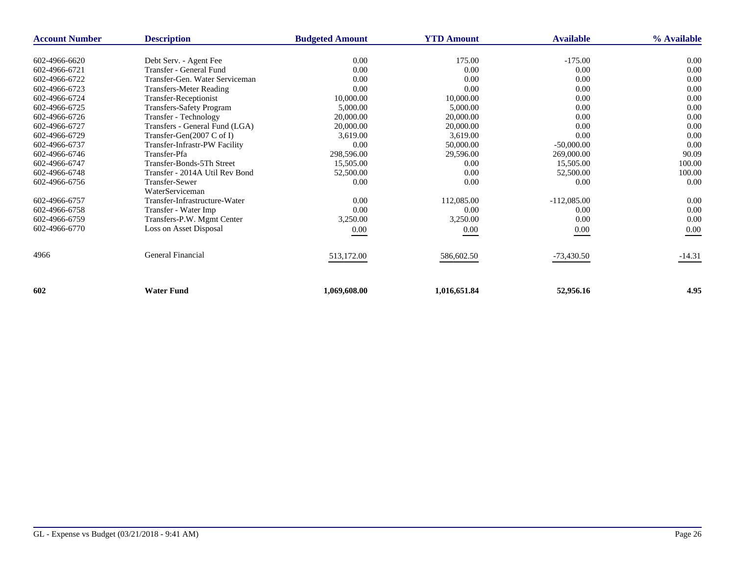| Account Number | Description | Budgeted Amount | YTD Amount | Available | % Available |
|---|---|---|---|---|---|
| 602-4966-6620 | Debt Serv. - Agent Fee | 0.00 | 175.00 | -175.00 | 0.00 |
| 602-4966-6721 | Transfer - General Fund | 0.00 | 0.00 | 0.00 | 0.00 |
| 602-4966-6722 | Transfer-Gen. Water Serviceman | 0.00 | 0.00 | 0.00 | 0.00 |
| 602-4966-6723 | Transfers-Meter Reading | 0.00 | 0.00 | 0.00 | 0.00 |
| 602-4966-6724 | Transfer-Receptionist | 10,000.00 | 10,000.00 | 0.00 | 0.00 |
| 602-4966-6725 | Transfers-Safety Program | 5,000.00 | 5,000.00 | 0.00 | 0.00 |
| 602-4966-6726 | Transfer - Technology | 20,000.00 | 20,000.00 | 0.00 | 0.00 |
| 602-4966-6727 | Transfers - General Fund (LGA) | 20,000.00 | 20,000.00 | 0.00 | 0.00 |
| 602-4966-6729 | Transfer-Gen(2007 C of I) | 3,619.00 | 3,619.00 | 0.00 | 0.00 |
| 602-4966-6737 | Transfer-Infrastr-PW Facility | 0.00 | 50,000.00 | -50,000.00 | 0.00 |
| 602-4966-6746 | Transfer-Pfa | 298,596.00 | 29,596.00 | 269,000.00 | 90.09 |
| 602-4966-6747 | Transfer-Bonds-5Th Street | 15,505.00 | 0.00 | 15,505.00 | 100.00 |
| 602-4966-6748 | Transfer - 2014A Util Rev Bond | 52,500.00 | 0.00 | 52,500.00 | 100.00 |
| 602-4966-6756 | Transfer-Sewer WaterServiceman | 0.00 | 0.00 | 0.00 | 0.00 |
| 602-4966-6757 | Transfer-Infrastructure-Water | 0.00 | 112,085.00 | -112,085.00 | 0.00 |
| 602-4966-6758 | Transfer - Water Imp | 0.00 | 0.00 | 0.00 | 0.00 |
| 602-4966-6759 | Transfers-P.W. Mgmt Center | 3,250.00 | 3,250.00 | 0.00 | 0.00 |
| 602-4966-6770 | Loss on Asset Disposal | 0.00 | 0.00 | 0.00 | 0.00 |
| 4966 | General Financial | 513,172.00 | 586,602.50 | -73,430.50 | -14.31 |
| **602** | **Water Fund** | **1,069,608.00** | **1,016,651.84** | **52,956.16** | **4.95** |

GL - Expense vs Budget (03/21/2018 - 9:41 AM)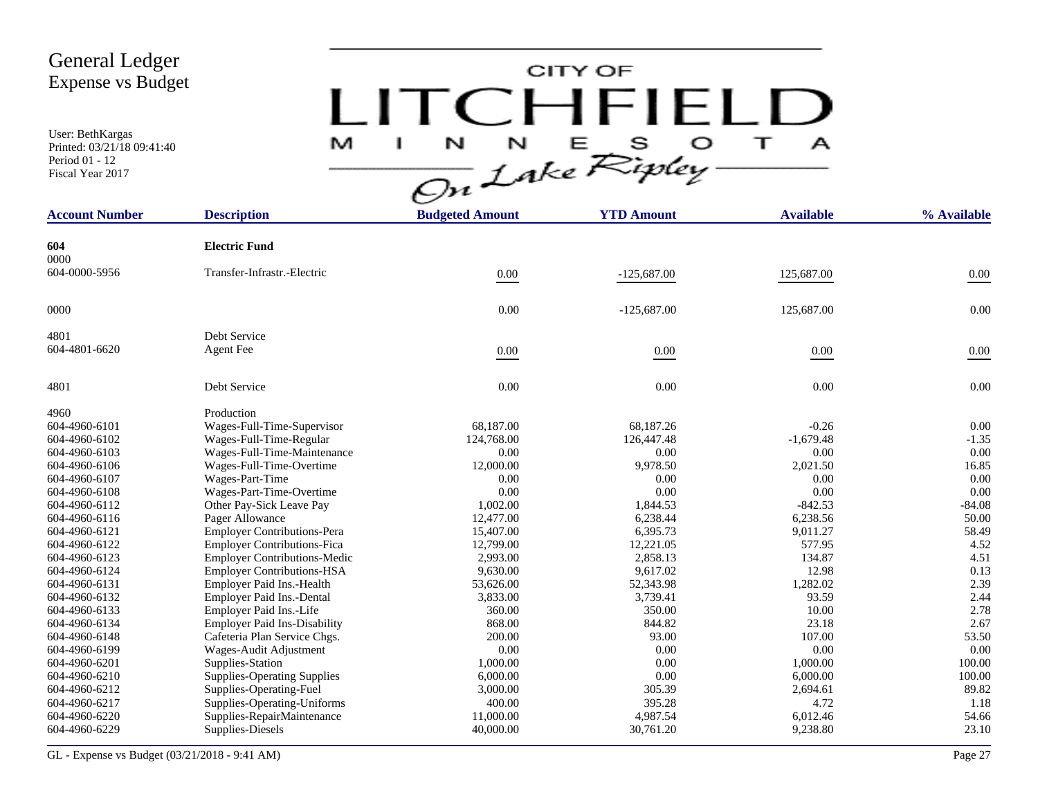# General Ledger
## Expense vs Budget

CITY OF LITCHFIELD MINNESOTA — On Lake Ripley

User: BethKargas
Printed: 03/21/18 09:41:40
Period 01 - 12
Fiscal Year 2017

| Account Number | Description | Budgeted Amount | YTD Amount | Available | % Available |
|---|---|---|---|---|---|
| **604** | **Electric Fund** | | | | |
| 0000 | | | | | |
| 604-0000-5956 | Transfer-Infrastr.-Electric | 0.00 | -125,687.00 | 125,687.00 | 0.00 |
| 0000 | | 0.00 | -125,687.00 | 125,687.00 | 0.00 |
| 4801 | Debt Service | | | | |
| 604-4801-6620 | Agent Fee | 0.00 | 0.00 | 0.00 | 0.00 |
| 4801 | Debt Service | 0.00 | 0.00 | 0.00 | 0.00 |
| 4960 | Production | | | | |
| 604-4960-6101 | Wages-Full-Time-Supervisor | 68,187.00 | 68,187.26 | -0.26 | 0.00 |
| 604-4960-6102 | Wages-Full-Time-Regular | 124,768.00 | 126,447.48 | -1,679.48 | -1.35 |
| 604-4960-6103 | Wages-Full-Time-Maintenance | 0.00 | 0.00 | 0.00 | 0.00 |
| 604-4960-6106 | Wages-Full-Time-Overtime | 12,000.00 | 9,978.50 | 2,021.50 | 16.85 |
| 604-4960-6107 | Wages-Part-Time | 0.00 | 0.00 | 0.00 | 0.00 |
| 604-4960-6108 | Wages-Part-Time-Overtime | 0.00 | 0.00 | 0.00 | 0.00 |
| 604-4960-6112 | Other Pay-Sick Leave Pay | 1,002.00 | 1,844.53 | -842.53 | -84.08 |
| 604-4960-6116 | Pager Allowance | 12,477.00 | 6,238.44 | 6,238.56 | 50.00 |
| 604-4960-6121 | Employer Contributions-Pera | 15,407.00 | 6,395.73 | 9,011.27 | 58.49 |
| 604-4960-6122 | Employer Contributions-Fica | 12,799.00 | 12,221.05 | 577.95 | 4.52 |
| 604-4960-6123 | Employer Contributions-Medic | 2,993.00 | 2,858.13 | 134.87 | 4.51 |
| 604-4960-6124 | Employer Contributions-HSA | 9,630.00 | 9,617.02 | 12.98 | 0.13 |
| 604-4960-6131 | Employer Paid Ins.-Health | 53,626.00 | 52,343.98 | 1,282.02 | 2.39 |
| 604-4960-6132 | Employer Paid Ins.-Dental | 3,833.00 | 3,739.41 | 93.59 | 2.44 |
| 604-4960-6133 | Employer Paid Ins.-Life | 360.00 | 350.00 | 10.00 | 2.78 |
| 604-4960-6134 | Employer Paid Ins-Disability | 868.00 | 844.82 | 23.18 | 2.67 |
| 604-4960-6148 | Cafeteria Plan Service Chgs. | 200.00 | 93.00 | 107.00 | 53.50 |
| 604-4960-6199 | Wages-Audit Adjustment | 0.00 | 0.00 | 0.00 | 0.00 |
| 604-4960-6201 | Supplies-Station | 1,000.00 | 0.00 | 1,000.00 | 100.00 |
| 604-4960-6210 | Supplies-Operating Supplies | 6,000.00 | 0.00 | 6,000.00 | 100.00 |
| 604-4960-6212 | Supplies-Operating-Fuel | 3,000.00 | 305.39 | 2,694.61 | 89.82 |
| 604-4960-6217 | Supplies-Operating-Uniforms | 400.00 | 395.28 | 4.72 | 1.18 |
| 604-4960-6220 | Supplies-RepairMaintenance | 11,000.00 | 4,987.54 | 6,012.46 | 54.66 |
| 604-4960-6229 | Supplies-Diesels | 40,000.00 | 30,761.20 | 9,238.80 | 23.10 |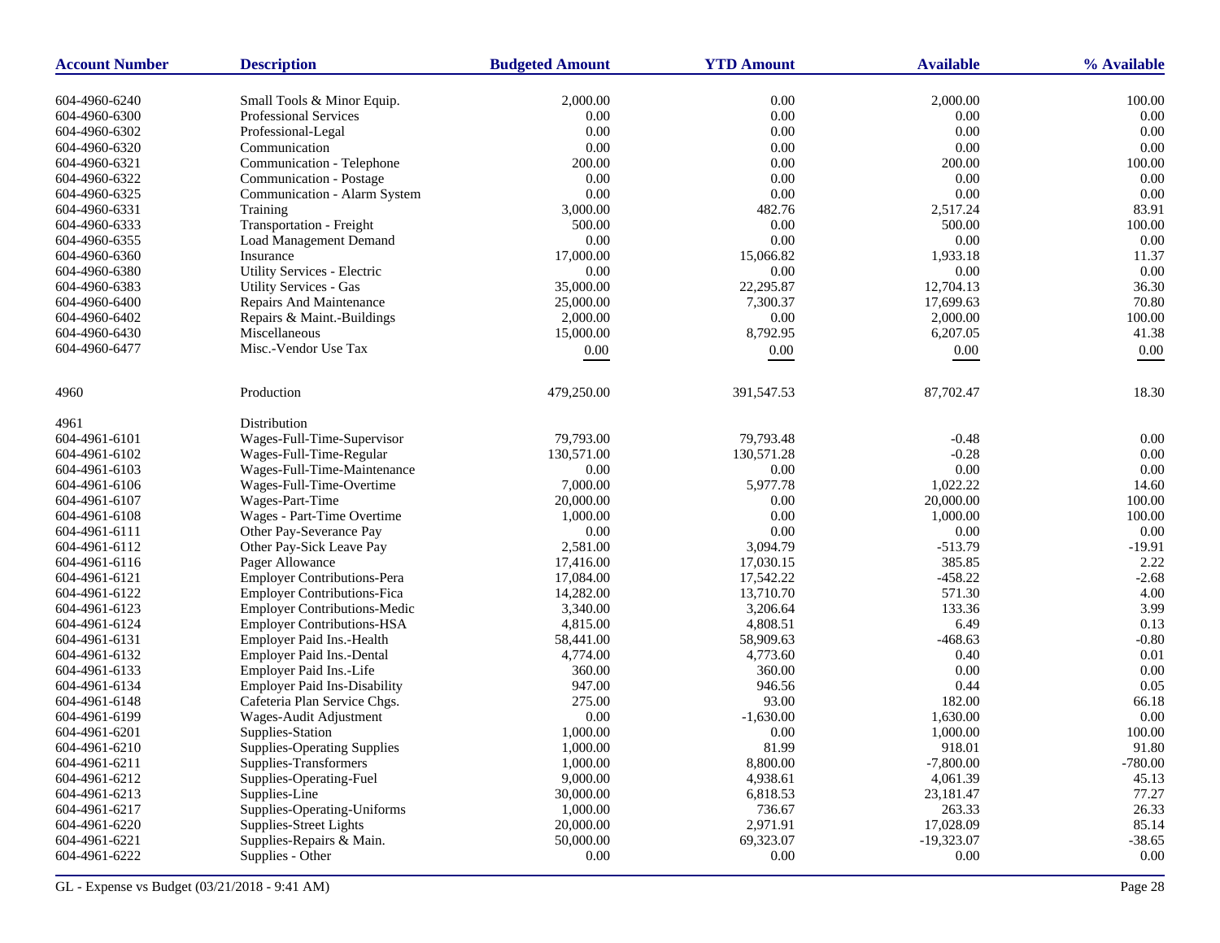| Account Number | Description | Budgeted Amount | YTD Amount | Available | % Available |
|---|---|---|---|---|---|
| 604-4960-6240 | Small Tools & Minor Equip. | 2,000.00 | 0.00 | 2,000.00 | 100.00 |
| 604-4960-6300 | Professional Services | 0.00 | 0.00 | 0.00 | 0.00 |
| 604-4960-6302 | Professional-Legal | 0.00 | 0.00 | 0.00 | 0.00 |
| 604-4960-6320 | Communication | 0.00 | 0.00 | 0.00 | 0.00 |
| 604-4960-6321 | Communication - Telephone | 200.00 | 0.00 | 200.00 | 100.00 |
| 604-4960-6322 | Communication - Postage | 0.00 | 0.00 | 0.00 | 0.00 |
| 604-4960-6325 | Communication - Alarm System | 0.00 | 0.00 | 0.00 | 0.00 |
| 604-4960-6331 | Training | 3,000.00 | 482.76 | 2,517.24 | 83.91 |
| 604-4960-6333 | Transportation - Freight | 500.00 | 0.00 | 500.00 | 100.00 |
| 604-4960-6355 | Load Management Demand | 0.00 | 0.00 | 0.00 | 0.00 |
| 604-4960-6360 | Insurance | 17,000.00 | 15,066.82 | 1,933.18 | 11.37 |
| 604-4960-6380 | Utility Services - Electric | 0.00 | 0.00 | 0.00 | 0.00 |
| 604-4960-6383 | Utility Services - Gas | 35,000.00 | 22,295.87 | 12,704.13 | 36.30 |
| 604-4960-6400 | Repairs And Maintenance | 25,000.00 | 7,300.37 | 17,699.63 | 70.80 |
| 604-4960-6402 | Repairs & Maint.-Buildings | 2,000.00 | 0.00 | 2,000.00 | 100.00 |
| 604-4960-6430 | Miscellaneous | 15,000.00 | 8,792.95 | 6,207.05 | 41.38 |
| 604-4960-6477 | Misc.-Vendor Use Tax | 0.00 | 0.00 | 0.00 | 0.00 |
| 4960 | Production | 479,250.00 | 391,547.53 | 87,702.47 | 18.30 |
| 4961 | Distribution | | | | |
| 604-4961-6101 | Wages-Full-Time-Supervisor | 79,793.00 | 79,793.48 | -0.48 | 0.00 |
| 604-4961-6102 | Wages-Full-Time-Regular | 130,571.00 | 130,571.28 | -0.28 | 0.00 |
| 604-4961-6103 | Wages-Full-Time-Maintenance | 0.00 | 0.00 | 0.00 | 0.00 |
| 604-4961-6106 | Wages-Full-Time-Overtime | 7,000.00 | 5,977.78 | 1,022.22 | 14.60 |
| 604-4961-6107 | Wages-Part-Time | 20,000.00 | 0.00 | 20,000.00 | 100.00 |
| 604-4961-6108 | Wages - Part-Time Overtime | 1,000.00 | 0.00 | 1,000.00 | 100.00 |
| 604-4961-6111 | Other Pay-Severance Pay | 0.00 | 0.00 | 0.00 | 0.00 |
| 604-4961-6112 | Other Pay-Sick Leave Pay | 2,581.00 | 3,094.79 | -513.79 | -19.91 |
| 604-4961-6116 | Pager Allowance | 17,416.00 | 17,030.15 | 385.85 | 2.22 |
| 604-4961-6121 | Employer Contributions-Pera | 17,084.00 | 17,542.22 | -458.22 | -2.68 |
| 604-4961-6122 | Employer Contributions-Fica | 14,282.00 | 13,710.70 | 571.30 | 4.00 |
| 604-4961-6123 | Employer Contributions-Medic | 3,340.00 | 3,206.64 | 133.36 | 3.99 |
| 604-4961-6124 | Employer Contributions-HSA | 4,815.00 | 4,808.51 | 6.49 | 0.13 |
| 604-4961-6131 | Employer Paid Ins.-Health | 58,441.00 | 58,909.63 | -468.63 | -0.80 |
| 604-4961-6132 | Employer Paid Ins.-Dental | 4,774.00 | 4,773.60 | 0.40 | 0.01 |
| 604-4961-6133 | Employer Paid Ins.-Life | 360.00 | 360.00 | 0.00 | 0.00 |
| 604-4961-6134 | Employer Paid Ins-Disability | 947.00 | 946.56 | 0.44 | 0.05 |
| 604-4961-6148 | Cafeteria Plan Service Chgs. | 275.00 | 93.00 | 182.00 | 66.18 |
| 604-4961-6199 | Wages-Audit Adjustment | 0.00 | -1,630.00 | 1,630.00 | 0.00 |
| 604-4961-6201 | Supplies-Station | 1,000.00 | 0.00 | 1,000.00 | 100.00 |
| 604-4961-6210 | Supplies-Operating Supplies | 1,000.00 | 81.99 | 918.01 | 91.80 |
| 604-4961-6211 | Supplies-Transformers | 1,000.00 | 8,800.00 | -7,800.00 | -780.00 |
| 604-4961-6212 | Supplies-Operating-Fuel | 9,000.00 | 4,938.61 | 4,061.39 | 45.13 |
| 604-4961-6213 | Supplies-Line | 30,000.00 | 6,818.53 | 23,181.47 | 77.27 |
| 604-4961-6217 | Supplies-Operating-Uniforms | 1,000.00 | 736.67 | 263.33 | 26.33 |
| 604-4961-6220 | Supplies-Street Lights | 20,000.00 | 2,971.91 | 17,028.09 | 85.14 |
| 604-4961-6221 | Supplies-Repairs & Main. | 50,000.00 | 69,323.07 | -19,323.07 | -38.65 |
| 604-4961-6222 | Supplies - Other | 0.00 | 0.00 | 0.00 | 0.00 |

GL - Expense vs Budget (03/21/2018 - 9:41 AM)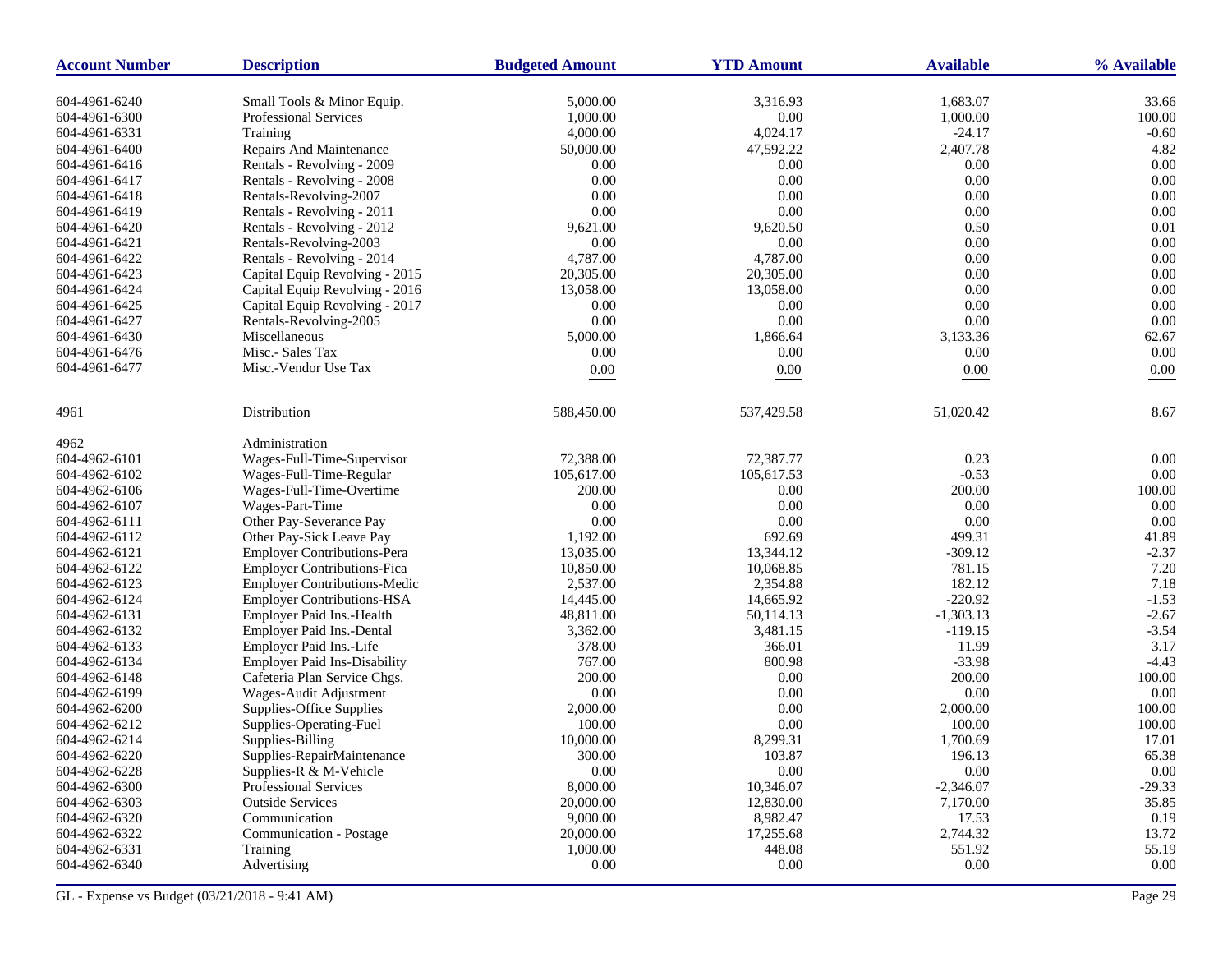| Account Number | Description | Budgeted Amount | YTD Amount | Available | % Available |
|---|---|---|---|---|---|
| 604-4961-6240 | Small Tools & Minor Equip. | 5,000.00 | 3,316.93 | 1,683.07 | 33.66 |
| 604-4961-6300 | Professional Services | 1,000.00 | 0.00 | 1,000.00 | 100.00 |
| 604-4961-6331 | Training | 4,000.00 | 4,024.17 | -24.17 | -0.60 |
| 604-4961-6400 | Repairs And Maintenance | 50,000.00 | 47,592.22 | 2,407.78 | 4.82 |
| 604-4961-6416 | Rentals - Revolving - 2009 | 0.00 | 0.00 | 0.00 | 0.00 |
| 604-4961-6417 | Rentals - Revolving - 2008 | 0.00 | 0.00 | 0.00 | 0.00 |
| 604-4961-6418 | Rentals-Revolving-2007 | 0.00 | 0.00 | 0.00 | 0.00 |
| 604-4961-6419 | Rentals - Revolving - 2011 | 0.00 | 0.00 | 0.00 | 0.00 |
| 604-4961-6420 | Rentals - Revolving - 2012 | 9,621.00 | 9,620.50 | 0.50 | 0.01 |
| 604-4961-6421 | Rentals-Revolving-2003 | 0.00 | 0.00 | 0.00 | 0.00 |
| 604-4961-6422 | Rentals - Revolving - 2014 | 4,787.00 | 4,787.00 | 0.00 | 0.00 |
| 604-4961-6423 | Capital Equip Revolving - 2015 | 20,305.00 | 20,305.00 | 0.00 | 0.00 |
| 604-4961-6424 | Capital Equip Revolving - 2016 | 13,058.00 | 13,058.00 | 0.00 | 0.00 |
| 604-4961-6425 | Capital Equip Revolving - 2017 | 0.00 | 0.00 | 0.00 | 0.00 |
| 604-4961-6427 | Rentals-Revolving-2005 | 0.00 | 0.00 | 0.00 | 0.00 |
| 604-4961-6430 | Miscellaneous | 5,000.00 | 1,866.64 | 3,133.36 | 62.67 |
| 604-4961-6476 | Misc.- Sales Tax | 0.00 | 0.00 | 0.00 | 0.00 |
| 604-4961-6477 | Misc.-Vendor Use Tax | 0.00 | 0.00 | 0.00 | 0.00 |
| 4961 | Distribution | 588,450.00 | 537,429.58 | 51,020.42 | 8.67 |
| 4962 | Administration | | | | |
| 604-4962-6101 | Wages-Full-Time-Supervisor | 72,388.00 | 72,387.77 | 0.23 | 0.00 |
| 604-4962-6102 | Wages-Full-Time-Regular | 105,617.00 | 105,617.53 | -0.53 | 0.00 |
| 604-4962-6106 | Wages-Full-Time-Overtime | 200.00 | 0.00 | 200.00 | 100.00 |
| 604-4962-6107 | Wages-Part-Time | 0.00 | 0.00 | 0.00 | 0.00 |
| 604-4962-6111 | Other Pay-Severance Pay | 0.00 | 0.00 | 0.00 | 0.00 |
| 604-4962-6112 | Other Pay-Sick Leave Pay | 1,192.00 | 692.69 | 499.31 | 41.89 |
| 604-4962-6121 | Employer Contributions-Pera | 13,035.00 | 13,344.12 | -309.12 | -2.37 |
| 604-4962-6122 | Employer Contributions-Fica | 10,850.00 | 10,068.85 | 781.15 | 7.20 |
| 604-4962-6123 | Employer Contributions-Medic | 2,537.00 | 2,354.88 | 182.12 | 7.18 |
| 604-4962-6124 | Employer Contributions-HSA | 14,445.00 | 14,665.92 | -220.92 | -1.53 |
| 604-4962-6131 | Employer Paid Ins.-Health | 48,811.00 | 50,114.13 | -1,303.13 | -2.67 |
| 604-4962-6132 | Employer Paid Ins.-Dental | 3,362.00 | 3,481.15 | -119.15 | -3.54 |
| 604-4962-6133 | Employer Paid Ins.-Life | 378.00 | 366.01 | 11.99 | 3.17 |
| 604-4962-6134 | Employer Paid Ins-Disability | 767.00 | 800.98 | -33.98 | -4.43 |
| 604-4962-6148 | Cafeteria Plan Service Chgs. | 200.00 | 0.00 | 200.00 | 100.00 |
| 604-4962-6199 | Wages-Audit Adjustment | 0.00 | 0.00 | 0.00 | 0.00 |
| 604-4962-6200 | Supplies-Office Supplies | 2,000.00 | 0.00 | 2,000.00 | 100.00 |
| 604-4962-6212 | Supplies-Operating-Fuel | 100.00 | 0.00 | 100.00 | 100.00 |
| 604-4962-6214 | Supplies-Billing | 10,000.00 | 8,299.31 | 1,700.69 | 17.01 |
| 604-4962-6220 | Supplies-RepairMaintenance | 300.00 | 103.87 | 196.13 | 65.38 |
| 604-4962-6228 | Supplies-R & M-Vehicle | 0.00 | 0.00 | 0.00 | 0.00 |
| 604-4962-6300 | Professional Services | 8,000.00 | 10,346.07 | -2,346.07 | -29.33 |
| 604-4962-6303 | Outside Services | 20,000.00 | 12,830.00 | 7,170.00 | 35.85 |
| 604-4962-6320 | Communication | 9,000.00 | 8,982.47 | 17.53 | 0.19 |
| 604-4962-6322 | Communication - Postage | 20,000.00 | 17,255.68 | 2,744.32 | 13.72 |
| 604-4962-6331 | Training | 1,000.00 | 448.08 | 551.92 | 55.19 |
| 604-4962-6340 | Advertising | 0.00 | 0.00 | 0.00 | 0.00 |

GL - Expense vs Budget (03/21/2018 - 9:41 AM)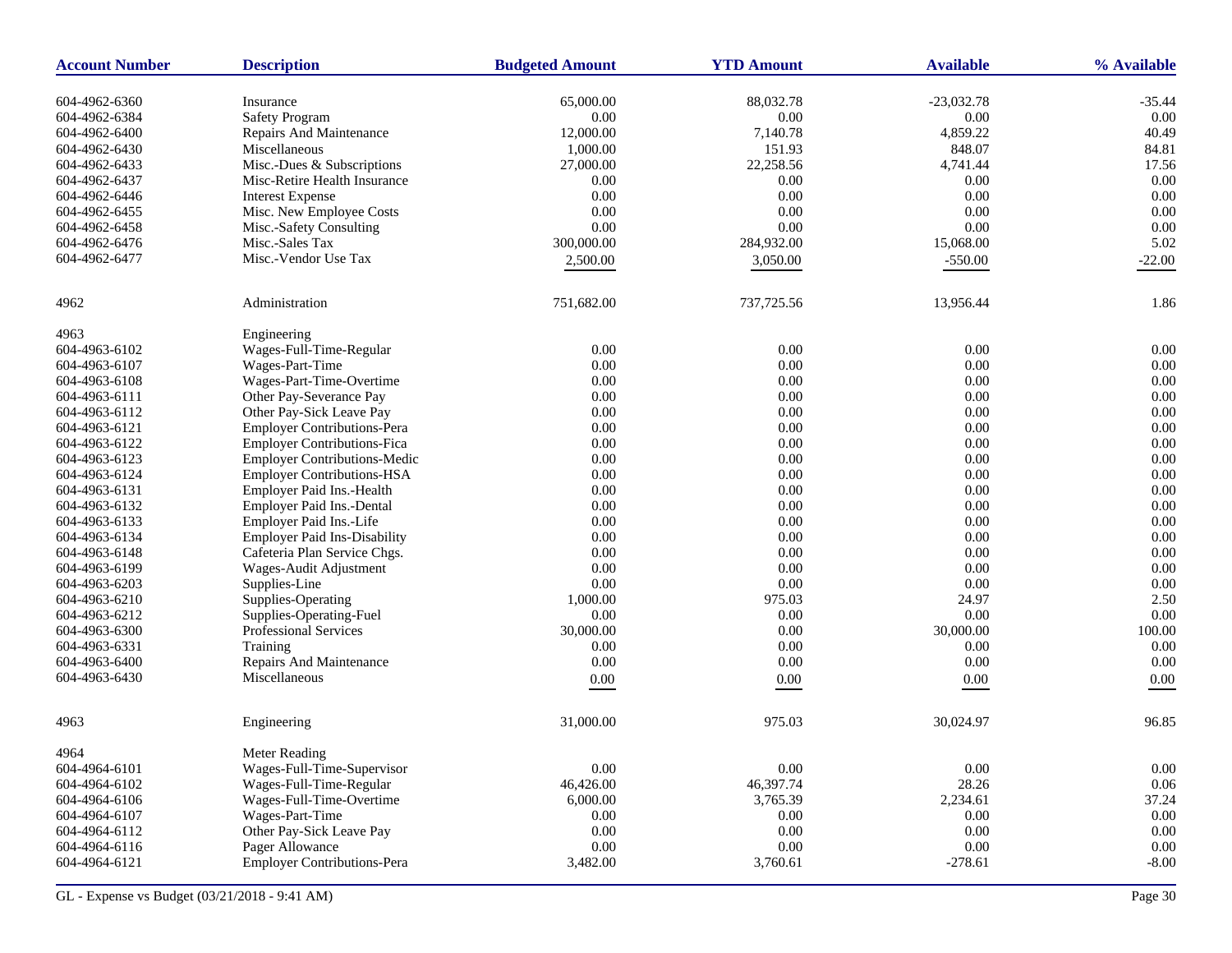| Account Number | Description | Budgeted Amount | YTD Amount | Available | % Available |
|---|---|---|---|---|---|
| 604-4962-6360 | Insurance | 65,000.00 | 88,032.78 | -23,032.78 | -35.44 |
| 604-4962-6384 | Safety Program | 0.00 | 0.00 | 0.00 | 0.00 |
| 604-4962-6400 | Repairs And Maintenance | 12,000.00 | 7,140.78 | 4,859.22 | 40.49 |
| 604-4962-6430 | Miscellaneous | 1,000.00 | 151.93 | 848.07 | 84.81 |
| 604-4962-6433 | Misc.-Dues & Subscriptions | 27,000.00 | 22,258.56 | 4,741.44 | 17.56 |
| 604-4962-6437 | Misc-Retire Health Insurance | 0.00 | 0.00 | 0.00 | 0.00 |
| 604-4962-6446 | Interest Expense | 0.00 | 0.00 | 0.00 | 0.00 |
| 604-4962-6455 | Misc. New Employee Costs | 0.00 | 0.00 | 0.00 | 0.00 |
| 604-4962-6458 | Misc.-Safety Consulting | 0.00 | 0.00 | 0.00 | 0.00 |
| 604-4962-6476 | Misc.-Sales Tax | 300,000.00 | 284,932.00 | 15,068.00 | 5.02 |
| 604-4962-6477 | Misc.-Vendor Use Tax | 2,500.00 | 3,050.00 | -550.00 | -22.00 |
| 4962 | Administration | 751,682.00 | 737,725.56 | 13,956.44 | 1.86 |
| 4963 | Engineering | | | | |
| 604-4963-6102 | Wages-Full-Time-Regular | 0.00 | 0.00 | 0.00 | 0.00 |
| 604-4963-6107 | Wages-Part-Time | 0.00 | 0.00 | 0.00 | 0.00 |
| 604-4963-6108 | Wages-Part-Time-Overtime | 0.00 | 0.00 | 0.00 | 0.00 |
| 604-4963-6111 | Other Pay-Severance Pay | 0.00 | 0.00 | 0.00 | 0.00 |
| 604-4963-6112 | Other Pay-Sick Leave Pay | 0.00 | 0.00 | 0.00 | 0.00 |
| 604-4963-6121 | Employer Contributions-Pera | 0.00 | 0.00 | 0.00 | 0.00 |
| 604-4963-6122 | Employer Contributions-Fica | 0.00 | 0.00 | 0.00 | 0.00 |
| 604-4963-6123 | Employer Contributions-Medic | 0.00 | 0.00 | 0.00 | 0.00 |
| 604-4963-6124 | Employer Contributions-HSA | 0.00 | 0.00 | 0.00 | 0.00 |
| 604-4963-6131 | Employer Paid Ins.-Health | 0.00 | 0.00 | 0.00 | 0.00 |
| 604-4963-6132 | Employer Paid Ins.-Dental | 0.00 | 0.00 | 0.00 | 0.00 |
| 604-4963-6133 | Employer Paid Ins.-Life | 0.00 | 0.00 | 0.00 | 0.00 |
| 604-4963-6134 | Employer Paid Ins-Disability | 0.00 | 0.00 | 0.00 | 0.00 |
| 604-4963-6148 | Cafeteria Plan Service Chgs. | 0.00 | 0.00 | 0.00 | 0.00 |
| 604-4963-6199 | Wages-Audit Adjustment | 0.00 | 0.00 | 0.00 | 0.00 |
| 604-4963-6203 | Supplies-Line | 0.00 | 0.00 | 0.00 | 0.00 |
| 604-4963-6210 | Supplies-Operating | 1,000.00 | 975.03 | 24.97 | 2.50 |
| 604-4963-6212 | Supplies-Operating-Fuel | 0.00 | 0.00 | 0.00 | 0.00 |
| 604-4963-6300 | Professional Services | 30,000.00 | 0.00 | 30,000.00 | 100.00 |
| 604-4963-6331 | Training | 0.00 | 0.00 | 0.00 | 0.00 |
| 604-4963-6400 | Repairs And Maintenance | 0.00 | 0.00 | 0.00 | 0.00 |
| 604-4963-6430 | Miscellaneous | 0.00 | 0.00 | 0.00 | 0.00 |
| 4963 | Engineering | 31,000.00 | 975.03 | 30,024.97 | 96.85 |
| 4964 | Meter Reading | | | | |
| 604-4964-6101 | Wages-Full-Time-Supervisor | 0.00 | 0.00 | 0.00 | 0.00 |
| 604-4964-6102 | Wages-Full-Time-Regular | 46,426.00 | 46,397.74 | 28.26 | 0.06 |
| 604-4964-6106 | Wages-Full-Time-Overtime | 6,000.00 | 3,765.39 | 2,234.61 | 37.24 |
| 604-4964-6107 | Wages-Part-Time | 0.00 | 0.00 | 0.00 | 0.00 |
| 604-4964-6112 | Other Pay-Sick Leave Pay | 0.00 | 0.00 | 0.00 | 0.00 |
| 604-4964-6116 | Pager Allowance | 0.00 | 0.00 | 0.00 | 0.00 |
| 604-4964-6121 | Employer Contributions-Pera | 3,482.00 | 3,760.61 | -278.61 | -8.00 |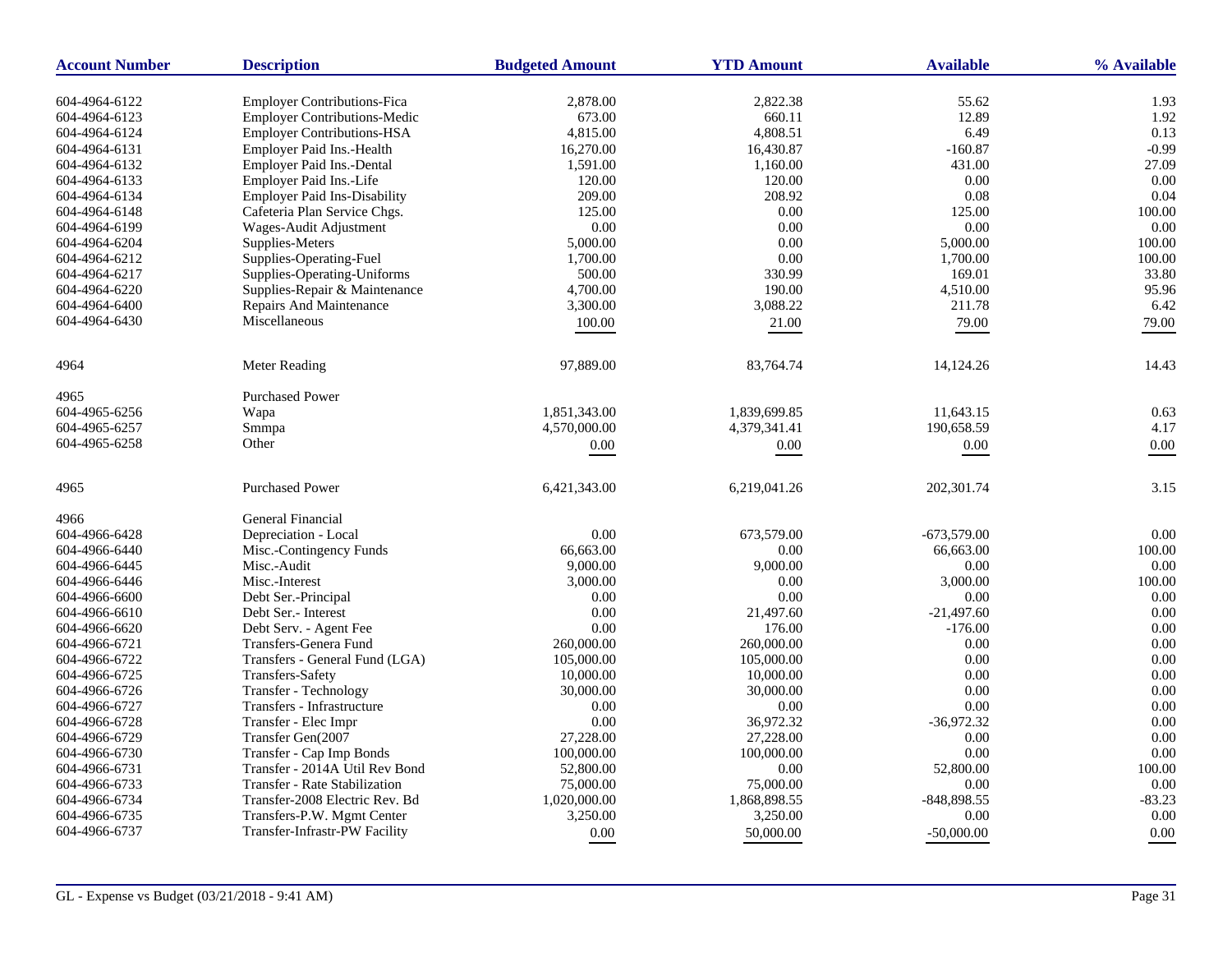| Account Number | Description | Budgeted Amount | YTD Amount | Available | % Available |
|---|---|---|---|---|---|
| 604-4964-6122 | Employer Contributions-Fica | 2,878.00 | 2,822.38 | 55.62 | 1.93 |
| 604-4964-6123 | Employer Contributions-Medic | 673.00 | 660.11 | 12.89 | 1.92 |
| 604-4964-6124 | Employer Contributions-HSA | 4,815.00 | 4,808.51 | 6.49 | 0.13 |
| 604-4964-6131 | Employer Paid Ins.-Health | 16,270.00 | 16,430.87 | -160.87 | -0.99 |
| 604-4964-6132 | Employer Paid Ins.-Dental | 1,591.00 | 1,160.00 | 431.00 | 27.09 |
| 604-4964-6133 | Employer Paid Ins.-Life | 120.00 | 120.00 | 0.00 | 0.00 |
| 604-4964-6134 | Employer Paid Ins-Disability | 209.00 | 208.92 | 0.08 | 0.04 |
| 604-4964-6148 | Cafeteria Plan Service Chgs. | 125.00 | 0.00 | 125.00 | 100.00 |
| 604-4964-6199 | Wages-Audit Adjustment | 0.00 | 0.00 | 0.00 | 0.00 |
| 604-4964-6204 | Supplies-Meters | 5,000.00 | 0.00 | 5,000.00 | 100.00 |
| 604-4964-6212 | Supplies-Operating-Fuel | 1,700.00 | 0.00 | 1,700.00 | 100.00 |
| 604-4964-6217 | Supplies-Operating-Uniforms | 500.00 | 330.99 | 169.01 | 33.80 |
| 604-4964-6220 | Supplies-Repair & Maintenance | 4,700.00 | 190.00 | 4,510.00 | 95.96 |
| 604-4964-6400 | Repairs And Maintenance | 3,300.00 | 3,088.22 | 211.78 | 6.42 |
| 604-4964-6430 | Miscellaneous | 100.00 | 21.00 | 79.00 | 79.00 |
| 4964 | Meter Reading | 97,889.00 | 83,764.74 | 14,124.26 | 14.43 |
| 4965 | Purchased Power | | | | |
| 604-4965-6256 | Wapa | 1,851,343.00 | 1,839,699.85 | 11,643.15 | 0.63 |
| 604-4965-6257 | Smmpa | 4,570,000.00 | 4,379,341.41 | 190,658.59 | 4.17 |
| 604-4965-6258 | Other | 0.00 | 0.00 | 0.00 | 0.00 |
| 4965 | Purchased Power | 6,421,343.00 | 6,219,041.26 | 202,301.74 | 3.15 |
| 4966 | General Financial | | | | |
| 604-4966-6428 | Depreciation - Local | 0.00 | 673,579.00 | -673,579.00 | 0.00 |
| 604-4966-6440 | Misc.-Contingency Funds | 66,663.00 | 0.00 | 66,663.00 | 100.00 |
| 604-4966-6445 | Misc.-Audit | 9,000.00 | 9,000.00 | 0.00 | 0.00 |
| 604-4966-6446 | Misc.-Interest | 3,000.00 | 0.00 | 3,000.00 | 100.00 |
| 604-4966-6600 | Debt Ser.-Principal | 0.00 | 0.00 | 0.00 | 0.00 |
| 604-4966-6610 | Debt Ser.- Interest | 0.00 | 21,497.60 | -21,497.60 | 0.00 |
| 604-4966-6620 | Debt Serv. - Agent Fee | 0.00 | 176.00 | -176.00 | 0.00 |
| 604-4966-6721 | Transfers-Genera Fund | 260,000.00 | 260,000.00 | 0.00 | 0.00 |
| 604-4966-6722 | Transfers - General Fund (LGA) | 105,000.00 | 105,000.00 | 0.00 | 0.00 |
| 604-4966-6725 | Transfers-Safety | 10,000.00 | 10,000.00 | 0.00 | 0.00 |
| 604-4966-6726 | Transfer - Technology | 30,000.00 | 30,000.00 | 0.00 | 0.00 |
| 604-4966-6727 | Transfers - Infrastructure | 0.00 | 0.00 | 0.00 | 0.00 |
| 604-4966-6728 | Transfer - Elec Impr | 0.00 | 36,972.32 | -36,972.32 | 0.00 |
| 604-4966-6729 | Transfer Gen(2007 | 27,228.00 | 27,228.00 | 0.00 | 0.00 |
| 604-4966-6730 | Transfer - Cap Imp Bonds | 100,000.00 | 100,000.00 | 0.00 | 0.00 |
| 604-4966-6731 | Transfer - 2014A Util Rev Bond | 52,800.00 | 0.00 | 52,800.00 | 100.00 |
| 604-4966-6733 | Transfer - Rate Stabilization | 75,000.00 | 75,000.00 | 0.00 | 0.00 |
| 604-4966-6734 | Transfer-2008 Electric Rev. Bd | 1,020,000.00 | 1,868,898.55 | -848,898.55 | -83.23 |
| 604-4966-6735 | Transfers-P.W. Mgmt Center | 3,250.00 | 3,250.00 | 0.00 | 0.00 |
| 604-4966-6737 | Transfer-Infrastr-PW Facility | 0.00 | 50,000.00 | -50,000.00 | 0.00 |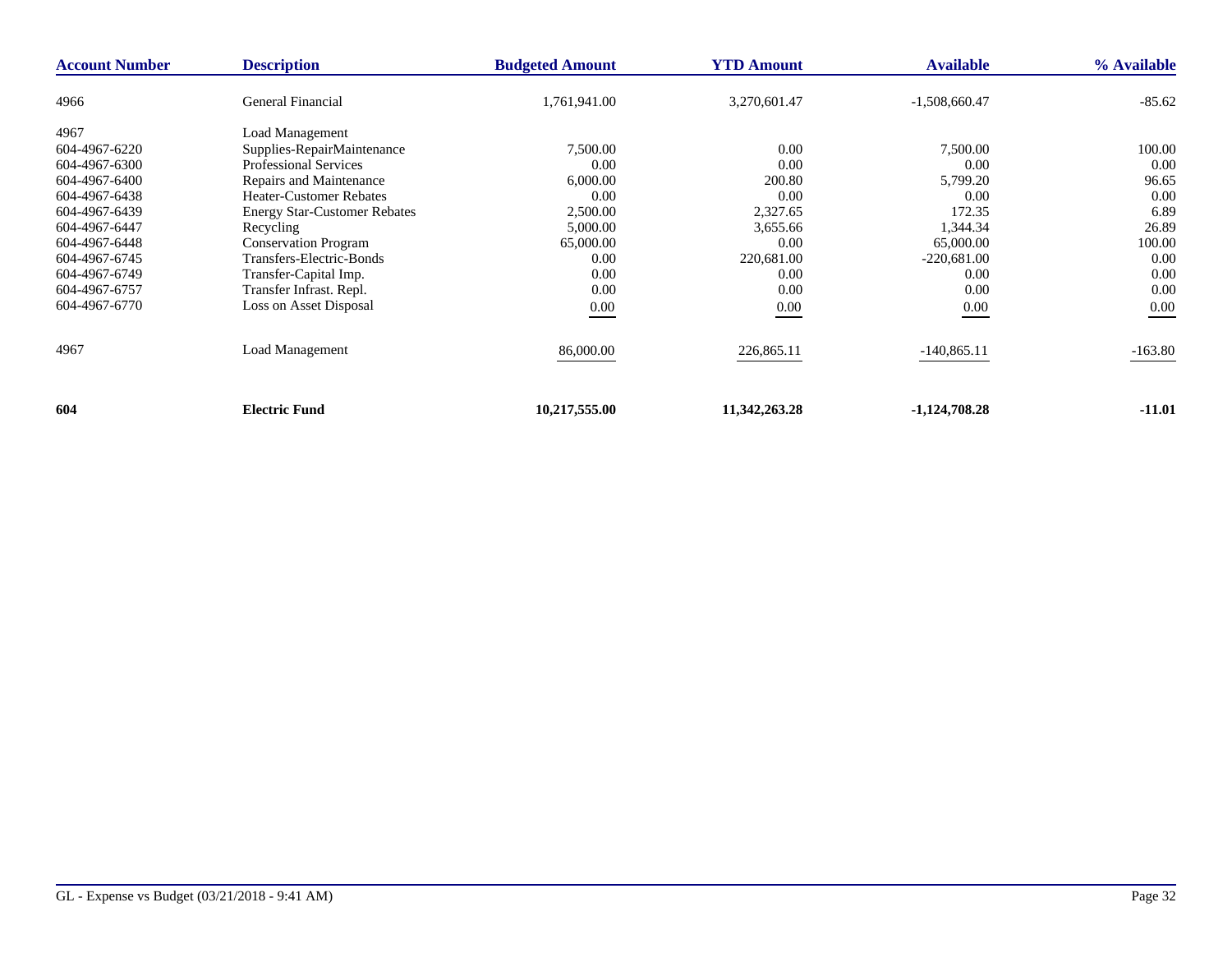| Account Number | Description | Budgeted Amount | YTD Amount | Available | % Available |
|---|---|---|---|---|---|
| 4966 | General Financial | 1,761,941.00 | 3,270,601.47 | -1,508,660.47 | -85.62 |
| 4967 | Load Management | | | | |
| 604-4967-6220 | Supplies-RepairMaintenance | 7,500.00 | 0.00 | 7,500.00 | 100.00 |
| 604-4967-6300 | Professional Services | 0.00 | 0.00 | 0.00 | 0.00 |
| 604-4967-6400 | Repairs and Maintenance | 6,000.00 | 200.80 | 5,799.20 | 96.65 |
| 604-4967-6438 | Heater-Customer Rebates | 0.00 | 0.00 | 0.00 | 0.00 |
| 604-4967-6439 | Energy Star-Customer Rebates | 2,500.00 | 2,327.65 | 172.35 | 6.89 |
| 604-4967-6447 | Recycling | 5,000.00 | 3,655.66 | 1,344.34 | 26.89 |
| 604-4967-6448 | Conservation Program | 65,000.00 | 0.00 | 65,000.00 | 100.00 |
| 604-4967-6745 | Transfers-Electric-Bonds | 0.00 | 220,681.00 | -220,681.00 | 0.00 |
| 604-4967-6749 | Transfer-Capital Imp. | 0.00 | 0.00 | 0.00 | 0.00 |
| 604-4967-6757 | Transfer Infrast. Repl. | 0.00 | 0.00 | 0.00 | 0.00 |
| 604-4967-6770 | Loss on Asset Disposal | 0.00 | 0.00 | 0.00 | 0.00 |
| 4967 | Load Management | 86,000.00 | 226,865.11 | -140,865.11 | -163.80 |
| **604** | **Electric Fund** | **10,217,555.00** | **11,342,263.28** | **-1,124,708.28** | **-11.01** |

GL - Expense vs Budget (03/21/2018 - 9:41 AM)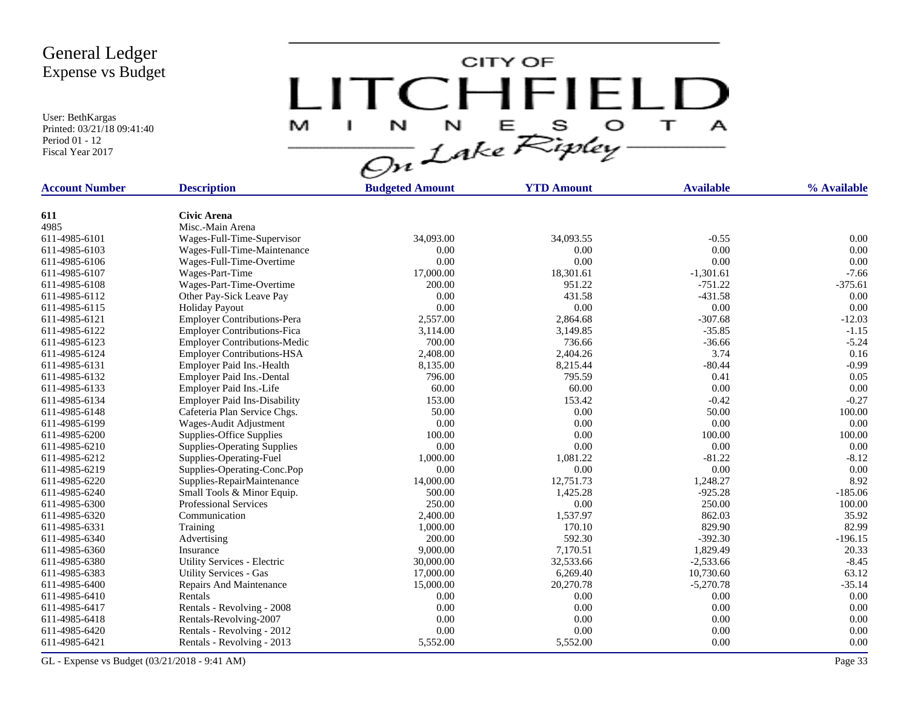# General Ledger
## Expense vs Budget

User: BethKargas
Printed: 03/21/18 09:41:40
Period 01 - 12
Fiscal Year 2017

CITY OF LITCHFIELD MINNESOTA On Lake Ripley

| Account Number | Description | Budgeted Amount | YTD Amount | Available | % Available |
|---|---|---|---|---|---|
| **611** | **Civic Arena** | | | | |
| 4985 | Misc.-Main Arena | | | | |
| 611-4985-6101 | Wages-Full-Time-Supervisor | 34,093.00 | 34,093.55 | -0.55 | 0.00 |
| 611-4985-6103 | Wages-Full-Time-Maintenance | 0.00 | 0.00 | 0.00 | 0.00 |
| 611-4985-6106 | Wages-Full-Time-Overtime | 0.00 | 0.00 | 0.00 | 0.00 |
| 611-4985-6107 | Wages-Part-Time | 17,000.00 | 18,301.61 | -1,301.61 | -7.66 |
| 611-4985-6108 | Wages-Part-Time-Overtime | 200.00 | 951.22 | -751.22 | -375.61 |
| 611-4985-6112 | Other Pay-Sick Leave Pay | 0.00 | 431.58 | -431.58 | 0.00 |
| 611-4985-6115 | Holiday Payout | 0.00 | 0.00 | 0.00 | 0.00 |
| 611-4985-6121 | Employer Contributions-Pera | 2,557.00 | 2,864.68 | -307.68 | -12.03 |
| 611-4985-6122 | Employer Contributions-Fica | 3,114.00 | 3,149.85 | -35.85 | -1.15 |
| 611-4985-6123 | Employer Contributions-Medic | 700.00 | 736.66 | -36.66 | -5.24 |
| 611-4985-6124 | Employer Contributions-HSA | 2,408.00 | 2,404.26 | 3.74 | 0.16 |
| 611-4985-6131 | Employer Paid Ins.-Health | 8,135.00 | 8,215.44 | -80.44 | -0.99 |
| 611-4985-6132 | Employer Paid Ins.-Dental | 796.00 | 795.59 | 0.41 | 0.05 |
| 611-4985-6133 | Employer Paid Ins.-Life | 60.00 | 60.00 | 0.00 | 0.00 |
| 611-4985-6134 | Employer Paid Ins-Disability | 153.00 | 153.42 | -0.42 | -0.27 |
| 611-4985-6148 | Cafeteria Plan Service Chgs. | 50.00 | 0.00 | 50.00 | 100.00 |
| 611-4985-6199 | Wages-Audit Adjustment | 0.00 | 0.00 | 0.00 | 0.00 |
| 611-4985-6200 | Supplies-Office Supplies | 100.00 | 0.00 | 100.00 | 100.00 |
| 611-4985-6210 | Supplies-Operating Supplies | 0.00 | 0.00 | 0.00 | 0.00 |
| 611-4985-6212 | Supplies-Operating-Fuel | 1,000.00 | 1,081.22 | -81.22 | -8.12 |
| 611-4985-6219 | Supplies-Operating-Conc.Pop | 0.00 | 0.00 | 0.00 | 0.00 |
| 611-4985-6220 | Supplies-RepairMaintenance | 14,000.00 | 12,751.73 | 1,248.27 | 8.92 |
| 611-4985-6240 | Small Tools & Minor Equip. | 500.00 | 1,425.28 | -925.28 | -185.06 |
| 611-4985-6300 | Professional Services | 250.00 | 0.00 | 250.00 | 100.00 |
| 611-4985-6320 | Communication | 2,400.00 | 1,537.97 | 862.03 | 35.92 |
| 611-4985-6331 | Training | 1,000.00 | 170.10 | 829.90 | 82.99 |
| 611-4985-6340 | Advertising | 200.00 | 592.30 | -392.30 | -196.15 |
| 611-4985-6360 | Insurance | 9,000.00 | 7,170.51 | 1,829.49 | 20.33 |
| 611-4985-6380 | Utility Services - Electric | 30,000.00 | 32,533.66 | -2,533.66 | -8.45 |
| 611-4985-6383 | Utility Services - Gas | 17,000.00 | 6,269.40 | 10,730.60 | 63.12 |
| 611-4985-6400 | Repairs And Maintenance | 15,000.00 | 20,270.78 | -5,270.78 | -35.14 |
| 611-4985-6410 | Rentals | 0.00 | 0.00 | 0.00 | 0.00 |
| 611-4985-6417 | Rentals - Revolving - 2008 | 0.00 | 0.00 | 0.00 | 0.00 |
| 611-4985-6418 | Rentals-Revolving-2007 | 0.00 | 0.00 | 0.00 | 0.00 |
| 611-4985-6420 | Rentals - Revolving - 2012 | 0.00 | 0.00 | 0.00 | 0.00 |
| 611-4985-6421 | Rentals - Revolving - 2013 | 5,552.00 | 5,552.00 | 0.00 | 0.00 |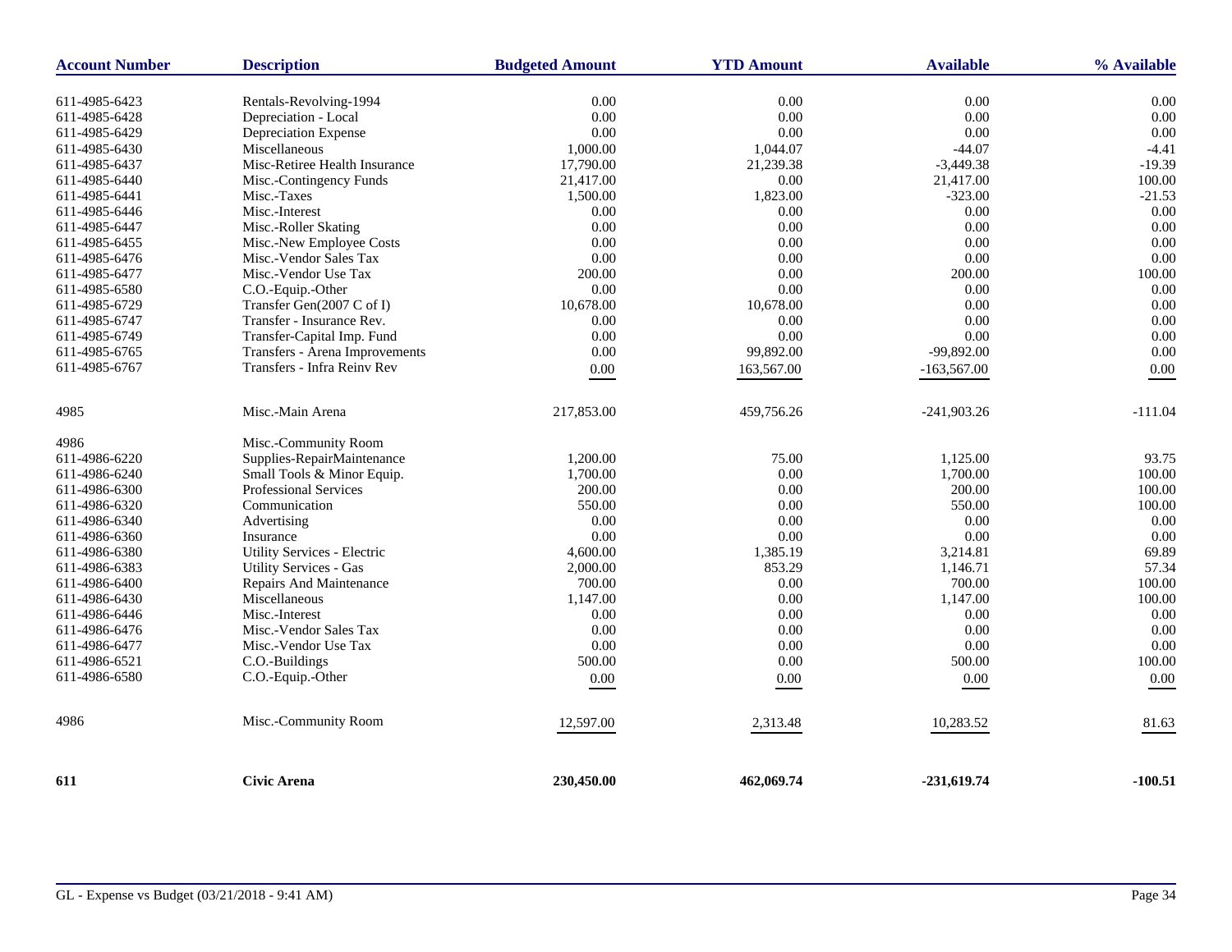| Account Number | Description | Budgeted Amount | YTD Amount | Available | % Available |
|---|---|---|---|---|---|
| 611-4985-6423 | Rentals-Revolving-1994 | 0.00 | 0.00 | 0.00 | 0.00 |
| 611-4985-6428 | Depreciation - Local | 0.00 | 0.00 | 0.00 | 0.00 |
| 611-4985-6429 | Depreciation Expense | 0.00 | 0.00 | 0.00 | 0.00 |
| 611-4985-6430 | Miscellaneous | 1,000.00 | 1,044.07 | -44.07 | -4.41 |
| 611-4985-6437 | Misc-Retiree Health Insurance | 17,790.00 | 21,239.38 | -3,449.38 | -19.39 |
| 611-4985-6440 | Misc.-Contingency Funds | 21,417.00 | 0.00 | 21,417.00 | 100.00 |
| 611-4985-6441 | Misc.-Taxes | 1,500.00 | 1,823.00 | -323.00 | -21.53 |
| 611-4985-6446 | Misc.-Interest | 0.00 | 0.00 | 0.00 | 0.00 |
| 611-4985-6447 | Misc.-Roller Skating | 0.00 | 0.00 | 0.00 | 0.00 |
| 611-4985-6455 | Misc.-New Employee Costs | 0.00 | 0.00 | 0.00 | 0.00 |
| 611-4985-6476 | Misc.-Vendor Sales Tax | 0.00 | 0.00 | 0.00 | 0.00 |
| 611-4985-6477 | Misc.-Vendor Use Tax | 200.00 | 0.00 | 200.00 | 100.00 |
| 611-4985-6580 | C.O.-Equip.-Other | 0.00 | 0.00 | 0.00 | 0.00 |
| 611-4985-6729 | Transfer Gen(2007 C of I) | 10,678.00 | 10,678.00 | 0.00 | 0.00 |
| 611-4985-6747 | Transfer - Insurance Rev. | 0.00 | 0.00 | 0.00 | 0.00 |
| 611-4985-6749 | Transfer-Capital Imp. Fund | 0.00 | 0.00 | 0.00 | 0.00 |
| 611-4985-6765 | Transfers - Arena Improvements | 0.00 | 99,892.00 | -99,892.00 | 0.00 |
| 611-4985-6767 | Transfers - Infra Reinv Rev | 0.00 | 163,567.00 | -163,567.00 | 0.00 |
| 4985 | Misc.-Main Arena | 217,853.00 | 459,756.26 | -241,903.26 | -111.04 |
| 4986 | Misc.-Community Room | | | | |
| 611-4986-6220 | Supplies-RepairMaintenance | 1,200.00 | 75.00 | 1,125.00 | 93.75 |
| 611-4986-6240 | Small Tools & Minor Equip. | 1,700.00 | 0.00 | 1,700.00 | 100.00 |
| 611-4986-6300 | Professional Services | 200.00 | 0.00 | 200.00 | 100.00 |
| 611-4986-6320 | Communication | 550.00 | 0.00 | 550.00 | 100.00 |
| 611-4986-6340 | Advertising | 0.00 | 0.00 | 0.00 | 0.00 |
| 611-4986-6360 | Insurance | 0.00 | 0.00 | 0.00 | 0.00 |
| 611-4986-6380 | Utility Services - Electric | 4,600.00 | 1,385.19 | 3,214.81 | 69.89 |
| 611-4986-6383 | Utility Services - Gas | 2,000.00 | 853.29 | 1,146.71 | 57.34 |
| 611-4986-6400 | Repairs And Maintenance | 700.00 | 0.00 | 700.00 | 100.00 |
| 611-4986-6430 | Miscellaneous | 1,147.00 | 0.00 | 1,147.00 | 100.00 |
| 611-4986-6446 | Misc.-Interest | 0.00 | 0.00 | 0.00 | 0.00 |
| 611-4986-6476 | Misc.-Vendor Sales Tax | 0.00 | 0.00 | 0.00 | 0.00 |
| 611-4986-6477 | Misc.-Vendor Use Tax | 0.00 | 0.00 | 0.00 | 0.00 |
| 611-4986-6521 | C.O.-Buildings | 500.00 | 0.00 | 500.00 | 100.00 |
| 611-4986-6580 | C.O.-Equip.-Other | 0.00 | 0.00 | 0.00 | 0.00 |
| 4986 | Misc.-Community Room | 12,597.00 | 2,313.48 | 10,283.52 | 81.63 |
| **611** | **Civic Arena** | **230,450.00** | **462,069.74** | **-231,619.74** | **-100.51** |

GL - Expense vs Budget (03/21/2018 - 9:41 AM)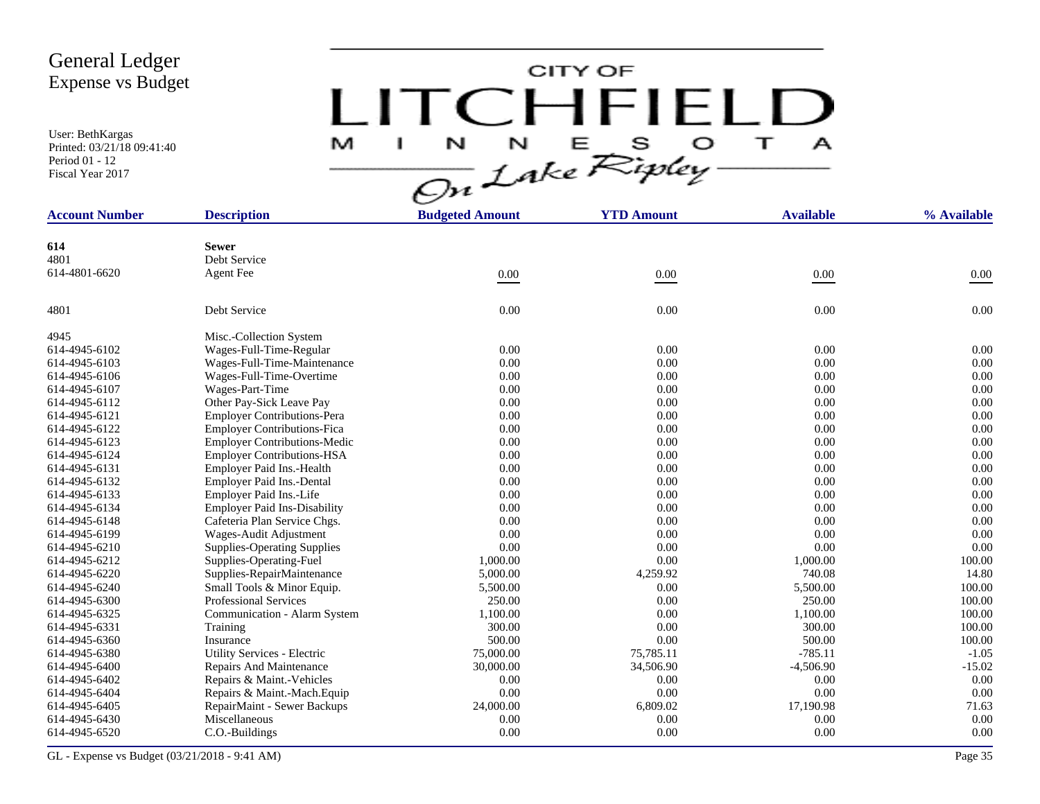# General Ledger
## Expense vs Budget

User: BethKargas
Printed: 03/21/18 09:41:40
Period 01 - 12
Fiscal Year 2017

CITY OF LITCHFIELD MINNESOTA On Lake Ripley

| Account Number | Description | Budgeted Amount | YTD Amount | Available | % Available |
|---|---|---|---|---|---|
| **614** | **Sewer** | | | | |
| 4801 | Debt Service | | | | |
| 614-4801-6620 | Agent Fee | 0.00 | 0.00 | 0.00 | 0.00 |
| 4801 | Debt Service | 0.00 | 0.00 | 0.00 | 0.00 |
| 4945 | Misc.-Collection System | | | | |
| 614-4945-6102 | Wages-Full-Time-Regular | 0.00 | 0.00 | 0.00 | 0.00 |
| 614-4945-6103 | Wages-Full-Time-Maintenance | 0.00 | 0.00 | 0.00 | 0.00 |
| 614-4945-6106 | Wages-Full-Time-Overtime | 0.00 | 0.00 | 0.00 | 0.00 |
| 614-4945-6107 | Wages-Part-Time | 0.00 | 0.00 | 0.00 | 0.00 |
| 614-4945-6112 | Other Pay-Sick Leave Pay | 0.00 | 0.00 | 0.00 | 0.00 |
| 614-4945-6121 | Employer Contributions-Pera | 0.00 | 0.00 | 0.00 | 0.00 |
| 614-4945-6122 | Employer Contributions-Fica | 0.00 | 0.00 | 0.00 | 0.00 |
| 614-4945-6123 | Employer Contributions-Medic | 0.00 | 0.00 | 0.00 | 0.00 |
| 614-4945-6124 | Employer Contributions-HSA | 0.00 | 0.00 | 0.00 | 0.00 |
| 614-4945-6131 | Employer Paid Ins.-Health | 0.00 | 0.00 | 0.00 | 0.00 |
| 614-4945-6132 | Employer Paid Ins.-Dental | 0.00 | 0.00 | 0.00 | 0.00 |
| 614-4945-6133 | Employer Paid Ins.-Life | 0.00 | 0.00 | 0.00 | 0.00 |
| 614-4945-6134 | Employer Paid Ins-Disability | 0.00 | 0.00 | 0.00 | 0.00 |
| 614-4945-6148 | Cafeteria Plan Service Chgs. | 0.00 | 0.00 | 0.00 | 0.00 |
| 614-4945-6199 | Wages-Audit Adjustment | 0.00 | 0.00 | 0.00 | 0.00 |
| 614-4945-6210 | Supplies-Operating Supplies | 0.00 | 0.00 | 0.00 | 0.00 |
| 614-4945-6212 | Supplies-Operating-Fuel | 1,000.00 | 0.00 | 1,000.00 | 100.00 |
| 614-4945-6220 | Supplies-RepairMaintenance | 5,000.00 | 4,259.92 | 740.08 | 14.80 |
| 614-4945-6240 | Small Tools & Minor Equip. | 5,500.00 | 0.00 | 5,500.00 | 100.00 |
| 614-4945-6300 | Professional Services | 250.00 | 0.00 | 250.00 | 100.00 |
| 614-4945-6325 | Communication - Alarm System | 1,100.00 | 0.00 | 1,100.00 | 100.00 |
| 614-4945-6331 | Training | 300.00 | 0.00 | 300.00 | 100.00 |
| 614-4945-6360 | Insurance | 500.00 | 0.00 | 500.00 | 100.00 |
| 614-4945-6380 | Utility Services - Electric | 75,000.00 | 75,785.11 | -785.11 | -1.05 |
| 614-4945-6400 | Repairs And Maintenance | 30,000.00 | 34,506.90 | -4,506.90 | -15.02 |
| 614-4945-6402 | Repairs & Maint.-Vehicles | 0.00 | 0.00 | 0.00 | 0.00 |
| 614-4945-6404 | Repairs & Maint.-Mach.Equip | 0.00 | 0.00 | 0.00 | 0.00 |
| 614-4945-6405 | RepairMaint - Sewer Backups | 24,000.00 | 6,809.02 | 17,190.98 | 71.63 |
| 614-4945-6430 | Miscellaneous | 0.00 | 0.00 | 0.00 | 0.00 |
| 614-4945-6520 | C.O.-Buildings | 0.00 | 0.00 | 0.00 | 0.00 |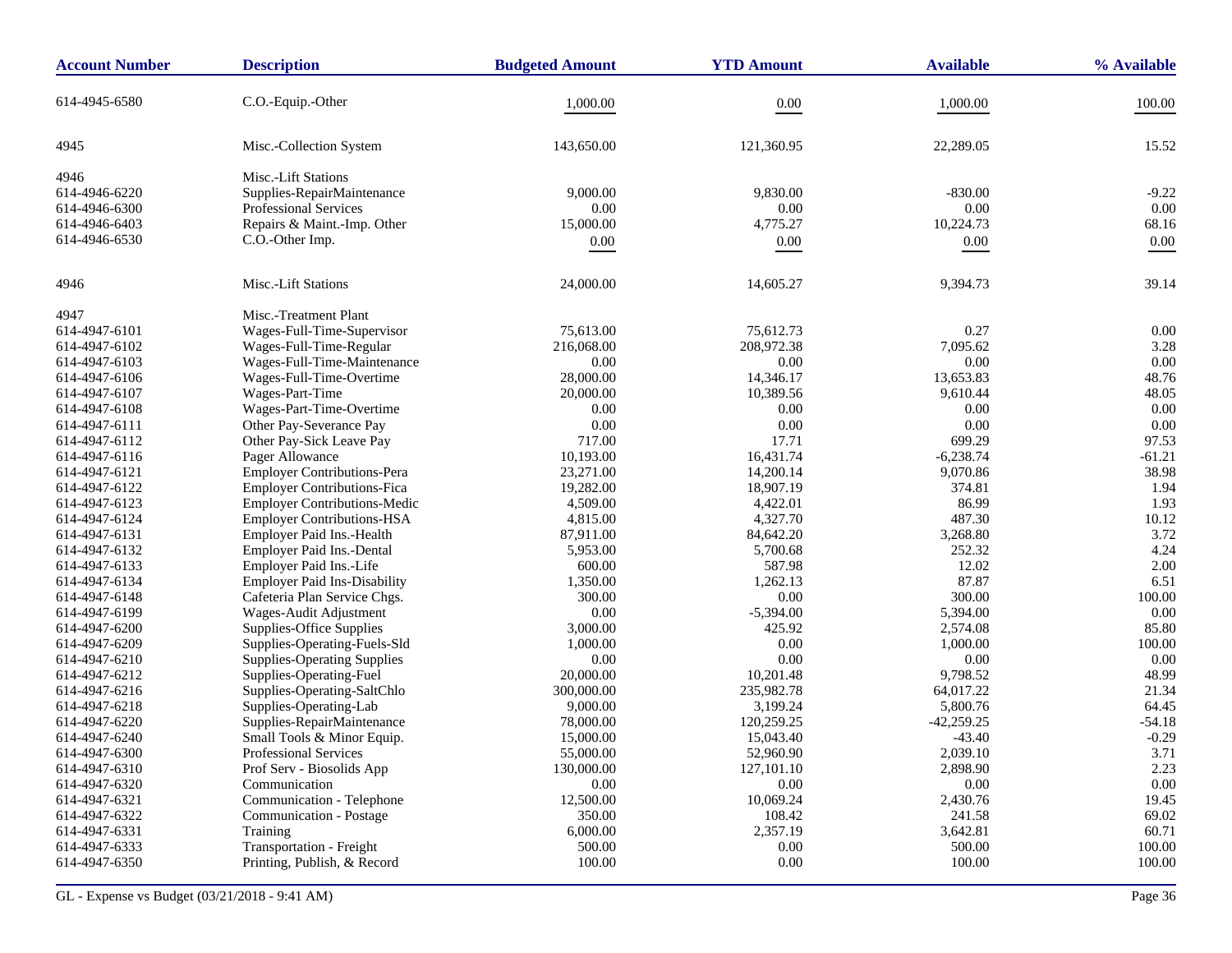| Account Number | Description | Budgeted Amount | YTD Amount | Available | % Available |
|---|---|---|---|---|---|
| 614-4945-6580 | C.O.-Equip.-Other | 1,000.00 | 0.00 | 1,000.00 | 100.00 |
| 4945 | Misc.-Collection System | 143,650.00 | 121,360.95 | 22,289.05 | 15.52 |
| 4946 | Misc.-Lift Stations | | | | |
| 614-4946-6220 | Supplies-RepairMaintenance | 9,000.00 | 9,830.00 | -830.00 | -9.22 |
| 614-4946-6300 | Professional Services | 0.00 | 0.00 | 0.00 | 0.00 |
| 614-4946-6403 | Repairs & Maint.-Imp. Other | 15,000.00 | 4,775.27 | 10,224.73 | 68.16 |
| 614-4946-6530 | C.O.-Other Imp. | 0.00 | 0.00 | 0.00 | 0.00 |
| 4946 | Misc.-Lift Stations | 24,000.00 | 14,605.27 | 9,394.73 | 39.14 |
| 4947 | Misc.-Treatment Plant | | | | |
| 614-4947-6101 | Wages-Full-Time-Supervisor | 75,613.00 | 75,612.73 | 0.27 | 0.00 |
| 614-4947-6102 | Wages-Full-Time-Regular | 216,068.00 | 208,972.38 | 7,095.62 | 3.28 |
| 614-4947-6103 | Wages-Full-Time-Maintenance | 0.00 | 0.00 | 0.00 | 0.00 |
| 614-4947-6106 | Wages-Full-Time-Overtime | 28,000.00 | 14,346.17 | 13,653.83 | 48.76 |
| 614-4947-6107 | Wages-Part-Time | 20,000.00 | 10,389.56 | 9,610.44 | 48.05 |
| 614-4947-6108 | Wages-Part-Time-Overtime | 0.00 | 0.00 | 0.00 | 0.00 |
| 614-4947-6111 | Other Pay-Severance Pay | 0.00 | 0.00 | 0.00 | 0.00 |
| 614-4947-6112 | Other Pay-Sick Leave Pay | 717.00 | 17.71 | 699.29 | 97.53 |
| 614-4947-6116 | Pager Allowance | 10,193.00 | 16,431.74 | -6,238.74 | -61.21 |
| 614-4947-6121 | Employer Contributions-Pera | 23,271.00 | 14,200.14 | 9,070.86 | 38.98 |
| 614-4947-6122 | Employer Contributions-Fica | 19,282.00 | 18,907.19 | 374.81 | 1.94 |
| 614-4947-6123 | Employer Contributions-Medic | 4,509.00 | 4,422.01 | 86.99 | 1.93 |
| 614-4947-6124 | Employer Contributions-HSA | 4,815.00 | 4,327.70 | 487.30 | 10.12 |
| 614-4947-6131 | Employer Paid Ins.-Health | 87,911.00 | 84,642.20 | 3,268.80 | 3.72 |
| 614-4947-6132 | Employer Paid Ins.-Dental | 5,953.00 | 5,700.68 | 252.32 | 4.24 |
| 614-4947-6133 | Employer Paid Ins.-Life | 600.00 | 587.98 | 12.02 | 2.00 |
| 614-4947-6134 | Employer Paid Ins-Disability | 1,350.00 | 1,262.13 | 87.87 | 6.51 |
| 614-4947-6148 | Cafeteria Plan Service Chgs. | 300.00 | 0.00 | 300.00 | 100.00 |
| 614-4947-6199 | Wages-Audit Adjustment | 0.00 | -5,394.00 | 5,394.00 | 0.00 |
| 614-4947-6200 | Supplies-Office Supplies | 3,000.00 | 425.92 | 2,574.08 | 85.80 |
| 614-4947-6209 | Supplies-Operating-Fuels-Sld | 1,000.00 | 0.00 | 1,000.00 | 100.00 |
| 614-4947-6210 | Supplies-Operating Supplies | 0.00 | 0.00 | 0.00 | 0.00 |
| 614-4947-6212 | Supplies-Operating-Fuel | 20,000.00 | 10,201.48 | 9,798.52 | 48.99 |
| 614-4947-6216 | Supplies-Operating-SaltChlo | 300,000.00 | 235,982.78 | 64,017.22 | 21.34 |
| 614-4947-6218 | Supplies-Operating-Lab | 9,000.00 | 3,199.24 | 5,800.76 | 64.45 |
| 614-4947-6220 | Supplies-RepairMaintenance | 78,000.00 | 120,259.25 | -42,259.25 | -54.18 |
| 614-4947-6240 | Small Tools & Minor Equip. | 15,000.00 | 15,043.40 | -43.40 | -0.29 |
| 614-4947-6300 | Professional Services | 55,000.00 | 52,960.90 | 2,039.10 | 3.71 |
| 614-4947-6310 | Prof Serv - Biosolids App | 130,000.00 | 127,101.10 | 2,898.90 | 2.23 |
| 614-4947-6320 | Communication | 0.00 | 0.00 | 0.00 | 0.00 |
| 614-4947-6321 | Communication - Telephone | 12,500.00 | 10,069.24 | 2,430.76 | 19.45 |
| 614-4947-6322 | Communication - Postage | 350.00 | 108.42 | 241.58 | 69.02 |
| 614-4947-6331 | Training | 6,000.00 | 2,357.19 | 3,642.81 | 60.71 |
| 614-4947-6333 | Transportation - Freight | 500.00 | 0.00 | 500.00 | 100.00 |
| 614-4947-6350 | Printing, Publish, & Record | 100.00 | 0.00 | 100.00 | 100.00 |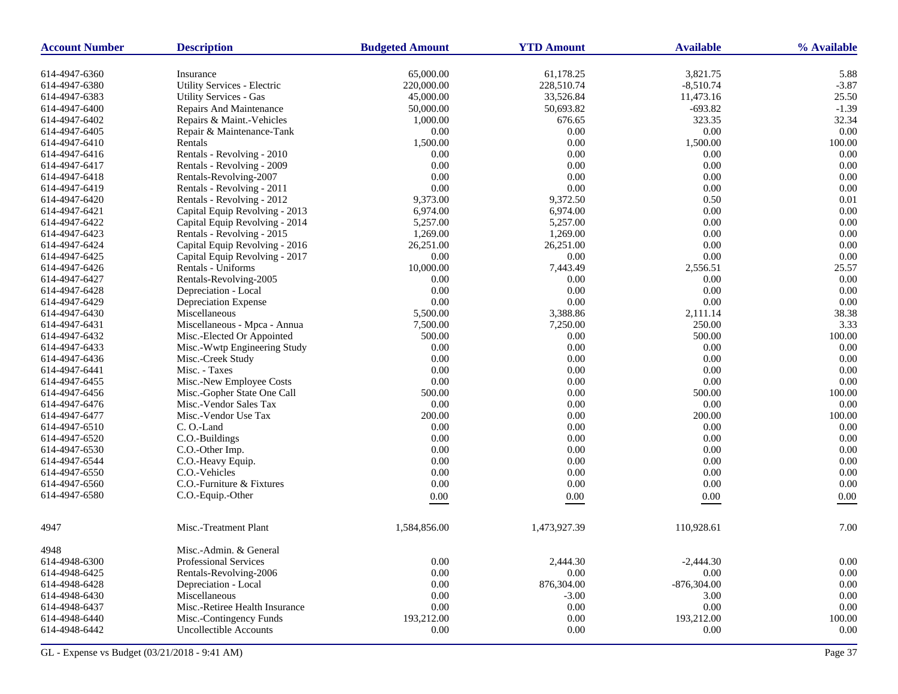| Account Number | Description | Budgeted Amount | YTD Amount | Available | % Available |
|---|---|---|---|---|---|
| 614-4947-6360 | Insurance | 65,000.00 | 61,178.25 | 3,821.75 | 5.88 |
| 614-4947-6380 | Utility Services - Electric | 220,000.00 | 228,510.74 | -8,510.74 | -3.87 |
| 614-4947-6383 | Utility Services - Gas | 45,000.00 | 33,526.84 | 11,473.16 | 25.50 |
| 614-4947-6400 | Repairs And Maintenance | 50,000.00 | 50,693.82 | -693.82 | -1.39 |
| 614-4947-6402 | Repairs & Maint.-Vehicles | 1,000.00 | 676.65 | 323.35 | 32.34 |
| 614-4947-6405 | Repair & Maintenance-Tank | 0.00 | 0.00 | 0.00 | 0.00 |
| 614-4947-6410 | Rentals | 1,500.00 | 0.00 | 1,500.00 | 100.00 |
| 614-4947-6416 | Rentals - Revolving - 2010 | 0.00 | 0.00 | 0.00 | 0.00 |
| 614-4947-6417 | Rentals - Revolving - 2009 | 0.00 | 0.00 | 0.00 | 0.00 |
| 614-4947-6418 | Rentals-Revolving-2007 | 0.00 | 0.00 | 0.00 | 0.00 |
| 614-4947-6419 | Rentals - Revolving - 2011 | 0.00 | 0.00 | 0.00 | 0.00 |
| 614-4947-6420 | Rentals - Revolving - 2012 | 9,373.00 | 9,372.50 | 0.50 | 0.01 |
| 614-4947-6421 | Capital Equip Revolving - 2013 | 6,974.00 | 6,974.00 | 0.00 | 0.00 |
| 614-4947-6422 | Capital Equip Revolving - 2014 | 5,257.00 | 5,257.00 | 0.00 | 0.00 |
| 614-4947-6423 | Rentals - Revolving - 2015 | 1,269.00 | 1,269.00 | 0.00 | 0.00 |
| 614-4947-6424 | Capital Equip Revolving - 2016 | 26,251.00 | 26,251.00 | 0.00 | 0.00 |
| 614-4947-6425 | Capital Equip Revolving - 2017 | 0.00 | 0.00 | 0.00 | 0.00 |
| 614-4947-6426 | Rentals - Uniforms | 10,000.00 | 7,443.49 | 2,556.51 | 25.57 |
| 614-4947-6427 | Rentals-Revolving-2005 | 0.00 | 0.00 | 0.00 | 0.00 |
| 614-4947-6428 | Depreciation - Local | 0.00 | 0.00 | 0.00 | 0.00 |
| 614-4947-6429 | Depreciation Expense | 0.00 | 0.00 | 0.00 | 0.00 |
| 614-4947-6430 | Miscellaneous | 5,500.00 | 3,388.86 | 2,111.14 | 38.38 |
| 614-4947-6431 | Miscellaneous - Mpca - Annua | 7,500.00 | 7,250.00 | 250.00 | 3.33 |
| 614-4947-6432 | Misc.-Elected Or Appointed | 500.00 | 0.00 | 500.00 | 100.00 |
| 614-4947-6433 | Misc.-Wwtp Engineering Study | 0.00 | 0.00 | 0.00 | 0.00 |
| 614-4947-6436 | Misc.-Creek Study | 0.00 | 0.00 | 0.00 | 0.00 |
| 614-4947-6441 | Misc. - Taxes | 0.00 | 0.00 | 0.00 | 0.00 |
| 614-4947-6455 | Misc.-New Employee Costs | 0.00 | 0.00 | 0.00 | 0.00 |
| 614-4947-6456 | Misc.-Gopher State One Call | 500.00 | 0.00 | 500.00 | 100.00 |
| 614-4947-6476 | Misc.-Vendor Sales Tax | 0.00 | 0.00 | 0.00 | 0.00 |
| 614-4947-6477 | Misc.-Vendor Use Tax | 200.00 | 0.00 | 200.00 | 100.00 |
| 614-4947-6510 | C. O.-Land | 0.00 | 0.00 | 0.00 | 0.00 |
| 614-4947-6520 | C.O.-Buildings | 0.00 | 0.00 | 0.00 | 0.00 |
| 614-4947-6530 | C.O.-Other Imp. | 0.00 | 0.00 | 0.00 | 0.00 |
| 614-4947-6544 | C.O.-Heavy Equip. | 0.00 | 0.00 | 0.00 | 0.00 |
| 614-4947-6550 | C.O.-Vehicles | 0.00 | 0.00 | 0.00 | 0.00 |
| 614-4947-6560 | C.O.-Furniture & Fixtures | 0.00 | 0.00 | 0.00 | 0.00 |
| 614-4947-6580 | C.O.-Equip.-Other | 0.00 | 0.00 | 0.00 | 0.00 |
| 4947 | Misc.-Treatment Plant | 1,584,856.00 | 1,473,927.39 | 110,928.61 | 7.00 |
| 4948 | Misc.-Admin. & General | | | | |
| 614-4948-6300 | Professional Services | 0.00 | 2,444.30 | -2,444.30 | 0.00 |
| 614-4948-6425 | Rentals-Revolving-2006 | 0.00 | 0.00 | 0.00 | 0.00 |
| 614-4948-6428 | Depreciation - Local | 0.00 | 876,304.00 | -876,304.00 | 0.00 |
| 614-4948-6430 | Miscellaneous | 0.00 | -3.00 | 3.00 | 0.00 |
| 614-4948-6437 | Misc.-Retiree Health Insurance | 0.00 | 0.00 | 0.00 | 0.00 |
| 614-4948-6440 | Misc.-Contingency Funds | 193,212.00 | 0.00 | 193,212.00 | 100.00 |
| 614-4948-6442 | Uncollectible Accounts | 0.00 | 0.00 | 0.00 | 0.00 |

GL - Expense vs Budget (03/21/2018 - 9:41 AM)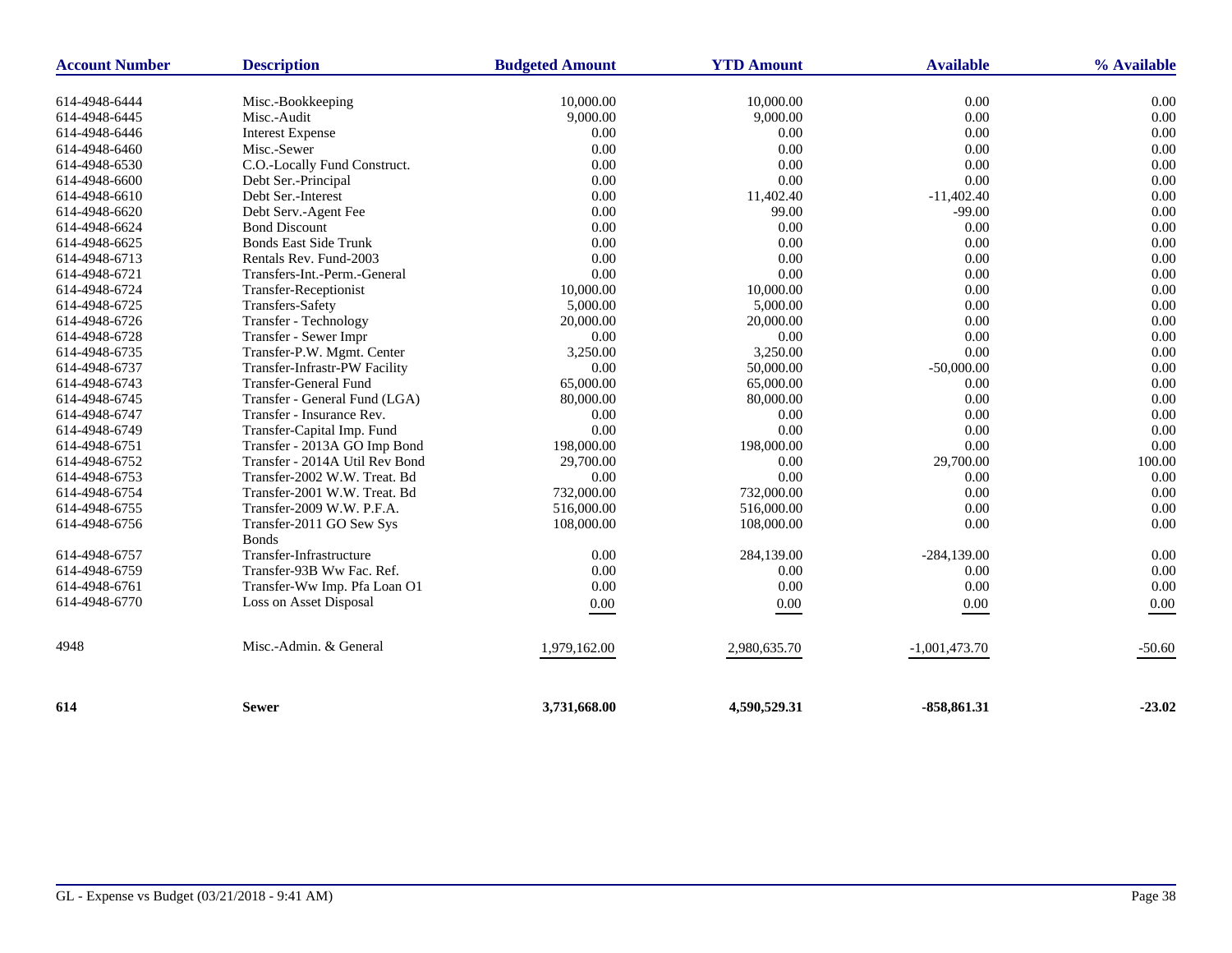| Account Number | Description | Budgeted Amount | YTD Amount | Available | % Available |
|---|---|---|---|---|---|
| 614-4948-6444 | Misc.-Bookkeeping | 10,000.00 | 10,000.00 | 0.00 | 0.00 |
| 614-4948-6445 | Misc.-Audit | 9,000.00 | 9,000.00 | 0.00 | 0.00 |
| 614-4948-6446 | Interest Expense | 0.00 | 0.00 | 0.00 | 0.00 |
| 614-4948-6460 | Misc.-Sewer | 0.00 | 0.00 | 0.00 | 0.00 |
| 614-4948-6530 | C.O.-Locally Fund Construct. | 0.00 | 0.00 | 0.00 | 0.00 |
| 614-4948-6600 | Debt Ser.-Principal | 0.00 | 0.00 | 0.00 | 0.00 |
| 614-4948-6610 | Debt Ser.-Interest | 0.00 | 11,402.40 | -11,402.40 | 0.00 |
| 614-4948-6620 | Debt Serv.-Agent Fee | 0.00 | 99.00 | -99.00 | 0.00 |
| 614-4948-6624 | Bond Discount | 0.00 | 0.00 | 0.00 | 0.00 |
| 614-4948-6625 | Bonds East Side Trunk | 0.00 | 0.00 | 0.00 | 0.00 |
| 614-4948-6713 | Rentals Rev. Fund-2003 | 0.00 | 0.00 | 0.00 | 0.00 |
| 614-4948-6721 | Transfers-Int.-Perm.-General | 0.00 | 0.00 | 0.00 | 0.00 |
| 614-4948-6724 | Transfer-Receptionist | 10,000.00 | 10,000.00 | 0.00 | 0.00 |
| 614-4948-6725 | Transfers-Safety | 5,000.00 | 5,000.00 | 0.00 | 0.00 |
| 614-4948-6726 | Transfer - Technology | 20,000.00 | 20,000.00 | 0.00 | 0.00 |
| 614-4948-6728 | Transfer - Sewer Impr | 0.00 | 0.00 | 0.00 | 0.00 |
| 614-4948-6735 | Transfer-P.W. Mgmt. Center | 3,250.00 | 3,250.00 | 0.00 | 0.00 |
| 614-4948-6737 | Transfer-Infrastr-PW Facility | 0.00 | 50,000.00 | -50,000.00 | 0.00 |
| 614-4948-6743 | Transfer-General Fund | 65,000.00 | 65,000.00 | 0.00 | 0.00 |
| 614-4948-6745 | Transfer - General Fund (LGA) | 80,000.00 | 80,000.00 | 0.00 | 0.00 |
| 614-4948-6747 | Transfer - Insurance Rev. | 0.00 | 0.00 | 0.00 | 0.00 |
| 614-4948-6749 | Transfer-Capital Imp. Fund | 0.00 | 0.00 | 0.00 | 0.00 |
| 614-4948-6751 | Transfer - 2013A GO Imp Bond | 198,000.00 | 198,000.00 | 0.00 | 0.00 |
| 614-4948-6752 | Transfer - 2014A Util Rev Bond | 29,700.00 | 0.00 | 29,700.00 | 100.00 |
| 614-4948-6753 | Transfer-2002 W.W. Treat. Bd | 0.00 | 0.00 | 0.00 | 0.00 |
| 614-4948-6754 | Transfer-2001 W.W. Treat. Bd | 732,000.00 | 732,000.00 | 0.00 | 0.00 |
| 614-4948-6755 | Transfer-2009 W.W. P.F.A. | 516,000.00 | 516,000.00 | 0.00 | 0.00 |
| 614-4948-6756 | Transfer-2011 GO Sew Sys Bonds | 108,000.00 | 108,000.00 | 0.00 | 0.00 |
| 614-4948-6757 | Transfer-Infrastructure | 0.00 | 284,139.00 | -284,139.00 | 0.00 |
| 614-4948-6759 | Transfer-93B Ww Fac. Ref. | 0.00 | 0.00 | 0.00 | 0.00 |
| 614-4948-6761 | Transfer-Ww Imp. Pfa Loan O1 | 0.00 | 0.00 | 0.00 | 0.00 |
| 614-4948-6770 | Loss on Asset Disposal | 0.00 | 0.00 | 0.00 | 0.00 |
| 4948 | Misc.-Admin. & General | 1,979,162.00 | 2,980,635.70 | -1,001,473.70 | -50.60 |
| **614** | **Sewer** | **3,731,668.00** | **4,590,529.31** | **-858,861.31** | **-23.02** |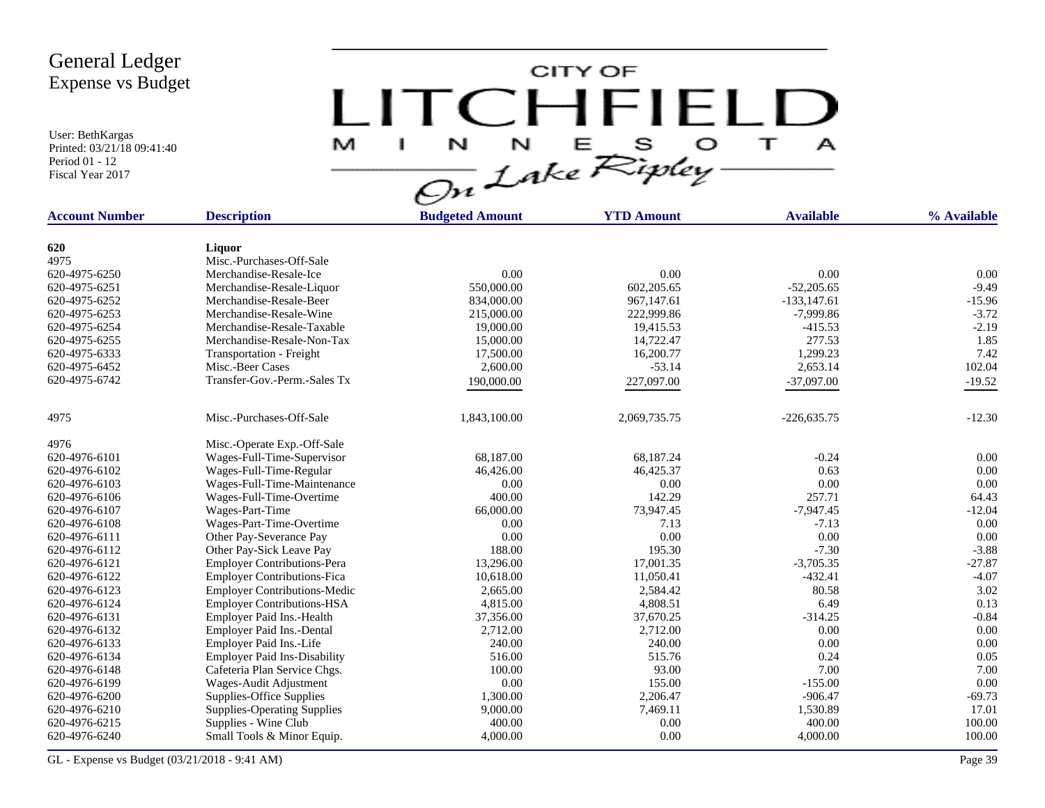# General Ledger
## Expense vs Budget

User: BethKargas
Printed: 03/21/18 09:41:40
Period 01 - 12
Fiscal Year 2017

CITY OF LITCHFIELD MINNESOTA On Lake Ripley

| Account Number | Description | Budgeted Amount | YTD Amount | Available | % Available |
|---|---|---|---|---|---|
| **620** | **Liquor** | | | | |
| 4975 | Misc.-Purchases-Off-Sale | | | | |
| 620-4975-6250 | Merchandise-Resale-Ice | 0.00 | 0.00 | 0.00 | 0.00 |
| 620-4975-6251 | Merchandise-Resale-Liquor | 550,000.00 | 602,205.65 | -52,205.65 | -9.49 |
| 620-4975-6252 | Merchandise-Resale-Beer | 834,000.00 | 967,147.61 | -133,147.61 | -15.96 |
| 620-4975-6253 | Merchandise-Resale-Wine | 215,000.00 | 222,999.86 | -7,999.86 | -3.72 |
| 620-4975-6254 | Merchandise-Resale-Taxable | 19,000.00 | 19,415.53 | -415.53 | -2.19 |
| 620-4975-6255 | Merchandise-Resale-Non-Tax | 15,000.00 | 14,722.47 | 277.53 | 1.85 |
| 620-4975-6333 | Transportation - Freight | 17,500.00 | 16,200.77 | 1,299.23 | 7.42 |
| 620-4975-6452 | Misc.-Beer Cases | 2,600.00 | -53.14 | 2,653.14 | 102.04 |
| 620-4975-6742 | Transfer-Gov.-Perm.-Sales Tx | 190,000.00 | 227,097.00 | -37,097.00 | -19.52 |
| 4975 | Misc.-Purchases-Off-Sale | 1,843,100.00 | 2,069,735.75 | -226,635.75 | -12.30 |
| 4976 | Misc.-Operate Exp.-Off-Sale | | | | |
| 620-4976-6101 | Wages-Full-Time-Supervisor | 68,187.00 | 68,187.24 | -0.24 | 0.00 |
| 620-4976-6102 | Wages-Full-Time-Regular | 46,426.00 | 46,425.37 | 0.63 | 0.00 |
| 620-4976-6103 | Wages-Full-Time-Maintenance | 0.00 | 0.00 | 0.00 | 0.00 |
| 620-4976-6106 | Wages-Full-Time-Overtime | 400.00 | 142.29 | 257.71 | 64.43 |
| 620-4976-6107 | Wages-Part-Time | 66,000.00 | 73,947.45 | -7,947.45 | -12.04 |
| 620-4976-6108 | Wages-Part-Time-Overtime | 0.00 | 7.13 | -7.13 | 0.00 |
| 620-4976-6111 | Other Pay-Severance Pay | 0.00 | 0.00 | 0.00 | 0.00 |
| 620-4976-6112 | Other Pay-Sick Leave Pay | 188.00 | 195.30 | -7.30 | -3.88 |
| 620-4976-6121 | Employer Contributions-Pera | 13,296.00 | 17,001.35 | -3,705.35 | -27.87 |
| 620-4976-6122 | Employer Contributions-Fica | 10,618.00 | 11,050.41 | -432.41 | -4.07 |
| 620-4976-6123 | Employer Contributions-Medic | 2,665.00 | 2,584.42 | 80.58 | 3.02 |
| 620-4976-6124 | Employer Contributions-HSA | 4,815.00 | 4,808.51 | 6.49 | 0.13 |
| 620-4976-6131 | Employer Paid Ins.-Health | 37,356.00 | 37,670.25 | -314.25 | -0.84 |
| 620-4976-6132 | Employer Paid Ins.-Dental | 2,712.00 | 2,712.00 | 0.00 | 0.00 |
| 620-4976-6133 | Employer Paid Ins.-Life | 240.00 | 240.00 | 0.00 | 0.00 |
| 620-4976-6134 | Employer Paid Ins-Disability | 516.00 | 515.76 | 0.24 | 0.05 |
| 620-4976-6148 | Cafeteria Plan Service Chgs. | 100.00 | 93.00 | 7.00 | 7.00 |
| 620-4976-6199 | Wages-Audit Adjustment | 0.00 | 155.00 | -155.00 | 0.00 |
| 620-4976-6200 | Supplies-Office Supplies | 1,300.00 | 2,206.47 | -906.47 | -69.73 |
| 620-4976-6210 | Supplies-Operating Supplies | 9,000.00 | 7,469.11 | 1,530.89 | 17.01 |
| 620-4976-6215 | Supplies - Wine Club | 400.00 | 0.00 | 400.00 | 100.00 |
| 620-4976-6240 | Small Tools & Minor Equip. | 4,000.00 | 0.00 | 4,000.00 | 100.00 |

GL - Expense vs Budget (03/21/2018 - 9:41 AM)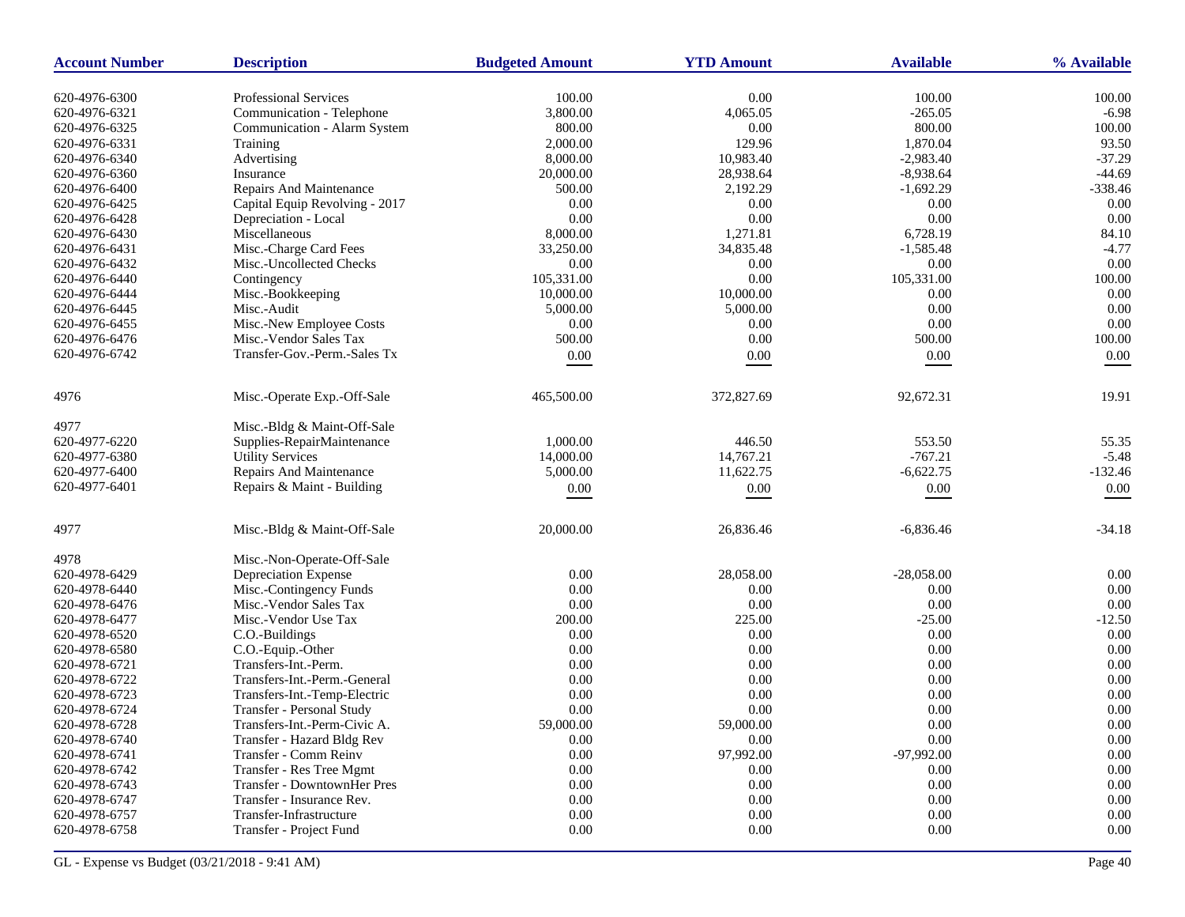| Account Number | Description | Budgeted Amount | YTD Amount | Available | % Available |
|---|---|---|---|---|---|
| 620-4976-6300 | Professional Services | 100.00 | 0.00 | 100.00 | 100.00 |
| 620-4976-6321 | Communication - Telephone | 3,800.00 | 4,065.05 | -265.05 | -6.98 |
| 620-4976-6325 | Communication - Alarm System | 800.00 | 0.00 | 800.00 | 100.00 |
| 620-4976-6331 | Training | 2,000.00 | 129.96 | 1,870.04 | 93.50 |
| 620-4976-6340 | Advertising | 8,000.00 | 10,983.40 | -2,983.40 | -37.29 |
| 620-4976-6360 | Insurance | 20,000.00 | 28,938.64 | -8,938.64 | -44.69 |
| 620-4976-6400 | Repairs And Maintenance | 500.00 | 2,192.29 | -1,692.29 | -338.46 |
| 620-4976-6425 | Capital Equip Revolving - 2017 | 0.00 | 0.00 | 0.00 | 0.00 |
| 620-4976-6428 | Depreciation - Local | 0.00 | 0.00 | 0.00 | 0.00 |
| 620-4976-6430 | Miscellaneous | 8,000.00 | 1,271.81 | 6,728.19 | 84.10 |
| 620-4976-6431 | Misc.-Charge Card Fees | 33,250.00 | 34,835.48 | -1,585.48 | -4.77 |
| 620-4976-6432 | Misc.-Uncollected Checks | 0.00 | 0.00 | 0.00 | 0.00 |
| 620-4976-6440 | Contingency | 105,331.00 | 0.00 | 105,331.00 | 100.00 |
| 620-4976-6444 | Misc.-Bookkeeping | 10,000.00 | 10,000.00 | 0.00 | 0.00 |
| 620-4976-6445 | Misc.-Audit | 5,000.00 | 5,000.00 | 0.00 | 0.00 |
| 620-4976-6455 | Misc.-New Employee Costs | 0.00 | 0.00 | 0.00 | 0.00 |
| 620-4976-6476 | Misc.-Vendor Sales Tax | 500.00 | 0.00 | 500.00 | 100.00 |
| 620-4976-6742 | Transfer-Gov.-Perm.-Sales Tx | 0.00 | 0.00 | 0.00 | 0.00 |
| 4976 | Misc.-Operate Exp.-Off-Sale | 465,500.00 | 372,827.69 | 92,672.31 | 19.91 |
| 4977 | Misc.-Bldg & Maint-Off-Sale | | | | |
| 620-4977-6220 | Supplies-RepairMaintenance | 1,000.00 | 446.50 | 553.50 | 55.35 |
| 620-4977-6380 | Utility Services | 14,000.00 | 14,767.21 | -767.21 | -5.48 |
| 620-4977-6400 | Repairs And Maintenance | 5,000.00 | 11,622.75 | -6,622.75 | -132.46 |
| 620-4977-6401 | Repairs & Maint - Building | 0.00 | 0.00 | 0.00 | 0.00 |
| 4977 | Misc.-Bldg & Maint-Off-Sale | 20,000.00 | 26,836.46 | -6,836.46 | -34.18 |
| 4978 | Misc.-Non-Operate-Off-Sale | | | | |
| 620-4978-6429 | Depreciation Expense | 0.00 | 28,058.00 | -28,058.00 | 0.00 |
| 620-4978-6440 | Misc.-Contingency Funds | 0.00 | 0.00 | 0.00 | 0.00 |
| 620-4978-6476 | Misc.-Vendor Sales Tax | 0.00 | 0.00 | 0.00 | 0.00 |
| 620-4978-6477 | Misc.-Vendor Use Tax | 200.00 | 225.00 | -25.00 | -12.50 |
| 620-4978-6520 | C.O.-Buildings | 0.00 | 0.00 | 0.00 | 0.00 |
| 620-4978-6580 | C.O.-Equip.-Other | 0.00 | 0.00 | 0.00 | 0.00 |
| 620-4978-6721 | Transfers-Int.-Perm. | 0.00 | 0.00 | 0.00 | 0.00 |
| 620-4978-6722 | Transfers-Int.-Perm.-General | 0.00 | 0.00 | 0.00 | 0.00 |
| 620-4978-6723 | Transfers-Int.-Temp-Electric | 0.00 | 0.00 | 0.00 | 0.00 |
| 620-4978-6724 | Transfer - Personal Study | 0.00 | 0.00 | 0.00 | 0.00 |
| 620-4978-6728 | Transfers-Int.-Perm-Civic A. | 59,000.00 | 59,000.00 | 0.00 | 0.00 |
| 620-4978-6740 | Transfer - Hazard Bldg Rev | 0.00 | 0.00 | 0.00 | 0.00 |
| 620-4978-6741 | Transfer - Comm Reinv | 0.00 | 97,992.00 | -97,992.00 | 0.00 |
| 620-4978-6742 | Transfer - Res Tree Mgmt | 0.00 | 0.00 | 0.00 | 0.00 |
| 620-4978-6743 | Transfer - DowntownHer Pres | 0.00 | 0.00 | 0.00 | 0.00 |
| 620-4978-6747 | Transfer - Insurance Rev. | 0.00 | 0.00 | 0.00 | 0.00 |
| 620-4978-6757 | Transfer-Infrastructure | 0.00 | 0.00 | 0.00 | 0.00 |
| 620-4978-6758 | Transfer - Project Fund | 0.00 | 0.00 | 0.00 | 0.00 |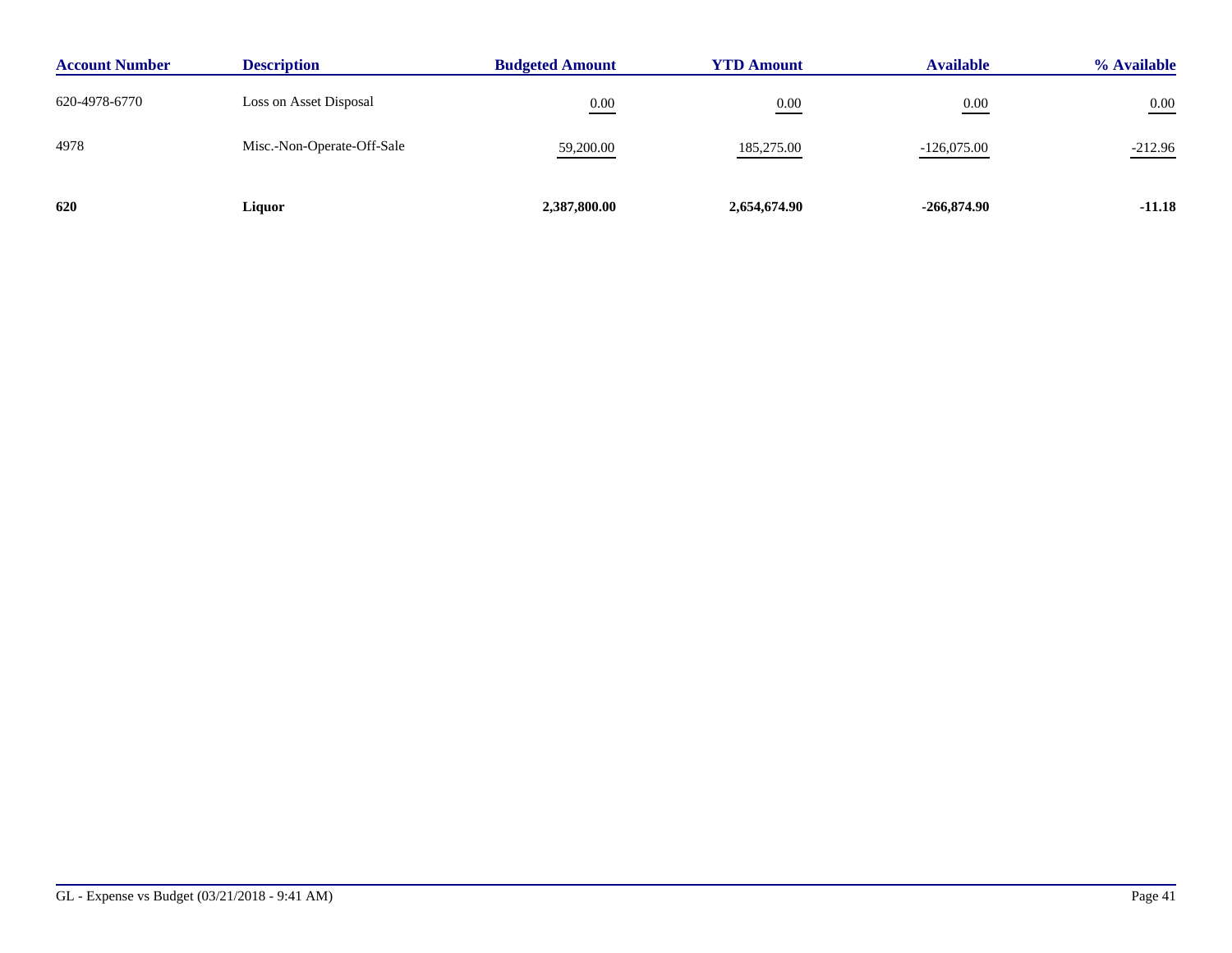| Account Number | Description | Budgeted Amount | YTD Amount | Available | % Available |
|---|---|---|---|---|---|
| 620-4978-6770 | Loss on Asset Disposal | 0.00 | 0.00 | 0.00 | 0.00 |
| 4978 | Misc.-Non-Operate-Off-Sale | 59,200.00 | 185,275.00 | -126,075.00 | -212.96 |
| **620** | **Liquor** | **2,387,800.00** | **2,654,674.90** | **-266,874.90** | **-11.18** |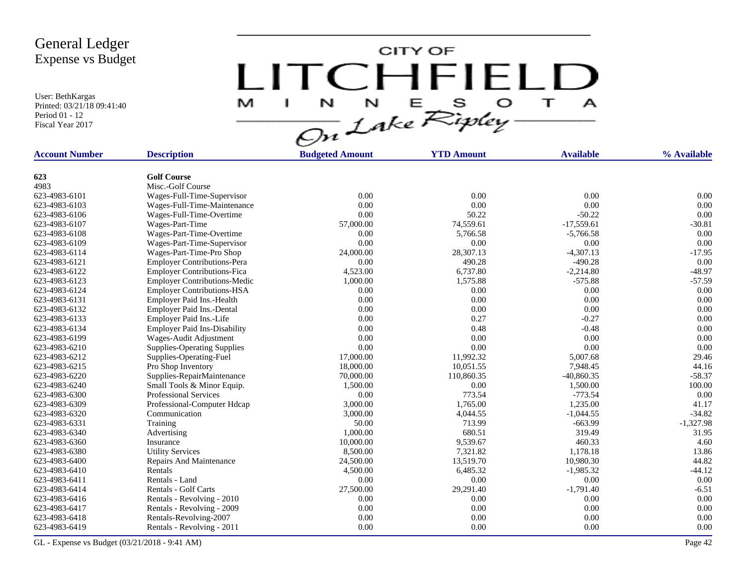# General Ledger
## Expense vs Budget

User: BethKargas
Printed: 03/21/18 09:41:40
Period 01 - 12
Fiscal Year 2017

CITY OF LITCHFIELD MINNESOTA On Lake Ripley

| Account Number | Description | Budgeted Amount | YTD Amount | Available | % Available |
|---|---|---|---|---|---|
| **623** | **Golf Course** | | | | |
| 4983 | Misc.-Golf Course | | | | |
| 623-4983-6101 | Wages-Full-Time-Supervisor | 0.00 | 0.00 | 0.00 | 0.00 |
| 623-4983-6103 | Wages-Full-Time-Maintenance | 0.00 | 0.00 | 0.00 | 0.00 |
| 623-4983-6106 | Wages-Full-Time-Overtime | 0.00 | 50.22 | -50.22 | 0.00 |
| 623-4983-6107 | Wages-Part-Time | 57,000.00 | 74,559.61 | -17,559.61 | -30.81 |
| 623-4983-6108 | Wages-Part-Time-Overtime | 0.00 | 5,766.58 | -5,766.58 | 0.00 |
| 623-4983-6109 | Wages-Part-Time-Supervisor | 0.00 | 0.00 | 0.00 | 0.00 |
| 623-4983-6114 | Wages-Part-Time-Pro Shop | 24,000.00 | 28,307.13 | -4,307.13 | -17.95 |
| 623-4983-6121 | Employer Contributions-Pera | 0.00 | 490.28 | -490.28 | 0.00 |
| 623-4983-6122 | Employer Contributions-Fica | 4,523.00 | 6,737.80 | -2,214.80 | -48.97 |
| 623-4983-6123 | Employer Contributions-Medic | 1,000.00 | 1,575.88 | -575.88 | -57.59 |
| 623-4983-6124 | Employer Contributions-HSA | 0.00 | 0.00 | 0.00 | 0.00 |
| 623-4983-6131 | Employer Paid Ins.-Health | 0.00 | 0.00 | 0.00 | 0.00 |
| 623-4983-6132 | Employer Paid Ins.-Dental | 0.00 | 0.00 | 0.00 | 0.00 |
| 623-4983-6133 | Employer Paid Ins.-Life | 0.00 | 0.27 | -0.27 | 0.00 |
| 623-4983-6134 | Employer Paid Ins-Disability | 0.00 | 0.48 | -0.48 | 0.00 |
| 623-4983-6199 | Wages-Audit Adjustment | 0.00 | 0.00 | 0.00 | 0.00 |
| 623-4983-6210 | Supplies-Operating Supplies | 0.00 | 0.00 | 0.00 | 0.00 |
| 623-4983-6212 | Supplies-Operating-Fuel | 17,000.00 | 11,992.32 | 5,007.68 | 29.46 |
| 623-4983-6215 | Pro Shop Inventory | 18,000.00 | 10,051.55 | 7,948.45 | 44.16 |
| 623-4983-6220 | Supplies-RepairMaintenance | 70,000.00 | 110,860.35 | -40,860.35 | -58.37 |
| 623-4983-6240 | Small Tools & Minor Equip. | 1,500.00 | 0.00 | 1,500.00 | 100.00 |
| 623-4983-6300 | Professional Services | 0.00 | 773.54 | -773.54 | 0.00 |
| 623-4983-6309 | Professional-Computer Hdcap | 3,000.00 | 1,765.00 | 1,235.00 | 41.17 |
| 623-4983-6320 | Communication | 3,000.00 | 4,044.55 | -1,044.55 | -34.82 |
| 623-4983-6331 | Training | 50.00 | 713.99 | -663.99 | -1,327.98 |
| 623-4983-6340 | Advertising | 1,000.00 | 680.51 | 319.49 | 31.95 |
| 623-4983-6360 | Insurance | 10,000.00 | 9,539.67 | 460.33 | 4.60 |
| 623-4983-6380 | Utility Services | 8,500.00 | 7,321.82 | 1,178.18 | 13.86 |
| 623-4983-6400 | Repairs And Maintenance | 24,500.00 | 13,519.70 | 10,980.30 | 44.82 |
| 623-4983-6410 | Rentals | 4,500.00 | 6,485.32 | -1,985.32 | -44.12 |
| 623-4983-6411 | Rentals - Land | 0.00 | 0.00 | 0.00 | 0.00 |
| 623-4983-6414 | Rentals - Golf Carts | 27,500.00 | 29,291.40 | -1,791.40 | -6.51 |
| 623-4983-6416 | Rentals - Revolving - 2010 | 0.00 | 0.00 | 0.00 | 0.00 |
| 623-4983-6417 | Rentals - Revolving - 2009 | 0.00 | 0.00 | 0.00 | 0.00 |
| 623-4983-6418 | Rentals-Revolving-2007 | 0.00 | 0.00 | 0.00 | 0.00 |
| 623-4983-6419 | Rentals - Revolving - 2011 | 0.00 | 0.00 | 0.00 | 0.00 |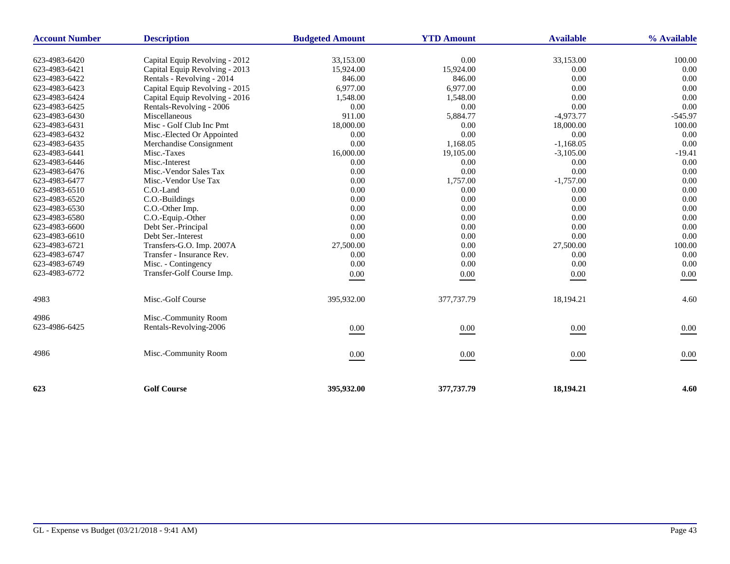| Account Number | Description | Budgeted Amount | YTD Amount | Available | % Available |
|---|---|---|---|---|---|
| 623-4983-6420 | Capital Equip Revolving - 2012 | 33,153.00 | 0.00 | 33,153.00 | 100.00 |
| 623-4983-6421 | Capital Equip Revolving - 2013 | 15,924.00 | 15,924.00 | 0.00 | 0.00 |
| 623-4983-6422 | Rentals - Revolving - 2014 | 846.00 | 846.00 | 0.00 | 0.00 |
| 623-4983-6423 | Capital Equip Revolving - 2015 | 6,977.00 | 6,977.00 | 0.00 | 0.00 |
| 623-4983-6424 | Capital Equip Revolving - 2016 | 1,548.00 | 1,548.00 | 0.00 | 0.00 |
| 623-4983-6425 | Rentals-Revolving - 2006 | 0.00 | 0.00 | 0.00 | 0.00 |
| 623-4983-6430 | Miscellaneous | 911.00 | 5,884.77 | -4,973.77 | -545.97 |
| 623-4983-6431 | Misc - Golf Club Inc Pmt | 18,000.00 | 0.00 | 18,000.00 | 100.00 |
| 623-4983-6432 | Misc.-Elected Or Appointed | 0.00 | 0.00 | 0.00 | 0.00 |
| 623-4983-6435 | Merchandise Consignment | 0.00 | 1,168.05 | -1,168.05 | 0.00 |
| 623-4983-6441 | Misc.-Taxes | 16,000.00 | 19,105.00 | -3,105.00 | -19.41 |
| 623-4983-6446 | Misc.-Interest | 0.00 | 0.00 | 0.00 | 0.00 |
| 623-4983-6476 | Misc.-Vendor Sales Tax | 0.00 | 0.00 | 0.00 | 0.00 |
| 623-4983-6477 | Misc.-Vendor Use Tax | 0.00 | 1,757.00 | -1,757.00 | 0.00 |
| 623-4983-6510 | C.O.-Land | 0.00 | 0.00 | 0.00 | 0.00 |
| 623-4983-6520 | C.O.-Buildings | 0.00 | 0.00 | 0.00 | 0.00 |
| 623-4983-6530 | C.O.-Other Imp. | 0.00 | 0.00 | 0.00 | 0.00 |
| 623-4983-6580 | C.O.-Equip.-Other | 0.00 | 0.00 | 0.00 | 0.00 |
| 623-4983-6600 | Debt Ser.-Principal | 0.00 | 0.00 | 0.00 | 0.00 |
| 623-4983-6610 | Debt Ser.-Interest | 0.00 | 0.00 | 0.00 | 0.00 |
| 623-4983-6721 | Transfers-G.O. Imp. 2007A | 27,500.00 | 0.00 | 27,500.00 | 100.00 |
| 623-4983-6747 | Transfer - Insurance Rev. | 0.00 | 0.00 | 0.00 | 0.00 |
| 623-4983-6749 | Misc. - Contingency | 0.00 | 0.00 | 0.00 | 0.00 |
| 623-4983-6772 | Transfer-Golf Course Imp. | 0.00 | 0.00 | 0.00 | 0.00 |
| 4983 | Misc.-Golf Course | 395,932.00 | 377,737.79 | 18,194.21 | 4.60 |
| 4986 | Misc.-Community Room | | | | |
| 623-4986-6425 | Rentals-Revolving-2006 | 0.00 | 0.00 | 0.00 | 0.00 |
| 4986 | Misc.-Community Room | 0.00 | 0.00 | 0.00 | 0.00 |
| **623** | **Golf Course** | **395,932.00** | **377,737.79** | **18,194.21** | **4.60** |

GL - Expense vs Budget (03/21/2018 - 9:41 AM)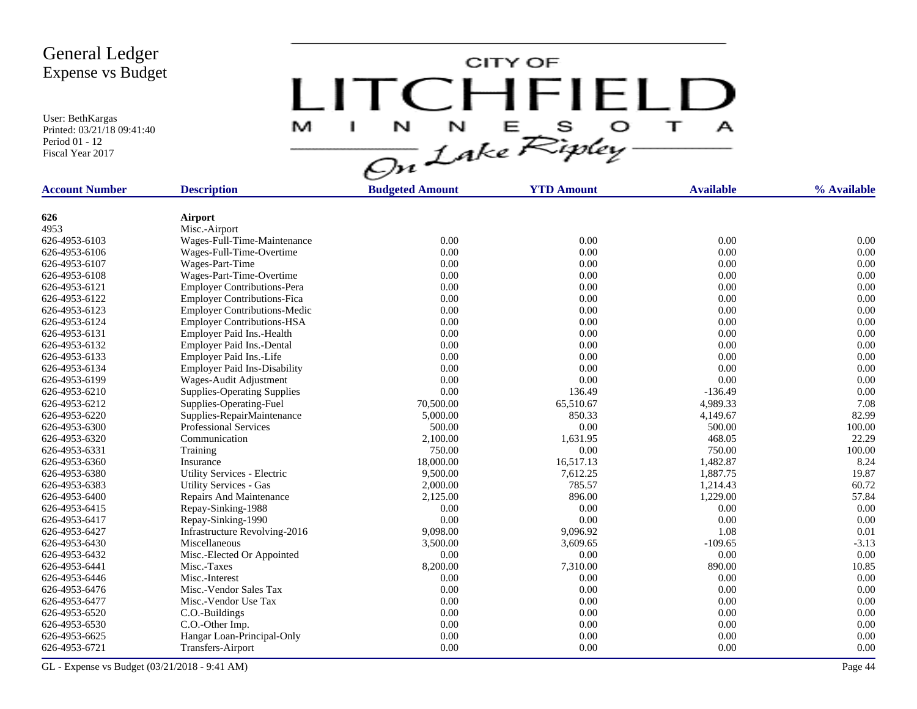# General Ledger
## Expense vs Budget

User: BethKargas
Printed: 03/21/18 09:41:40
Period 01 - 12
Fiscal Year 2017

CITY OF LITCHFIELD MINNESOTA On Lake Ripley

| Account Number | Description | Budgeted Amount | YTD Amount | Available | % Available |
|---|---|---|---|---|---|
| **626** | **Airport** | | | | |
| 4953 | Misc.-Airport | | | | |
| 626-4953-6103 | Wages-Full-Time-Maintenance | 0.00 | 0.00 | 0.00 | 0.00 |
| 626-4953-6106 | Wages-Full-Time-Overtime | 0.00 | 0.00 | 0.00 | 0.00 |
| 626-4953-6107 | Wages-Part-Time | 0.00 | 0.00 | 0.00 | 0.00 |
| 626-4953-6108 | Wages-Part-Time-Overtime | 0.00 | 0.00 | 0.00 | 0.00 |
| 626-4953-6121 | Employer Contributions-Pera | 0.00 | 0.00 | 0.00 | 0.00 |
| 626-4953-6122 | Employer Contributions-Fica | 0.00 | 0.00 | 0.00 | 0.00 |
| 626-4953-6123 | Employer Contributions-Medic | 0.00 | 0.00 | 0.00 | 0.00 |
| 626-4953-6124 | Employer Contributions-HSA | 0.00 | 0.00 | 0.00 | 0.00 |
| 626-4953-6131 | Employer Paid Ins.-Health | 0.00 | 0.00 | 0.00 | 0.00 |
| 626-4953-6132 | Employer Paid Ins.-Dental | 0.00 | 0.00 | 0.00 | 0.00 |
| 626-4953-6133 | Employer Paid Ins.-Life | 0.00 | 0.00 | 0.00 | 0.00 |
| 626-4953-6134 | Employer Paid Ins-Disability | 0.00 | 0.00 | 0.00 | 0.00 |
| 626-4953-6199 | Wages-Audit Adjustment | 0.00 | 0.00 | 0.00 | 0.00 |
| 626-4953-6210 | Supplies-Operating Supplies | 0.00 | 136.49 | -136.49 | 0.00 |
| 626-4953-6212 | Supplies-Operating-Fuel | 70,500.00 | 65,510.67 | 4,989.33 | 7.08 |
| 626-4953-6220 | Supplies-RepairMaintenance | 5,000.00 | 850.33 | 4,149.67 | 82.99 |
| 626-4953-6300 | Professional Services | 500.00 | 0.00 | 500.00 | 100.00 |
| 626-4953-6320 | Communication | 2,100.00 | 1,631.95 | 468.05 | 22.29 |
| 626-4953-6331 | Training | 750.00 | 0.00 | 750.00 | 100.00 |
| 626-4953-6360 | Insurance | 18,000.00 | 16,517.13 | 1,482.87 | 8.24 |
| 626-4953-6380 | Utility Services - Electric | 9,500.00 | 7,612.25 | 1,887.75 | 19.87 |
| 626-4953-6383 | Utility Services - Gas | 2,000.00 | 785.57 | 1,214.43 | 60.72 |
| 626-4953-6400 | Repairs And Maintenance | 2,125.00 | 896.00 | 1,229.00 | 57.84 |
| 626-4953-6415 | Repay-Sinking-1988 | 0.00 | 0.00 | 0.00 | 0.00 |
| 626-4953-6417 | Repay-Sinking-1990 | 0.00 | 0.00 | 0.00 | 0.00 |
| 626-4953-6427 | Infrastructure Revolving-2016 | 9,098.00 | 9,096.92 | 1.08 | 0.01 |
| 626-4953-6430 | Miscellaneous | 3,500.00 | 3,609.65 | -109.65 | -3.13 |
| 626-4953-6432 | Misc.-Elected Or Appointed | 0.00 | 0.00 | 0.00 | 0.00 |
| 626-4953-6441 | Misc.-Taxes | 8,200.00 | 7,310.00 | 890.00 | 10.85 |
| 626-4953-6446 | Misc.-Interest | 0.00 | 0.00 | 0.00 | 0.00 |
| 626-4953-6476 | Misc.-Vendor Sales Tax | 0.00 | 0.00 | 0.00 | 0.00 |
| 626-4953-6477 | Misc.-Vendor Use Tax | 0.00 | 0.00 | 0.00 | 0.00 |
| 626-4953-6520 | C.O.-Buildings | 0.00 | 0.00 | 0.00 | 0.00 |
| 626-4953-6530 | C.O.-Other Imp. | 0.00 | 0.00 | 0.00 | 0.00 |
| 626-4953-6625 | Hangar Loan-Principal-Only | 0.00 | 0.00 | 0.00 | 0.00 |
| 626-4953-6721 | Transfers-Airport | 0.00 | 0.00 | 0.00 | 0.00 |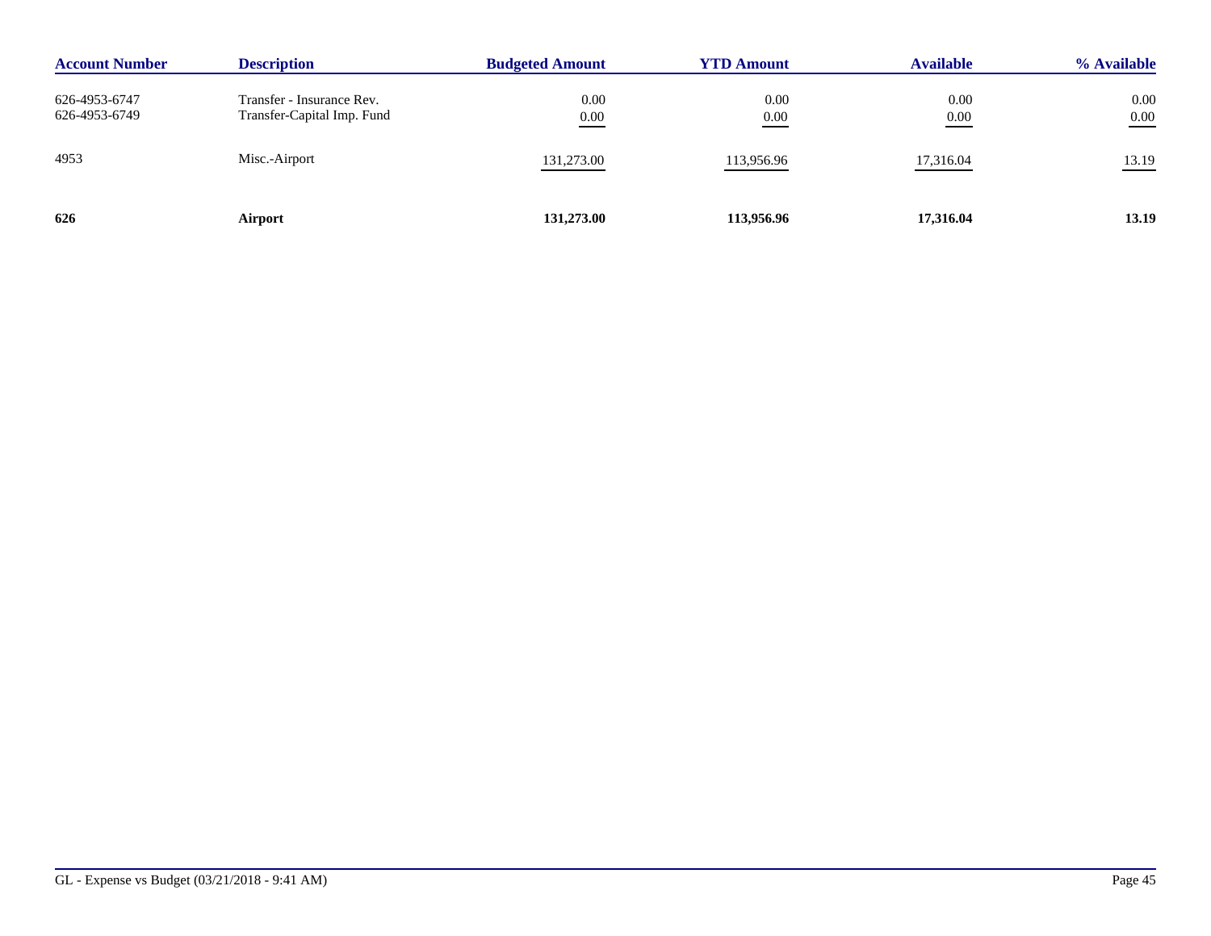| Account Number | Description | Budgeted Amount | YTD Amount | Available | % Available |
|---|---|---|---|---|---|
| 626-4953-6747 | Transfer - Insurance Rev. | 0.00 | 0.00 | 0.00 | 0.00 |
| 626-4953-6749 | Transfer-Capital Imp. Fund | 0.00 | 0.00 | 0.00 | 0.00 |
| 4953 | Misc.-Airport | 131,273.00 | 113,956.96 | 17,316.04 | 13.19 |
| **626** | **Airport** | **131,273.00** | **113,956.96** | **17,316.04** | **13.19** |

GL - Expense vs Budget (03/21/2018 - 9:41 AM)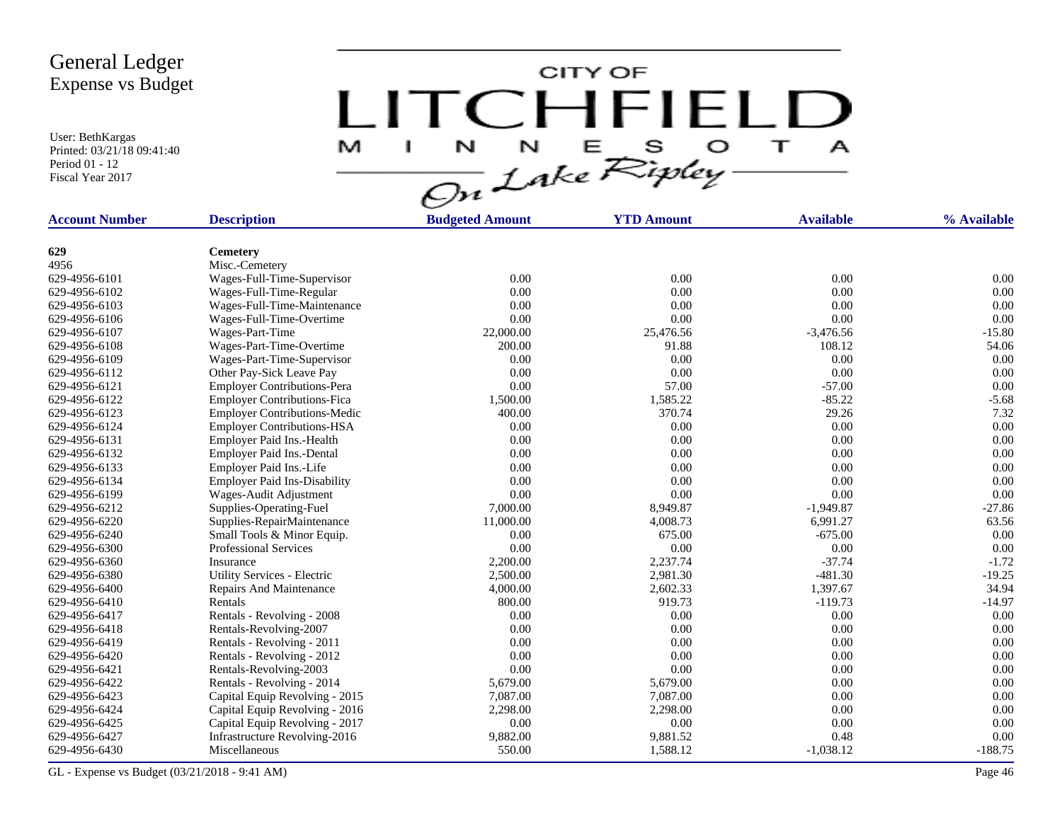# General Ledger
## Expense vs Budget

User: BethKargas
Printed: 03/21/18 09:41:40
Period 01 - 12
Fiscal Year 2017

CITY OF LITCHFIELD MINNESOTA On Lake Ripley

| Account Number | Description | Budgeted Amount | YTD Amount | Available | % Available |
|---|---|---|---|---|---|
| **629** | **Cemetery** | | | | |
| 4956 | Misc.-Cemetery | | | | |
| 629-4956-6101 | Wages-Full-Time-Supervisor | 0.00 | 0.00 | 0.00 | 0.00 |
| 629-4956-6102 | Wages-Full-Time-Regular | 0.00 | 0.00 | 0.00 | 0.00 |
| 629-4956-6103 | Wages-Full-Time-Maintenance | 0.00 | 0.00 | 0.00 | 0.00 |
| 629-4956-6106 | Wages-Full-Time-Overtime | 0.00 | 0.00 | 0.00 | 0.00 |
| 629-4956-6107 | Wages-Part-Time | 22,000.00 | 25,476.56 | -3,476.56 | -15.80 |
| 629-4956-6108 | Wages-Part-Time-Overtime | 200.00 | 91.88 | 108.12 | 54.06 |
| 629-4956-6109 | Wages-Part-Time-Supervisor | 0.00 | 0.00 | 0.00 | 0.00 |
| 629-4956-6112 | Other Pay-Sick Leave Pay | 0.00 | 0.00 | 0.00 | 0.00 |
| 629-4956-6121 | Employer Contributions-Pera | 0.00 | 57.00 | -57.00 | 0.00 |
| 629-4956-6122 | Employer Contributions-Fica | 1,500.00 | 1,585.22 | -85.22 | -5.68 |
| 629-4956-6123 | Employer Contributions-Medic | 400.00 | 370.74 | 29.26 | 7.32 |
| 629-4956-6124 | Employer Contributions-HSA | 0.00 | 0.00 | 0.00 | 0.00 |
| 629-4956-6131 | Employer Paid Ins.-Health | 0.00 | 0.00 | 0.00 | 0.00 |
| 629-4956-6132 | Employer Paid Ins.-Dental | 0.00 | 0.00 | 0.00 | 0.00 |
| 629-4956-6133 | Employer Paid Ins.-Life | 0.00 | 0.00 | 0.00 | 0.00 |
| 629-4956-6134 | Employer Paid Ins-Disability | 0.00 | 0.00 | 0.00 | 0.00 |
| 629-4956-6199 | Wages-Audit Adjustment | 0.00 | 0.00 | 0.00 | 0.00 |
| 629-4956-6212 | Supplies-Operating-Fuel | 7,000.00 | 8,949.87 | -1,949.87 | -27.86 |
| 629-4956-6220 | Supplies-RepairMaintenance | 11,000.00 | 4,008.73 | 6,991.27 | 63.56 |
| 629-4956-6240 | Small Tools & Minor Equip. | 0.00 | 675.00 | -675.00 | 0.00 |
| 629-4956-6300 | Professional Services | 0.00 | 0.00 | 0.00 | 0.00 |
| 629-4956-6360 | Insurance | 2,200.00 | 2,237.74 | -37.74 | -1.72 |
| 629-4956-6380 | Utility Services - Electric | 2,500.00 | 2,981.30 | -481.30 | -19.25 |
| 629-4956-6400 | Repairs And Maintenance | 4,000.00 | 2,602.33 | 1,397.67 | 34.94 |
| 629-4956-6410 | Rentals | 800.00 | 919.73 | -119.73 | -14.97 |
| 629-4956-6417 | Rentals - Revolving - 2008 | 0.00 | 0.00 | 0.00 | 0.00 |
| 629-4956-6418 | Rentals-Revolving-2007 | 0.00 | 0.00 | 0.00 | 0.00 |
| 629-4956-6419 | Rentals - Revolving - 2011 | 0.00 | 0.00 | 0.00 | 0.00 |
| 629-4956-6420 | Rentals - Revolving - 2012 | 0.00 | 0.00 | 0.00 | 0.00 |
| 629-4956-6421 | Rentals-Revolving-2003 | 0.00 | 0.00 | 0.00 | 0.00 |
| 629-4956-6422 | Rentals - Revolving - 2014 | 5,679.00 | 5,679.00 | 0.00 | 0.00 |
| 629-4956-6423 | Capital Equip Revolving - 2015 | 7,087.00 | 7,087.00 | 0.00 | 0.00 |
| 629-4956-6424 | Capital Equip Revolving - 2016 | 2,298.00 | 2,298.00 | 0.00 | 0.00 |
| 629-4956-6425 | Capital Equip Revolving - 2017 | 0.00 | 0.00 | 0.00 | 0.00 |
| 629-4956-6427 | Infrastructure Revolving-2016 | 9,882.00 | 9,881.52 | 0.48 | 0.00 |
| 629-4956-6430 | Miscellaneous | 550.00 | 1,588.12 | -1,038.12 | -188.75 |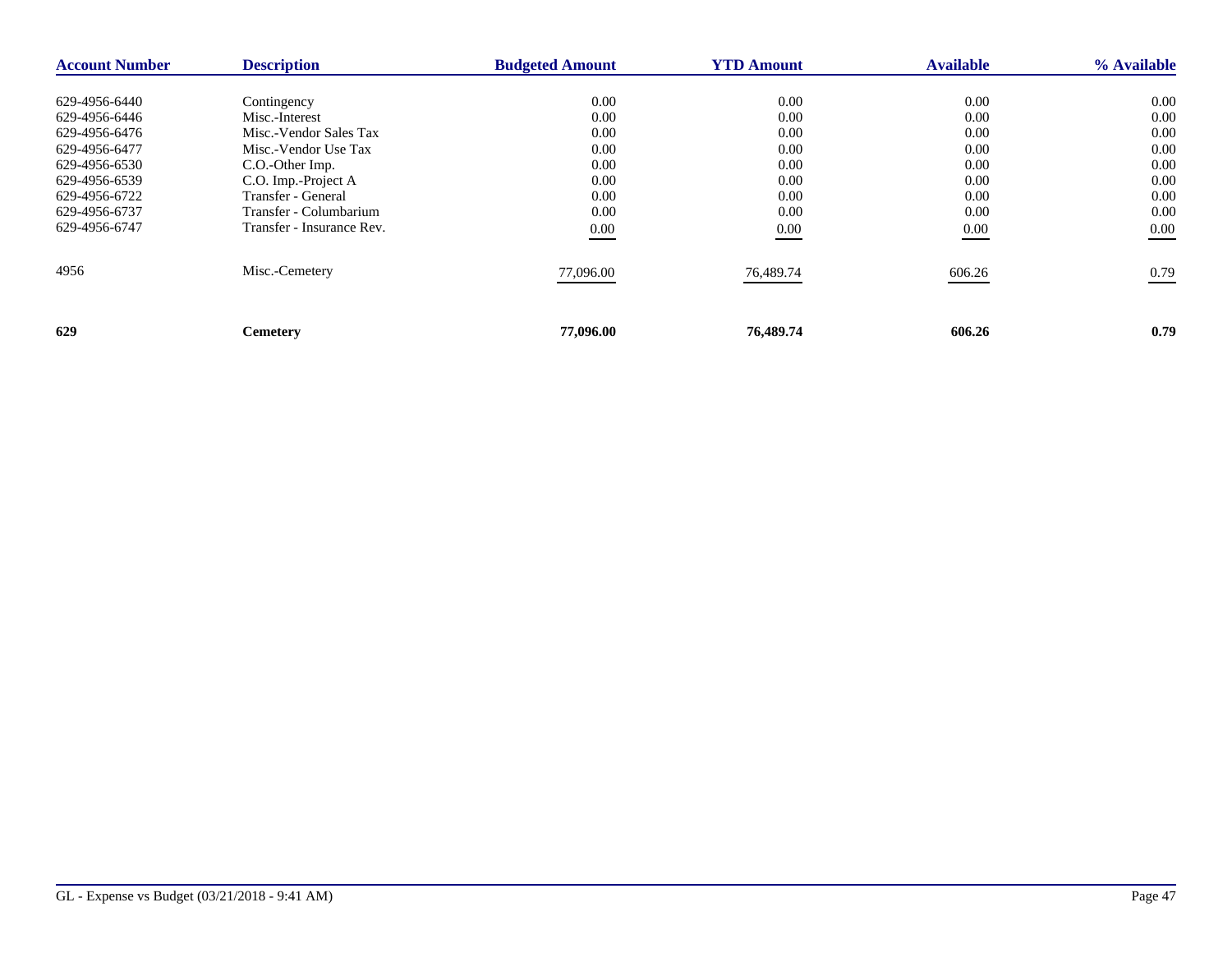| Account Number | Description | Budgeted Amount | YTD Amount | Available | % Available |
|---|---|---|---|---|---|
| 629-4956-6440 | Contingency | 0.00 | 0.00 | 0.00 | 0.00 |
| 629-4956-6446 | Misc.-Interest | 0.00 | 0.00 | 0.00 | 0.00 |
| 629-4956-6476 | Misc.-Vendor Sales Tax | 0.00 | 0.00 | 0.00 | 0.00 |
| 629-4956-6477 | Misc.-Vendor Use Tax | 0.00 | 0.00 | 0.00 | 0.00 |
| 629-4956-6530 | C.O.-Other Imp. | 0.00 | 0.00 | 0.00 | 0.00 |
| 629-4956-6539 | C.O. Imp.-Project A | 0.00 | 0.00 | 0.00 | 0.00 |
| 629-4956-6722 | Transfer - General | 0.00 | 0.00 | 0.00 | 0.00 |
| 629-4956-6737 | Transfer - Columbarium | 0.00 | 0.00 | 0.00 | 0.00 |
| 629-4956-6747 | Transfer - Insurance Rev. | 0.00 | 0.00 | 0.00 | 0.00 |
| 4956 | Misc.-Cemetery | 77,096.00 | 76,489.74 | 606.26 | 0.79 |
| **629** | **Cemetery** | **77,096.00** | **76,489.74** | **606.26** | **0.79** |

GL - Expense vs Budget (03/21/2018 - 9:41 AM)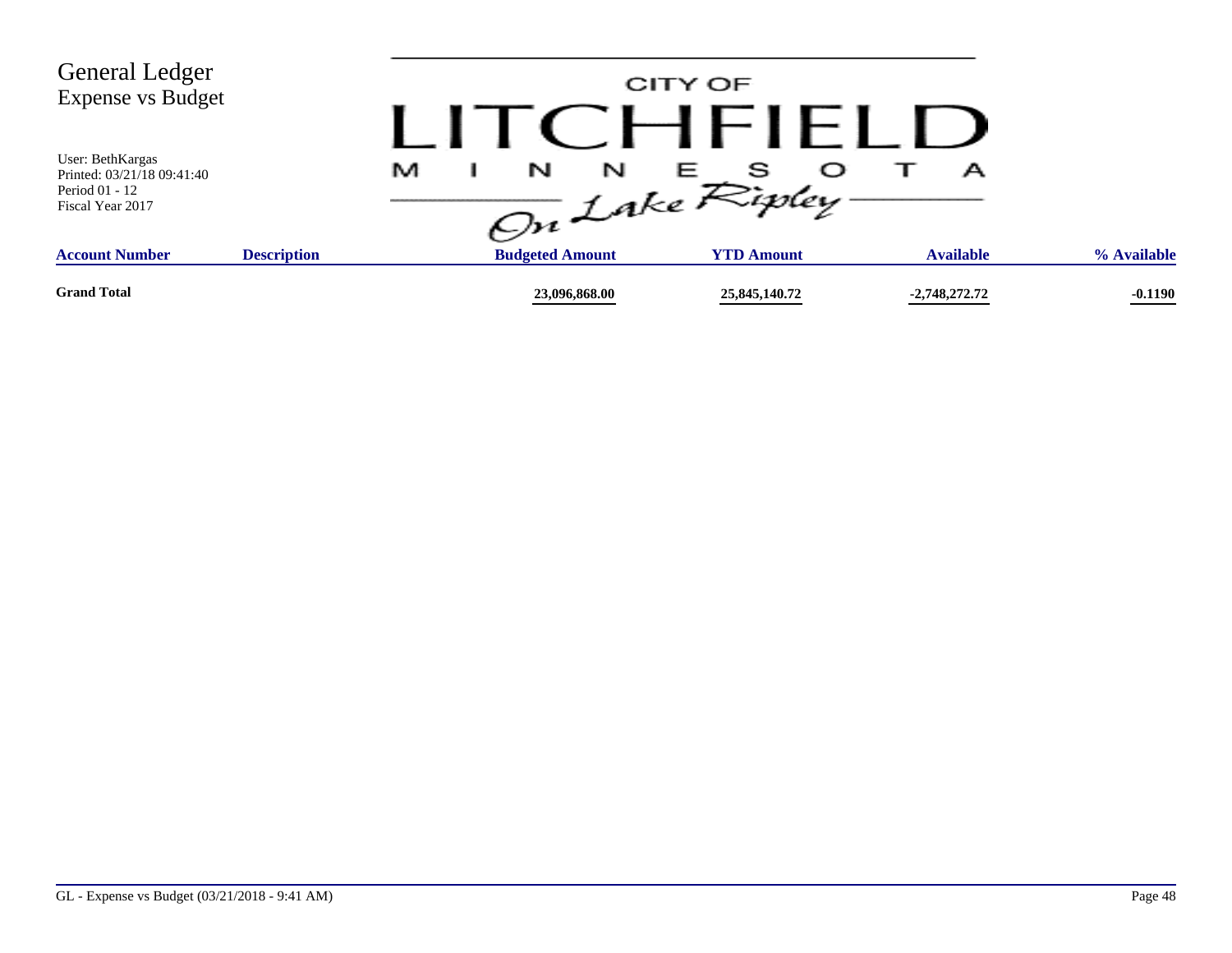# General Ledger
## Expense vs Budget

User: BethKargas
Printed: 03/21/18 09:41:40
Period 01 - 12
Fiscal Year 2017

CITY OF
LITCHFIELD
MINNESOTA
On Lake Ripley

| Account Number | Description | Budgeted Amount | YTD Amount | Available | % Available |
|---|---|---|---|---|---|
| **Grand Total** | | **23,096,868.00** | **25,845,140.72** | **-2,748,272.72** | **-0.1190** |